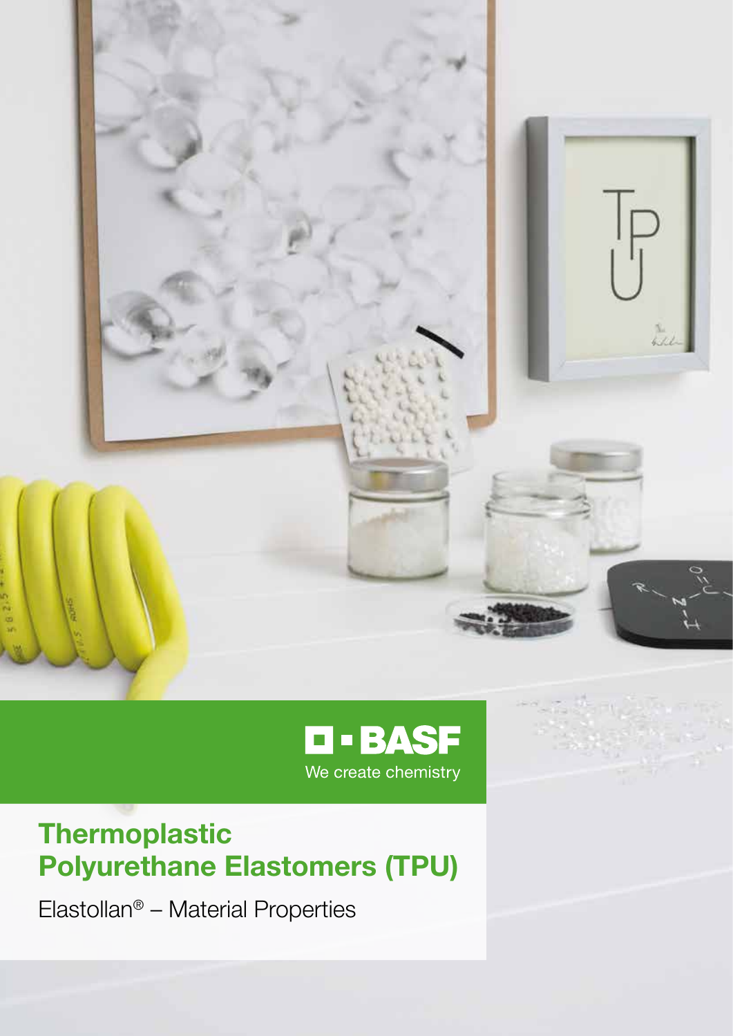BASF

We create chemistry

# Thermoplastic Polyurethane Elastomers (TPU)

Elastollan® – Material Properties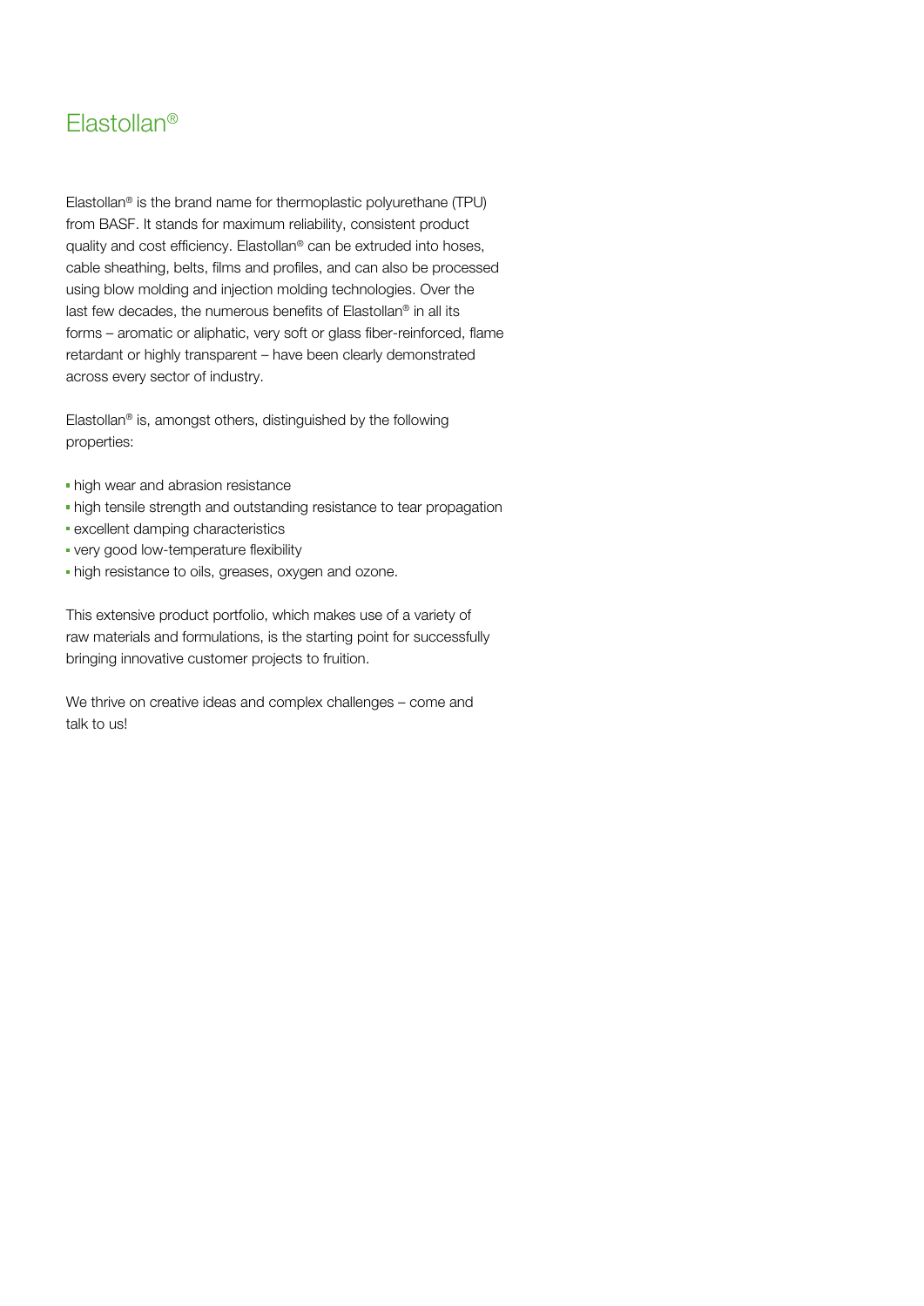# Elastollan®

Elastollan® is the brand name for thermoplastic polyurethane (TPU) from BASF. It stands for maximum reliability, consistent product quality and cost efficiency. Elastollan® can be extruded into hoses, cable sheathing, belts, films and profiles, and can also be processed using blow molding and injection molding technologies. Over the last few decades, the numerous benefits of Elastollan® in all its forms – aromatic or aliphatic, very soft or glass fiber-reinforced, flame retardant or highly transparent – have been clearly demonstrated across every sector of industry.

Elastollan® is, amongst others, distinguished by the following properties:

- high wear and abrasion resistance
- high tensile strength and outstanding resistance to tear propagation
- excellent damping characteristics
- very good low-temperature flexibility
- high resistance to oils, greases, oxygen and ozone.

This extensive product portfolio, which makes use of a variety of raw materials and formulations, is the starting point for successfully bringing innovative customer projects to fruition.

We thrive on creative ideas and complex challenges – come and talk to us!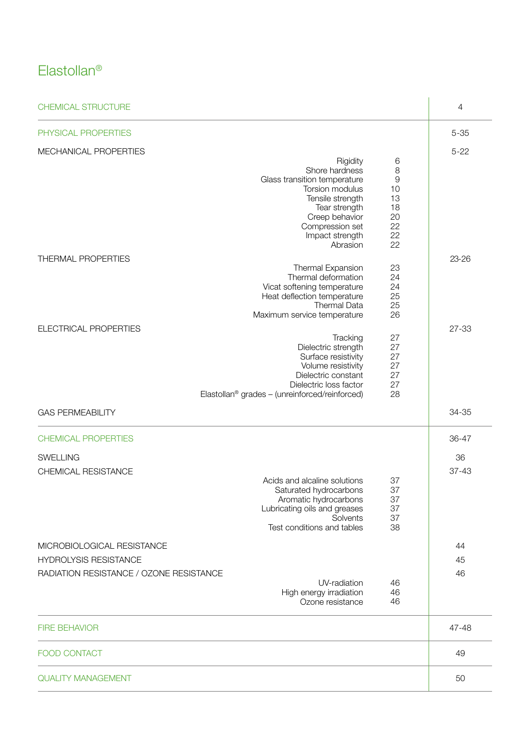# Elastollan®

| | | |
|---|---|---|
| CHEMICAL STRUCTURE | | 4 |
| PHYSICAL PROPERTIES | | 5-35 |
| MECHANICAL PROPERTIES | | 5-22 |
| Rigidity | 6 | |
| Shore hardness | 8 | |
| Glass transition temperature | 9 | |
| Torsion modulus | 10 | |
| Tensile strength | 13 | |
| Tear strength | 18 | |
| Creep behavior | 20 | |
| Compression set | 22 | |
| Impact strength | 22 | |
| Abrasion | 22 | |
| THERMAL PROPERTIES | | 23-26 |
| Thermal Expansion | 23 | |
| Thermal deformation | 24 | |
| Vicat softening temperature | 24 | |
| Heat deflection temperature | 25 | |
| Thermal Data | 25 | |
| Maximum service temperature | 26 | |
| ELECTRICAL PROPERTIES | | 27-33 |
| Tracking | 27 | |
| Dielectric strength | 27 | |
| Surface resistivity | 27 | |
| Volume resistivity | 27 | |
| Dielectric constant | 27 | |
| Dielectric loss factor | 27 | |
| Elastollan® grades – (unreinforced/reinforced) | 28 | |
| GAS PERMEABILITY | | 34-35 |
| CHEMICAL PROPERTIES | | 36-47 |
| SWELLING | | 36 |
| CHEMICAL RESISTANCE | | 37-43 |
| Acids and alcaline solutions | 37 | |
| Saturated hydrocarbons | 37 | |
| Aromatic hydrocarbons | 37 | |
| Lubricating oils and greases | 37 | |
| Solvents | 37 | |
| Test conditions and tables | 38 | |
| MICROBIOLOGICAL RESISTANCE | | 44 |
| HYDROLYSIS RESISTANCE | | 45 |
| RADIATION RESISTANCE / OZONE RESISTANCE | | 46 |
| UV-radiation | 46 | |
| High energy irradiation | 46 | |
| Ozone resistance | 46 | |
| FIRE BEHAVIOR | | 47-48 |
| FOOD CONTACT | | 49 |
| QUALITY MANAGEMENT | | 50 |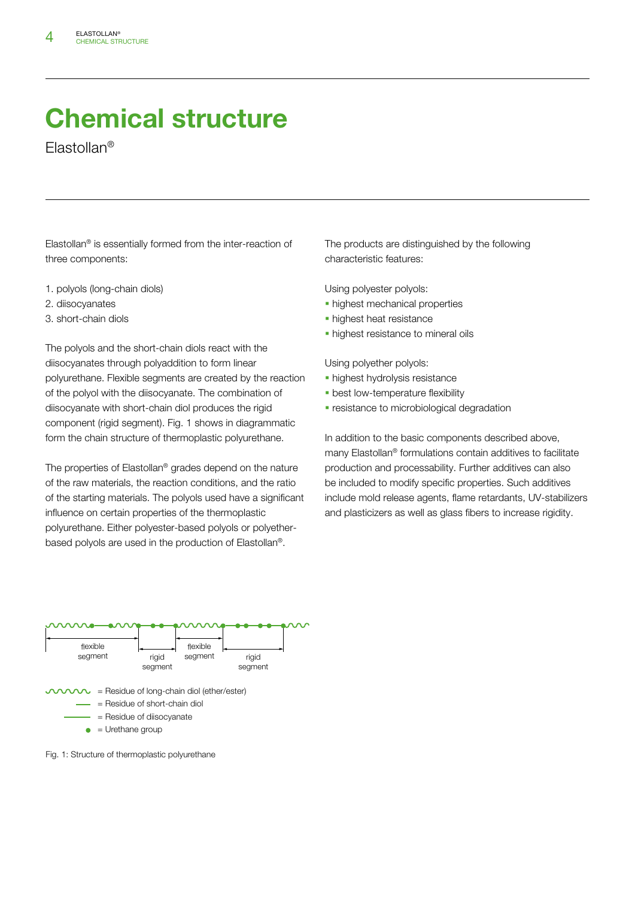# Chemical structure

Elastollan®

Elastollan® is essentially formed from the inter-reaction of three components:

1. polyols (long-chain diols)
2. diisocyanates
3. short-chain diols

The polyols and the short-chain diols react with the diisocyanates through polyaddition to form linear polyurethane. Flexible segments are created by the reaction of the polyol with the diisocyanate. The combination of diisocyanate with short-chain diol produces the rigid component (rigid segment). Fig. 1 shows in diagrammatic form the chain structure of thermoplastic polyurethane.

The properties of Elastollan® grades depend on the nature of the raw materials, the reaction conditions, and the ratio of the starting materials. The polyols used have a significant influence on certain properties of the thermoplastic polyurethane. Either polyester-based polyols or polyether-based polyols are used in the production of Elastollan®.

The products are distinguished by the following characteristic features:

Using polyester polyols:
- highest mechanical properties
- highest heat resistance
- highest resistance to mineral oils

Using polyether polyols:
- highest hydrolysis resistance
- best low-temperature flexibility
- resistance to microbiological degradation

In addition to the basic components described above, many Elastollan® formulations contain additives to facilitate production and processability. Further additives can also be included to modify specific properties. Such additives include mold release agents, flame retardants, UV-stabilizers and plasticizers as well as glass fibers to increase rigidity.

flexible segment | rigid segment | flexible segment | rigid segment

- (wavy line) = Residue of long-chain diol (ether/ester)
- (short line) = Residue of short-chain diol
- (long line) = Residue of diisocyanate
- (dot) = Urethane group

Fig. 1: Structure of thermoplastic polyurethane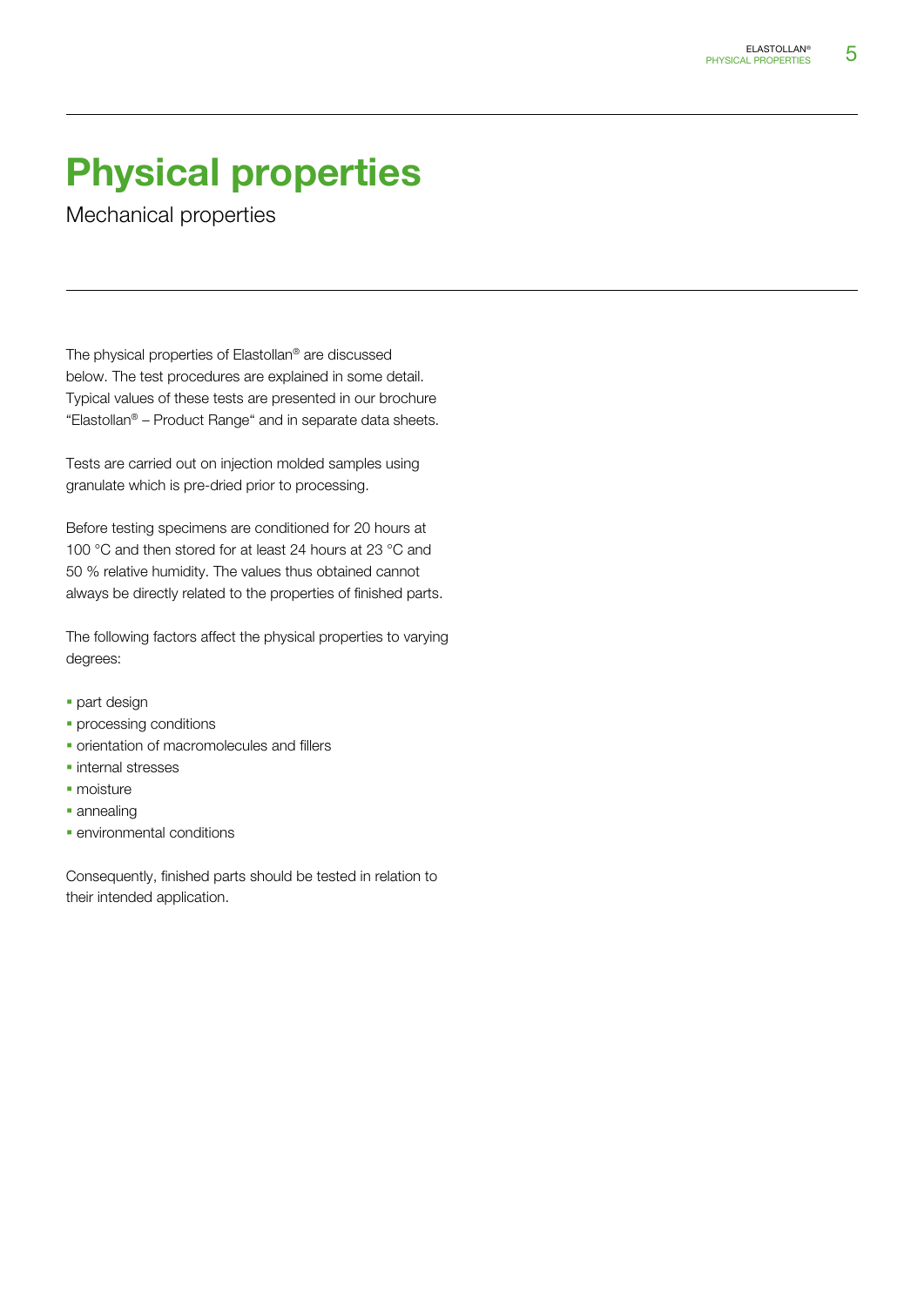# Physical properties

## Mechanical properties

The physical properties of Elastollan® are discussed below. The test procedures are explained in some detail. Typical values of these tests are presented in our brochure "Elastollan® – Product Range" and in separate data sheets.

Tests are carried out on injection molded samples using granulate which is pre-dried prior to processing.

Before testing specimens are conditioned for 20 hours at 100 °C and then stored for at least 24 hours at 23 °C and 50 % relative humidity. The values thus obtained cannot always be directly related to the properties of finished parts.

The following factors affect the physical properties to varying degrees:

- part design
- processing conditions
- orientation of macromolecules and fillers
- internal stresses
- moisture
- annealing
- environmental conditions

Consequently, finished parts should be tested in relation to their intended application.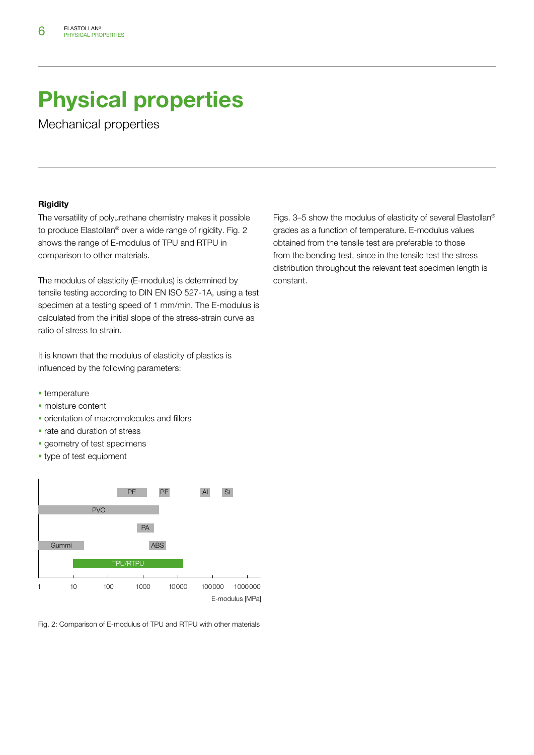# Physical properties

Mechanical properties

### Rigidity

The versatility of polyurethane chemistry makes it possible to produce Elastollan® over a wide range of rigidity. Fig. 2 shows the range of E-modulus of TPU and RTPU in comparison to other materials.

The modulus of elasticity (E-modulus) is determined by tensile testing according to DIN EN ISO 527-1A, using a test specimen at a testing speed of 1 mm/min. The E-modulus is calculated from the initial slope of the stress-strain curve as ratio of stress to strain.

It is known that the modulus of elasticity of plastics is influenced by the following parameters:

- temperature
- moisture content
- orientation of macromolecules and fillers
- rate and duration of stress
- geometry of test specimens
- type of test equipment

PE PE Al St
PVC
PA
Gummi ABS
TPU/RTPU

1 10 100 1000 10000 100000 1000000
E-modulus [MPa]

Fig. 2: Comparison of E-modulus of TPU and RTPU with other materials

Figs. 3–5 show the modulus of elasticity of several Elastollan® grades as a function of temperature. E-modulus values obtained from the tensile test are preferable to those from the bending test, since in the tensile test the stress distribution throughout the relevant test specimen length is constant.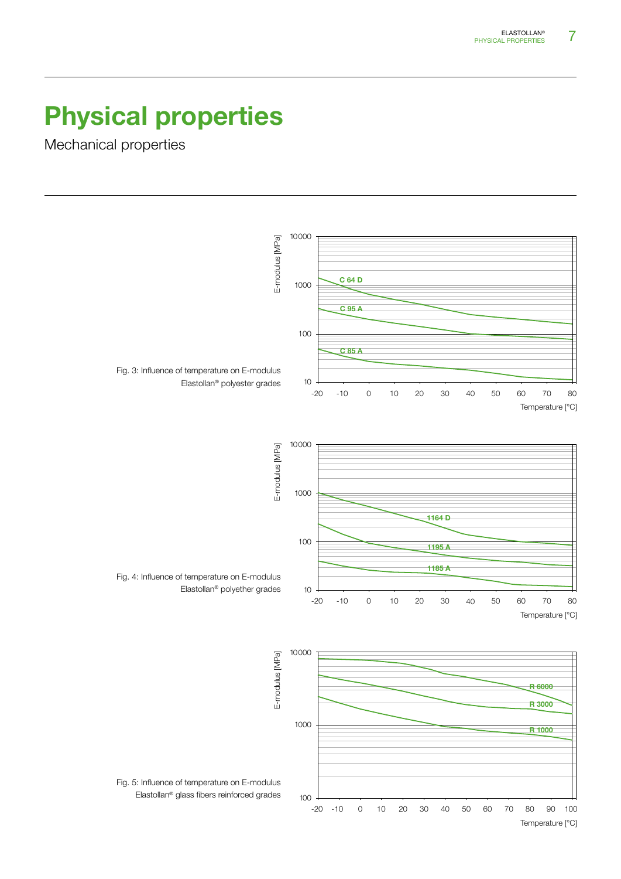# Physical properties

Mechanical properties

Fig. 3: Influence of temperature on E-modulus Elastollan® polyester grades

Fig. 4: Influence of temperature on E-modulus Elastollan® polyether grades

Fig. 5: Influence of temperature on E-modulus Elastollan® glass fibers reinforced grades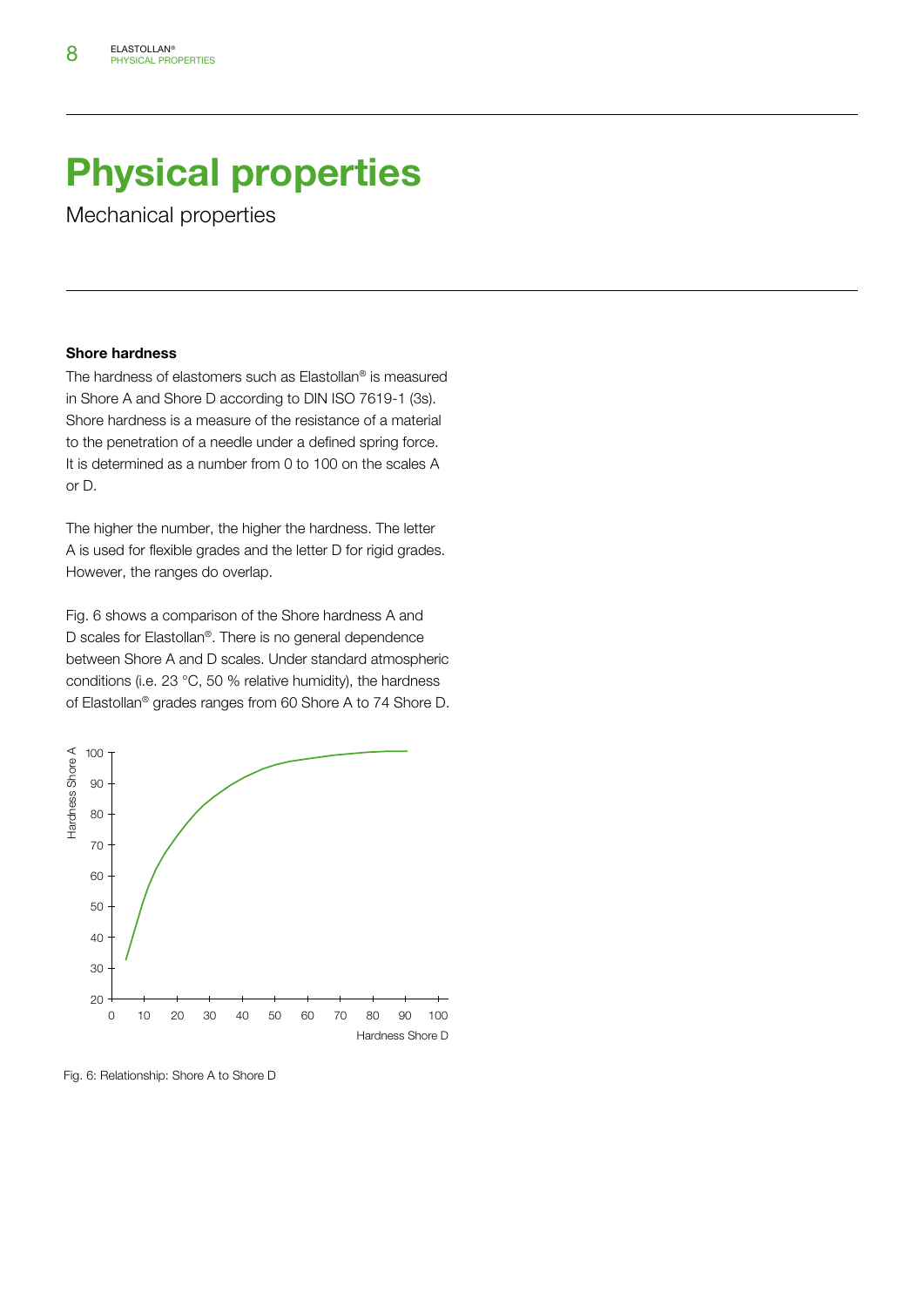# Physical properties

Mechanical properties

**Shore hardness**

The hardness of elastomers such as Elastollan® is measured in Shore A and Shore D according to DIN ISO 7619-1 (3s). Shore hardness is a measure of the resistance of a material to the penetration of a needle under a defined spring force. It is determined as a number from 0 to 100 on the scales A or D.

The higher the number, the higher the hardness. The letter A is used for flexible grades and the letter D for rigid grades. However, the ranges do overlap.

Fig. 6 shows a comparison of the Shore hardness A and D scales for Elastollan®. There is no general dependence between Shore A and D scales. Under standard atmospheric conditions (i.e. 23 °C, 50 % relative humidity), the hardness of Elastollan® grades ranges from 60 Shore A to 74 Shore D.

Fig. 6: Relationship: Shore A to Shore D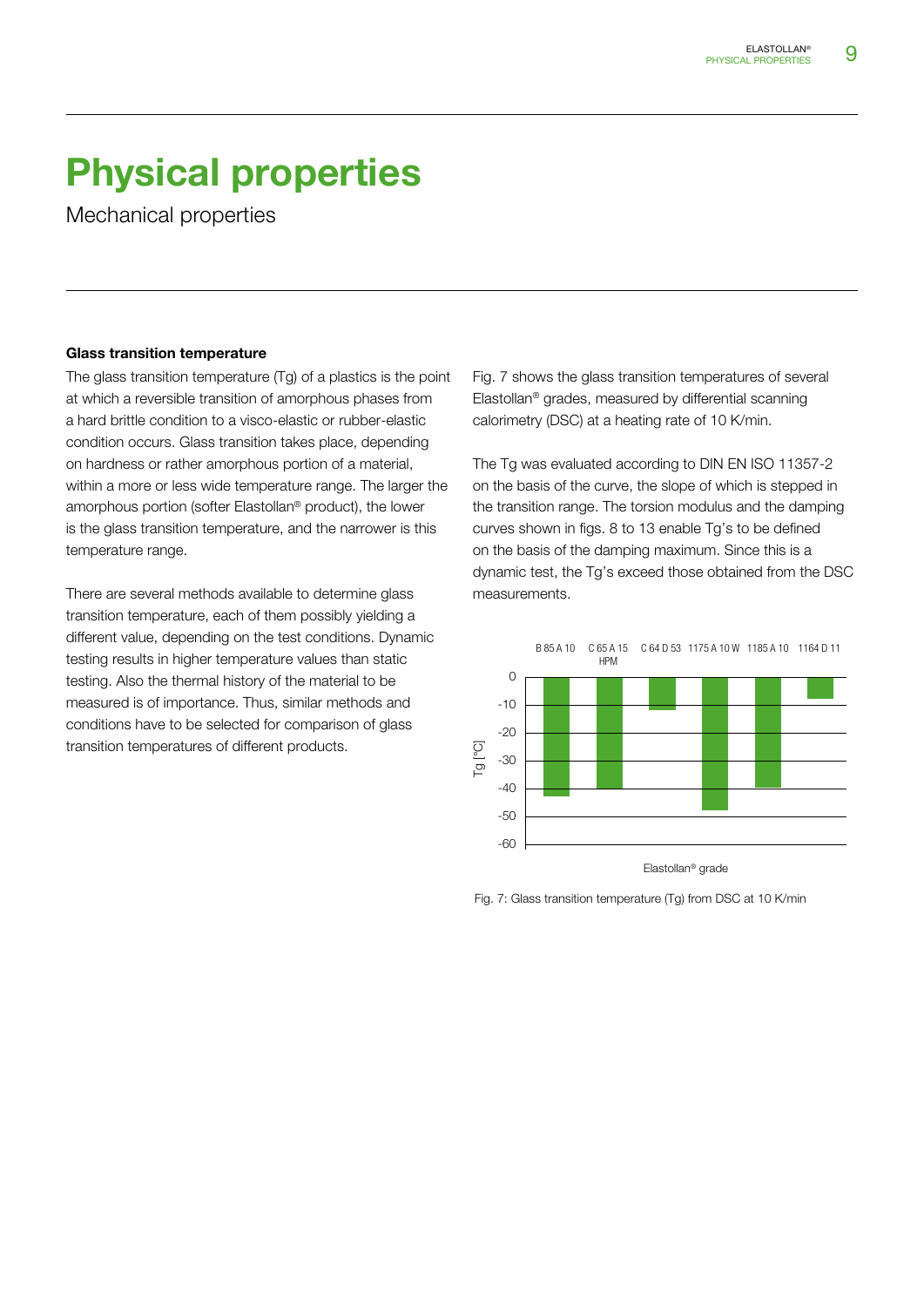# Physical properties

Mechanical properties

### Glass transition temperature

The glass transition temperature (Tg) of a plastics is the point at which a reversible transition of amorphous phases from a hard brittle condition to a visco-elastic or rubber-elastic condition occurs. Glass transition takes place, depending on hardness or rather amorphous portion of a material, within a more or less wide temperature range. The larger the amorphous portion (softer Elastollan® product), the lower is the glass transition temperature, and the narrower is this temperature range.

There are several methods available to determine glass transition temperature, each of them possibly yielding a different value, depending on the test conditions. Dynamic testing results in higher temperature values than static testing. Also the thermal history of the material to be measured is of importance. Thus, similar methods and conditions have to be selected for comparison of glass transition temperatures of different products.

Fig. 7 shows the glass transition temperatures of several Elastollan® grades, measured by differential scanning calorimetry (DSC) at a heating rate of 10 K/min.

The Tg was evaluated according to DIN EN ISO 11357-2 on the basis of the curve, the slope of which is stepped in the transition range. The torsion modulus and the damping curves shown in figs. 8 to 13 enable Tg's to be defined on the basis of the damping maximum. Since this is a dynamic test, the Tg's exceed those obtained from the DSC measurements.

Fig. 7: Glass transition temperature (Tg) from DSC at 10 K/min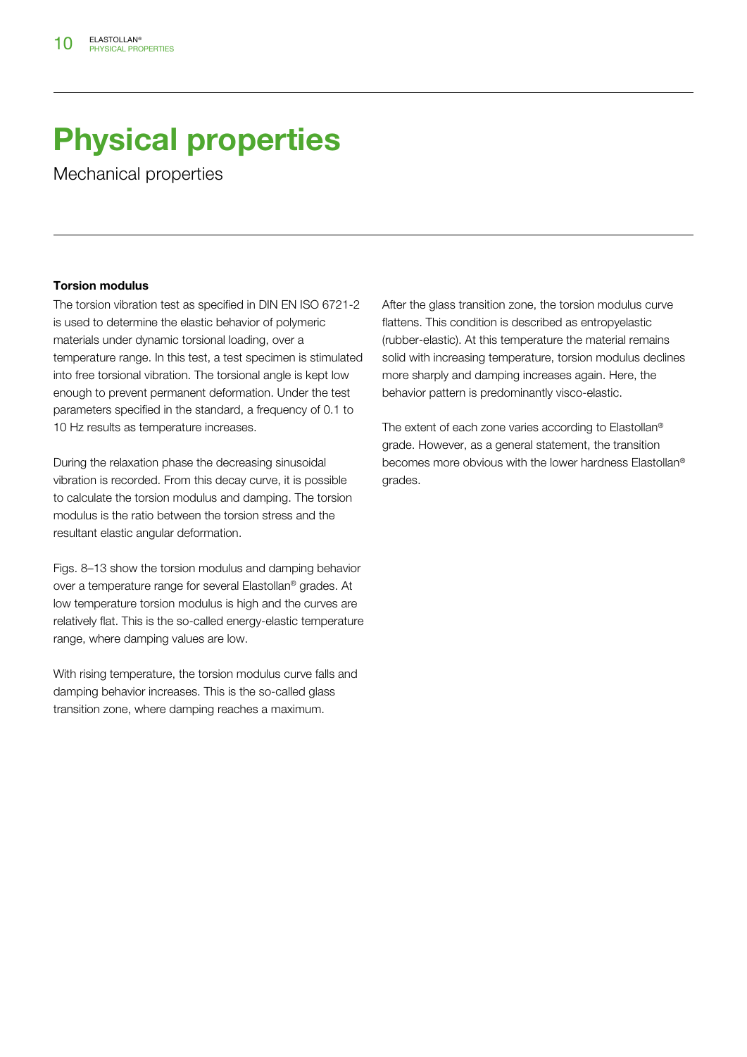# Physical properties

Mechanical properties

**Torsion modulus**

The torsion vibration test as specified in DIN EN ISO 6721-2 is used to determine the elastic behavior of polymeric materials under dynamic torsional loading, over a temperature range. In this test, a test specimen is stimulated into free torsional vibration. The torsional angle is kept low enough to prevent permanent deformation. Under the test parameters specified in the standard, a frequency of 0.1 to 10 Hz results as temperature increases.

During the relaxation phase the decreasing sinusoidal vibration is recorded. From this decay curve, it is possible to calculate the torsion modulus and damping. The torsion modulus is the ratio between the torsion stress and the resultant elastic angular deformation.

Figs. 8–13 show the torsion modulus and damping behavior over a temperature range for several Elastollan® grades. At low temperature torsion modulus is high and the curves are relatively flat. This is the so-called energy-elastic temperature range, where damping values are low.

With rising temperature, the torsion modulus curve falls and damping behavior increases. This is the so-called glass transition zone, where damping reaches a maximum.

After the glass transition zone, the torsion modulus curve flattens. This condition is described as entropyelastic (rubber-elastic). At this temperature the material remains solid with increasing temperature, torsion modulus declines more sharply and damping increases again. Here, the behavior pattern is predominantly visco-elastic.

The extent of each zone varies according to Elastollan® grade. However, as a general statement, the transition becomes more obvious with the lower hardness Elastollan® grades.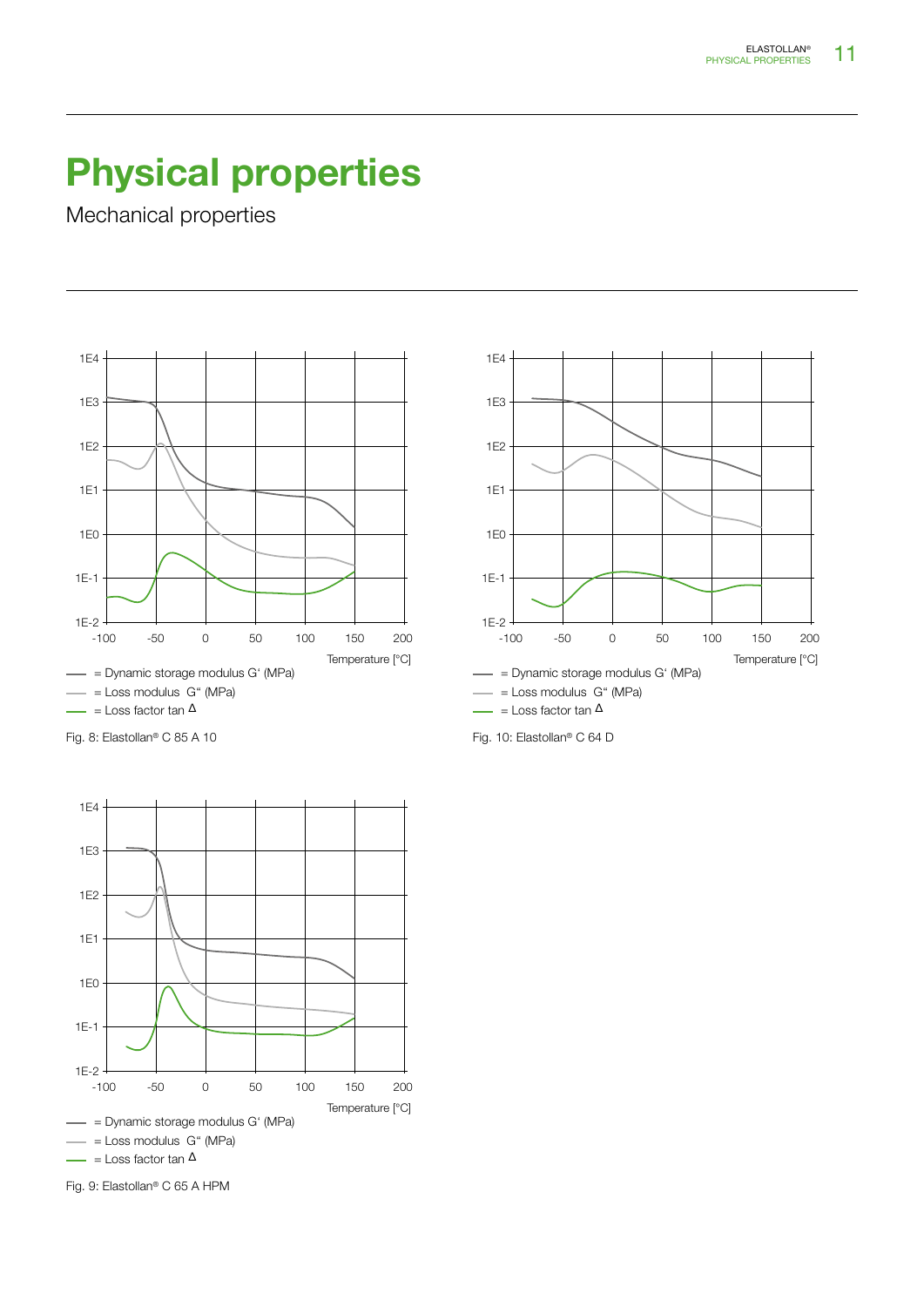# Physical properties

Mechanical properties

— = Dynamic storage modulus G' (MPa)

— = Loss modulus G" (MPa)

— = Loss factor tan Δ

Fig. 8: Elastollan® C 85 A 10

— = Dynamic storage modulus G' (MPa)

— = Loss modulus G" (MPa)

— = Loss factor tan Δ

Fig. 10: Elastollan® C 64 D

— = Dynamic storage modulus G' (MPa)

— = Loss modulus G" (MPa)

— = Loss factor tan Δ

Fig. 9: Elastollan® C 65 A HPM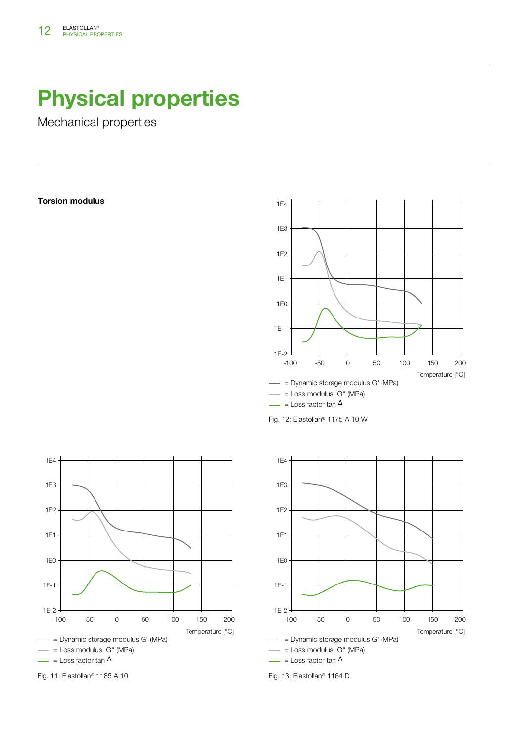# Physical properties

Mechanical properties

**Torsion modulus**

1E4
1E3
1E2
1E1
1E0
1E-1
1E-2

-100 -50 0 50 100 150 200

Temperature [°C]

= Dynamic storage modulus G' (MPa)
= Loss modulus G" (MPa)
= Loss factor tan Δ

Fig. 12: Elastollan® 1175 A 10 W

1E4
1E3
1E2
1E1
1E0
1E-1
1E-2

-100 -50 0 50 100 150 200

Temperature [°C]

= Dynamic storage modulus G' (MPa)
= Loss modulus G" (MPa)
= Loss factor tan Δ

Fig. 11: Elastollan® 1185 A 10

1E4
1E3
1E2
1E1
1E0
1E-1
1E-2

-100 -50 0 50 100 150 200

Temperature [°C]

= Dynamic storage modulus G' (MPa)
= Loss modulus G" (MPa)
= Loss factor tan Δ

Fig. 13: Elastollan® 1164 D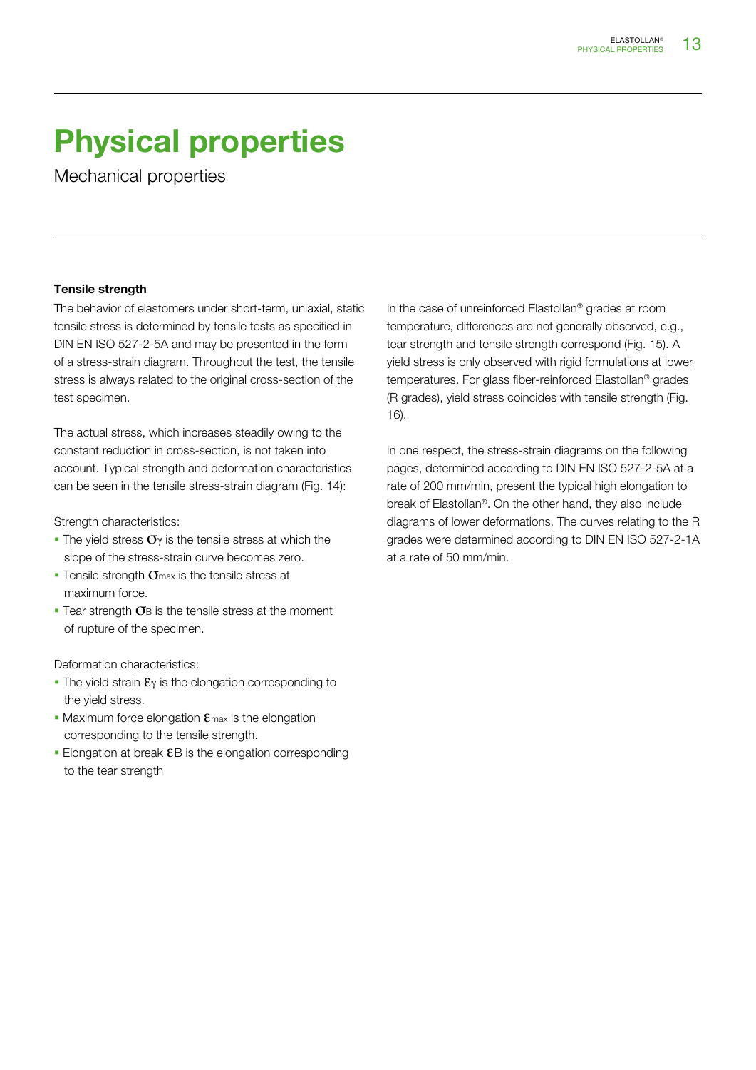# Physical properties

Mechanical properties

### Tensile strength

The behavior of elastomers under short-term, uniaxial, static tensile stress is determined by tensile tests as specified in DIN EN ISO 527-2-5A and may be presented in the form of a stress-strain diagram. Throughout the test, the tensile stress is always related to the original cross-section of the test specimen.

The actual stress, which increases steadily owing to the constant reduction in cross-section, is not taken into account. Typical strength and deformation characteristics can be seen in the tensile stress-strain diagram (Fig. 14):

Strength characteristics:

- The yield stress $\sigma_Y$ is the tensile stress at which the slope of the stress-strain curve becomes zero.
- Tensile strength $\sigma_{max}$ is the tensile stress at maximum force.
- Tear strength $\sigma_B$ is the tensile stress at the moment of rupture of the specimen.

Deformation characteristics:

- The yield strain $\varepsilon_Y$ is the elongation corresponding to the yield stress.
- Maximum force elongation $\varepsilon_{max}$ is the elongation corresponding to the tensile strength.
- Elongation at break $\varepsilon B$ is the elongation corresponding to the tear strength

In the case of unreinforced Elastollan® grades at room temperature, differences are not generally observed, e.g., tear strength and tensile strength correspond (Fig. 15). A yield stress is only observed with rigid formulations at lower temperatures. For glass fiber-reinforced Elastollan® grades (R grades), yield stress coincides with tensile strength (Fig. 16).

In one respect, the stress-strain diagrams on the following pages, determined according to DIN EN ISO 527-2-5A at a rate of 200 mm/min, present the typical high elongation to break of Elastollan®. On the other hand, they also include diagrams of lower deformations. The curves relating to the R grades were determined according to DIN EN ISO 527-2-1A at a rate of 50 mm/min.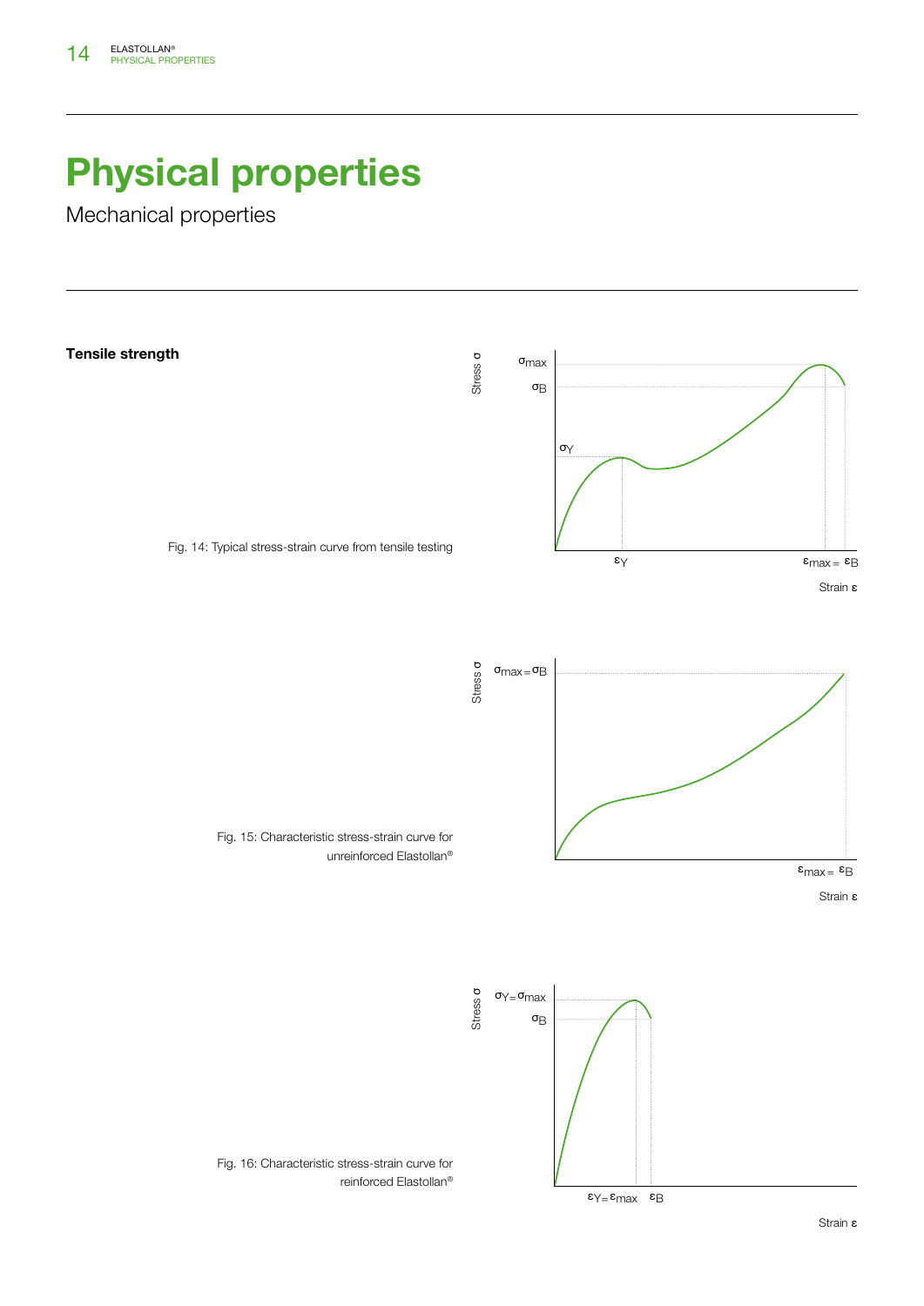# Physical properties

Mechanical properties

**Tensile strength**

Fig. 14: Typical stress-strain curve from tensile testing

Fig. 15: Characteristic stress-strain curve for unreinforced Elastollan®

Fig. 16: Characteristic stress-strain curve for reinforced Elastollan®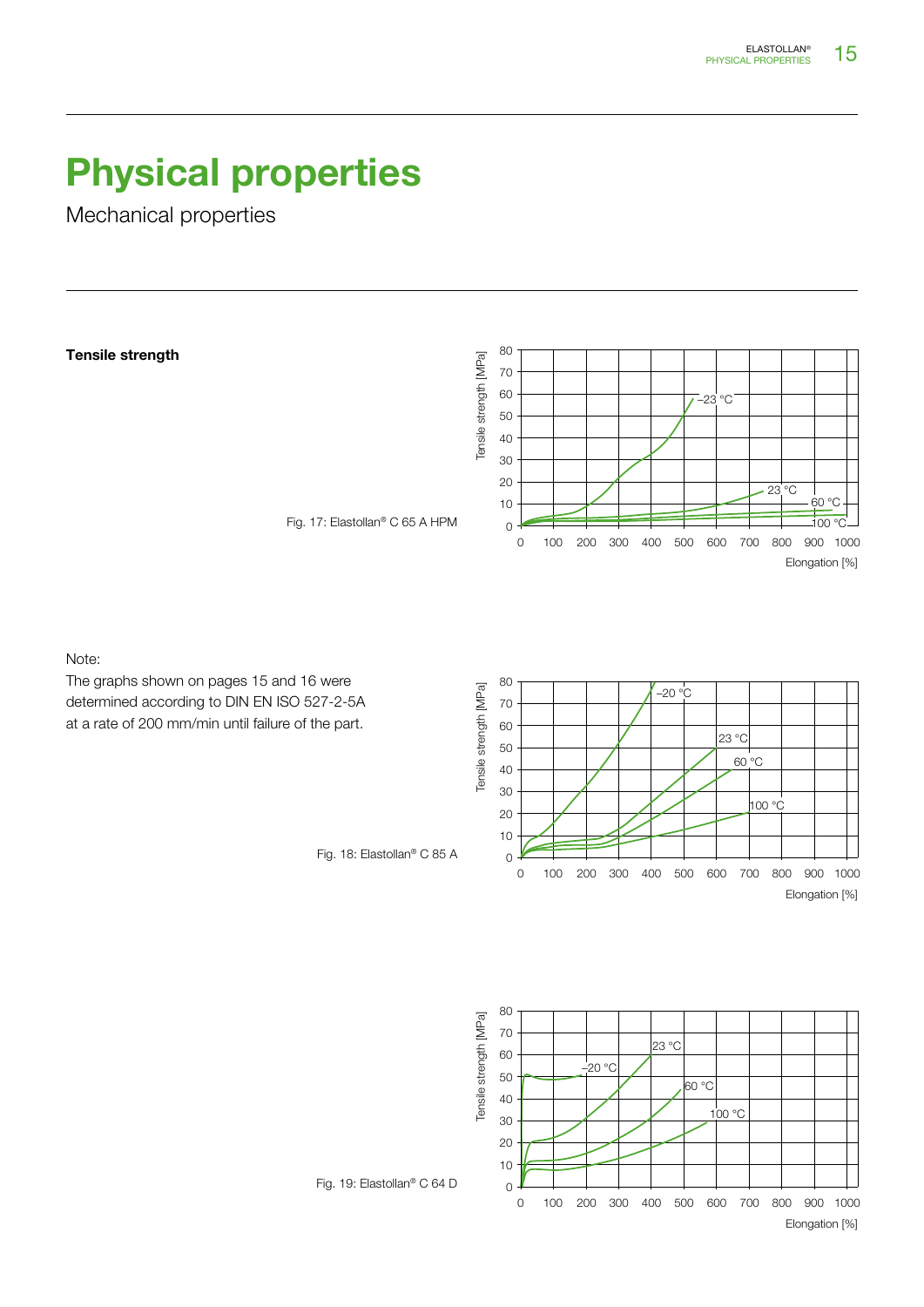# Physical properties

Mechanical properties

**Tensile strength**

Fig. 17: Elastollan® C 65 A HPM

Note:
The graphs shown on pages 15 and 16 were determined according to DIN EN ISO 527-2-5A at a rate of 200 mm/min until failure of the part.

Fig. 18: Elastollan® C 85 A

Fig. 19: Elastollan® C 64 D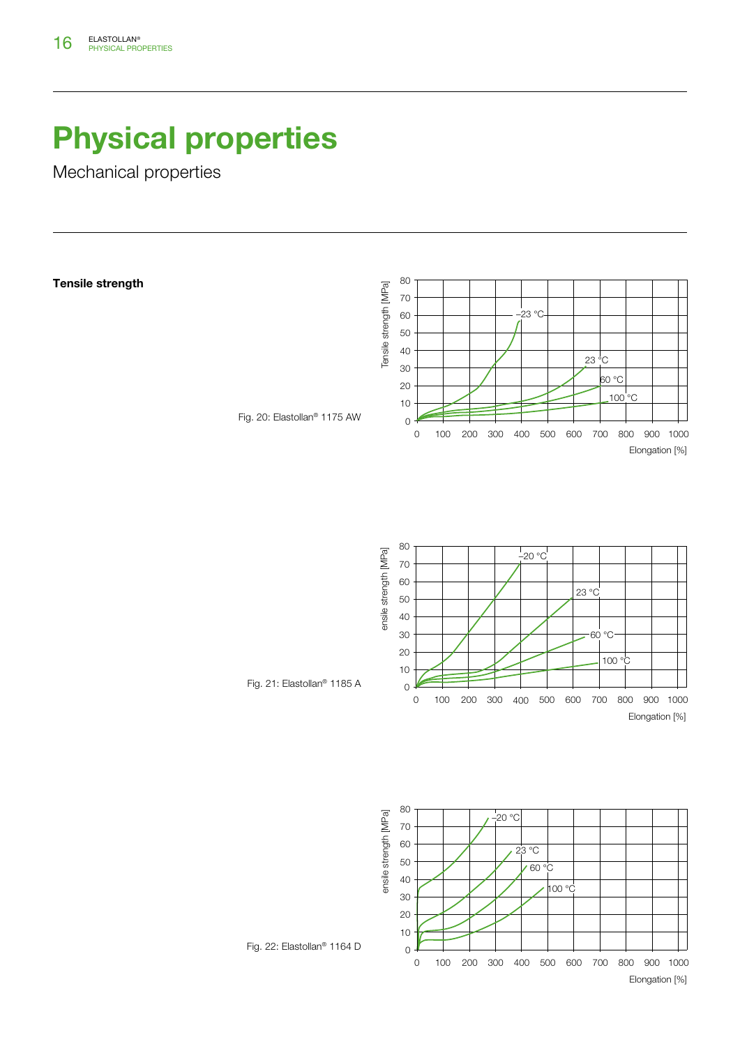# Physical properties

Mechanical properties

**Tensile strength**

Fig. 20: Elastollan® 1175 AW

Fig. 21: Elastollan® 1185 A

Fig. 22: Elastollan® 1164 D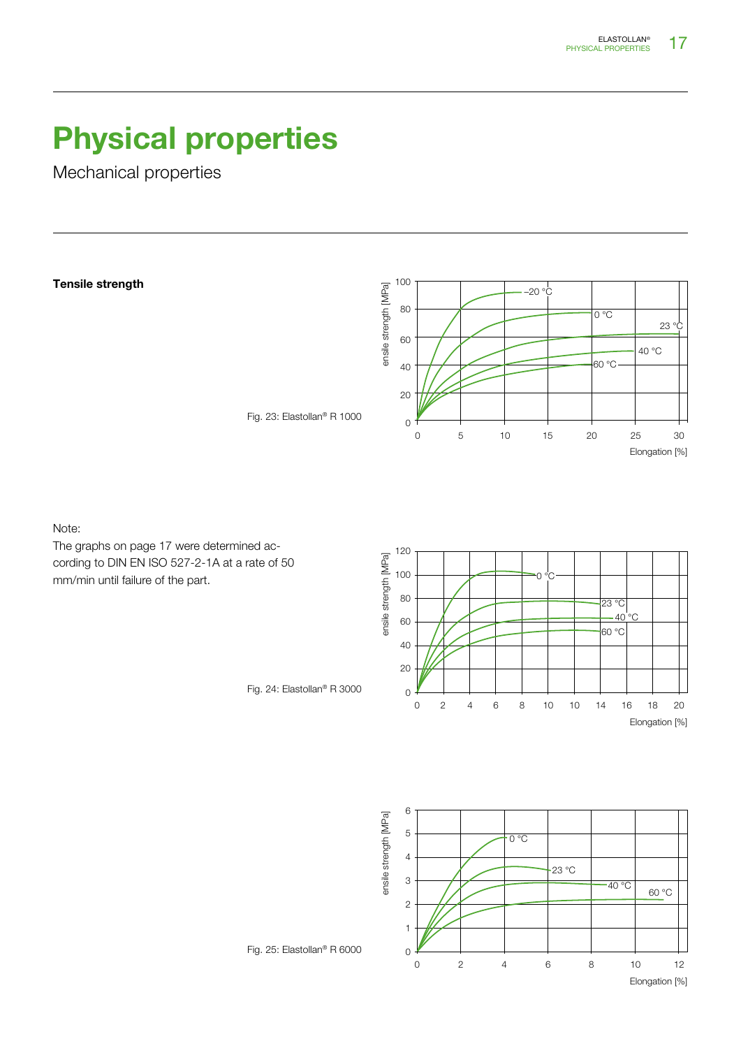# Physical properties

Mechanical properties

**Tensile strength**

Fig. 23: Elastollan® R 1000

Note:

The graphs on page 17 were determined according to DIN EN ISO 527-2-1A at a rate of 50 mm/min until failure of the part.

Fig. 24: Elastollan® R 3000

Fig. 25: Elastollan® R 6000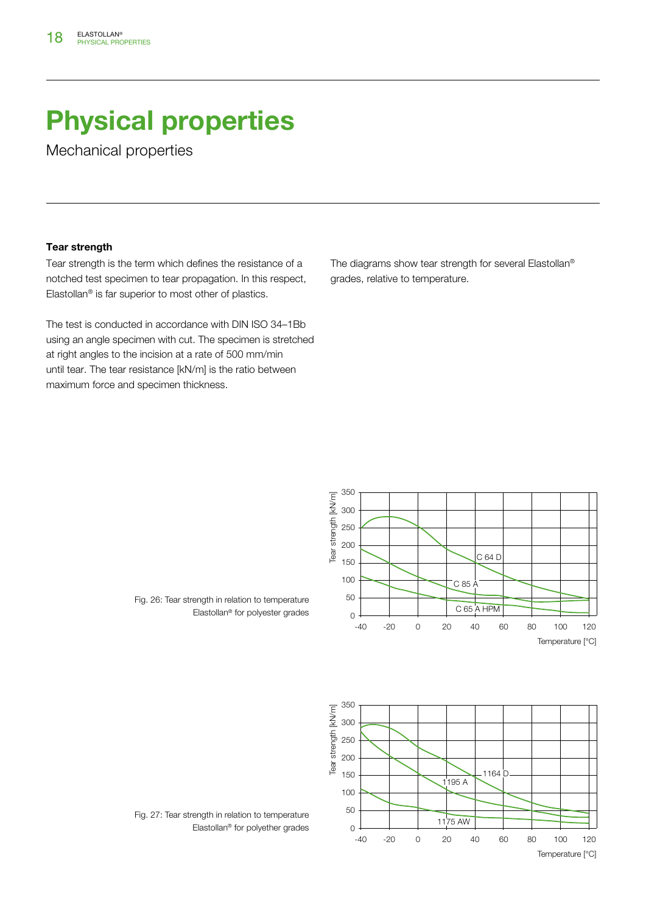# Physical properties

Mechanical properties

**Tear strength**

Tear strength is the term which defines the resistance of a notched test specimen to tear propagation. In this respect, Elastollan® is far superior to most other of plastics.

The test is conducted in accordance with DIN ISO 34–1Bb using an angle specimen with cut. The specimen is stretched at right angles to the incision at a rate of 500 mm/min until tear. The tear resistance [kN/m] is the ratio between maximum force and specimen thickness.

The diagrams show tear strength for several Elastollan® grades, relative to temperature.

Fig. 26: Tear strength in relation to temperature Elastollan® for polyester grades

Fig. 27: Tear strength in relation to temperature Elastollan® for polyether grades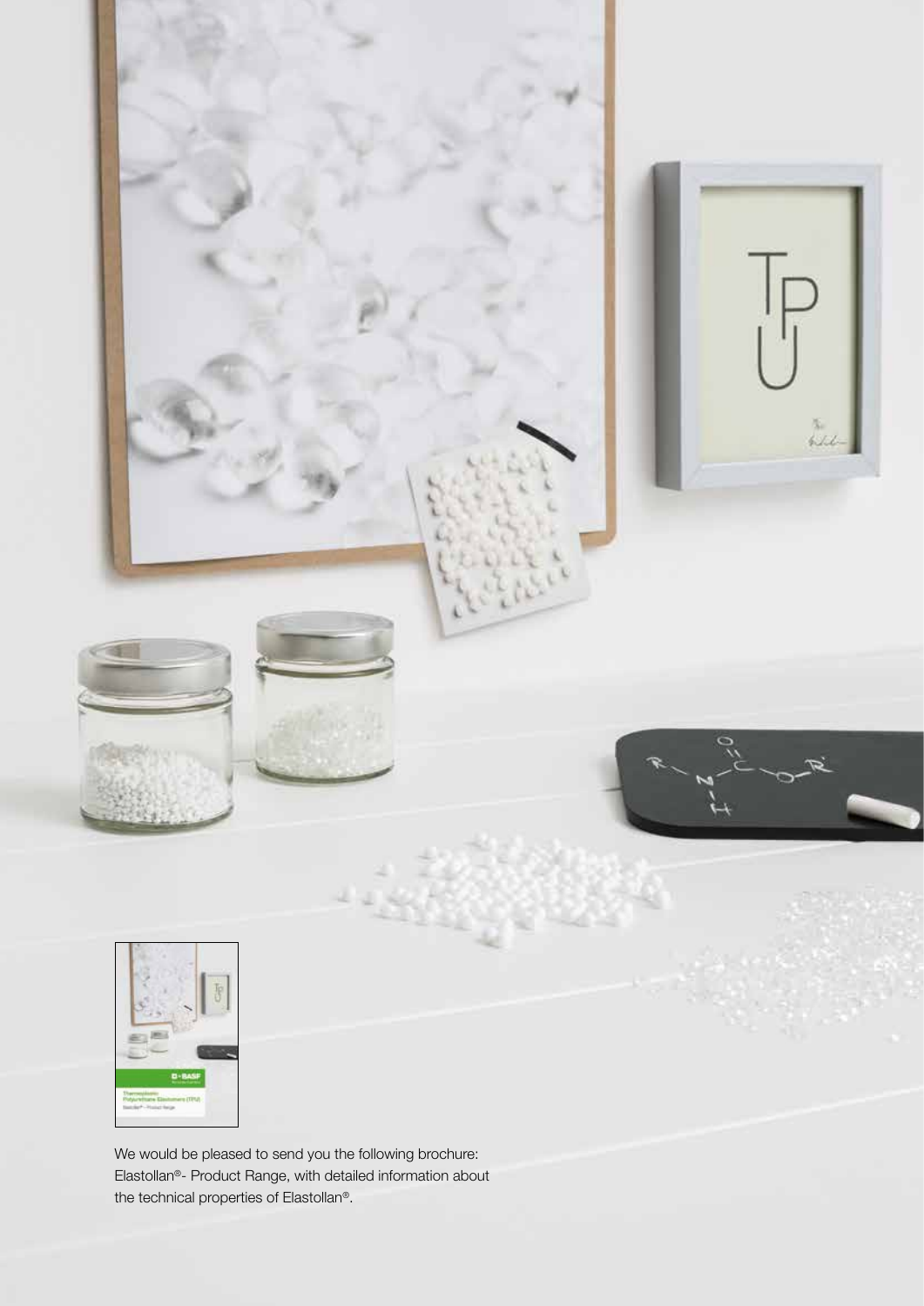We would be pleased to send you the following brochure: Elastollan®- Product Range, with detailed information about the technical properties of Elastollan®.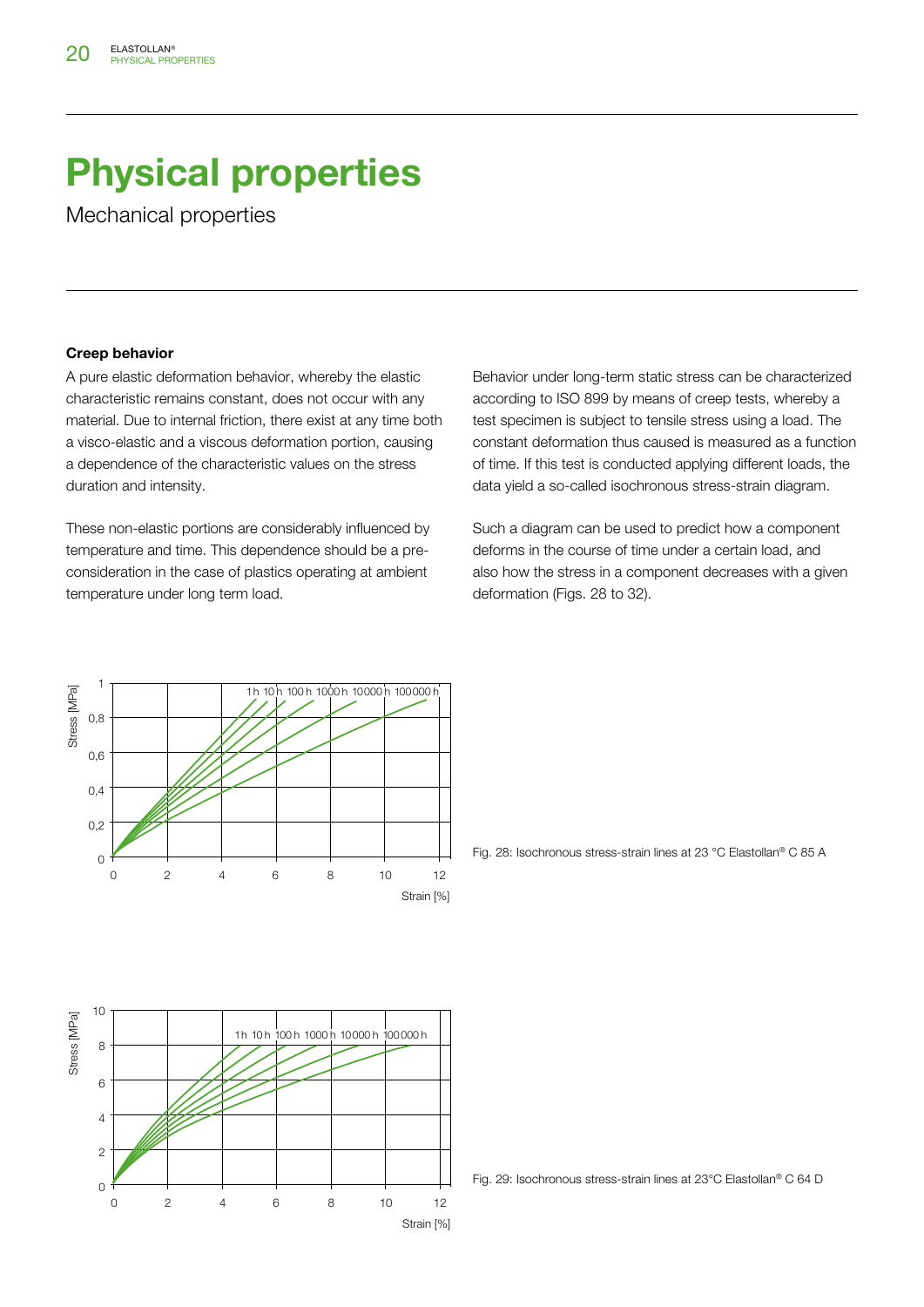# Physical properties

Mechanical properties

### Creep behavior

A pure elastic deformation behavior, whereby the elastic characteristic remains constant, does not occur with any material. Due to internal friction, there exist at any time both a visco-elastic and a viscous deformation portion, causing a dependence of the characteristic values on the stress duration and intensity.

These non-elastic portions are considerably influenced by temperature and time. This dependence should be a pre-consideration in the case of plastics operating at ambient temperature under long term load.

Behavior under long-term static stress can be characterized according to ISO 899 by means of creep tests, whereby a test specimen is subject to tensile stress using a load. The constant deformation thus caused is measured as a function of time. If this test is conducted applying different loads, the data yield a so-called isochronous stress-strain diagram.

Such a diagram can be used to predict how a component deforms in the course of time under a certain load, and also how the stress in a component decreases with a given deformation (Figs. 28 to 32).

Fig. 28: Isochronous stress-strain lines at 23 °C Elastollan® C 85 A

Fig. 29: Isochronous stress-strain lines at 23°C Elastollan® C 64 D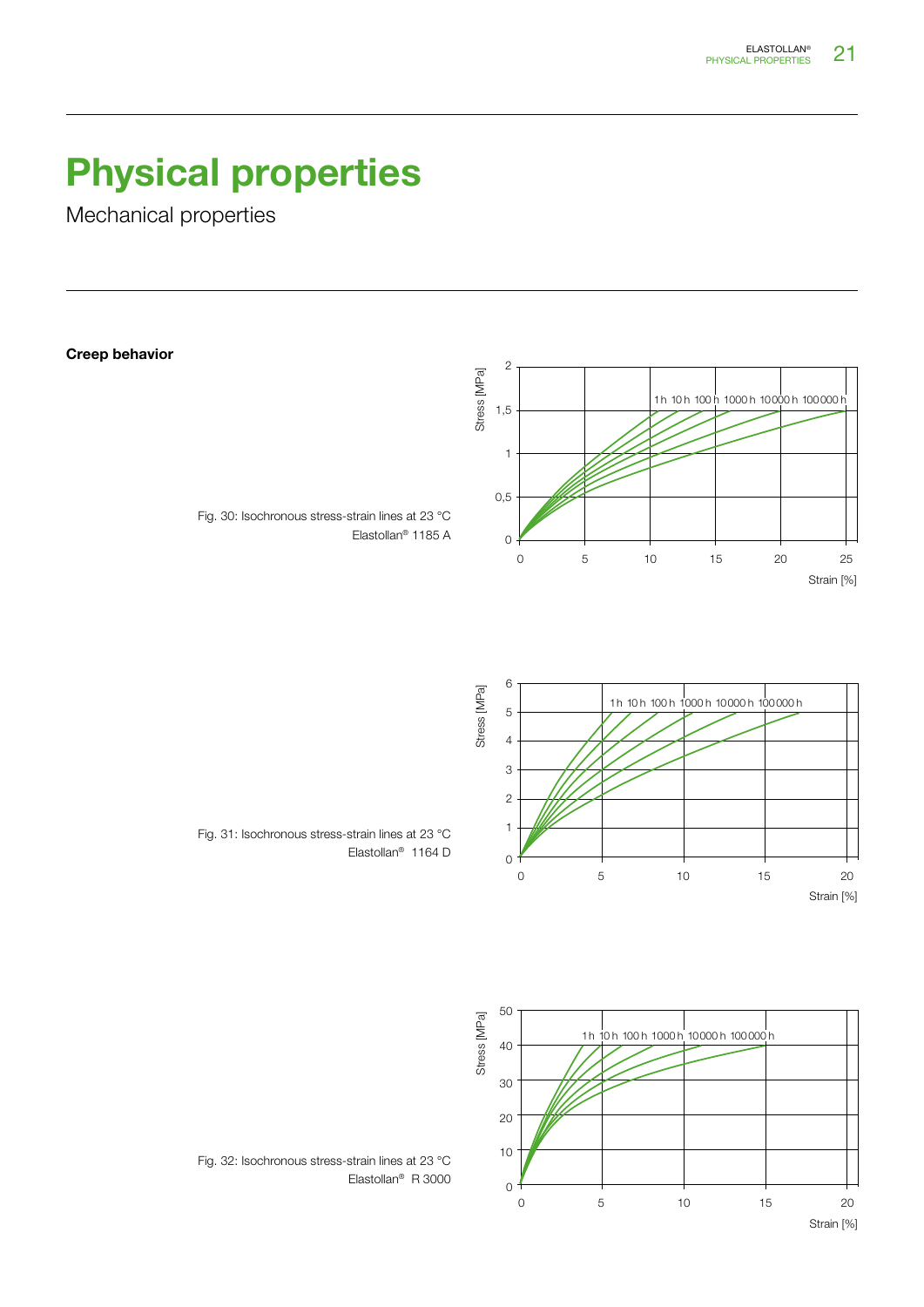# Physical properties

Mechanical properties

**Creep behavior**

Fig. 30: Isochronous stress-strain lines at 23 °C  
Elastollan® 1185 A

Fig. 31: Isochronous stress-strain lines at 23 °C  
Elastollan® 1164 D

Fig. 32: Isochronous stress-strain lines at 23 °C  
Elastollan® R 3000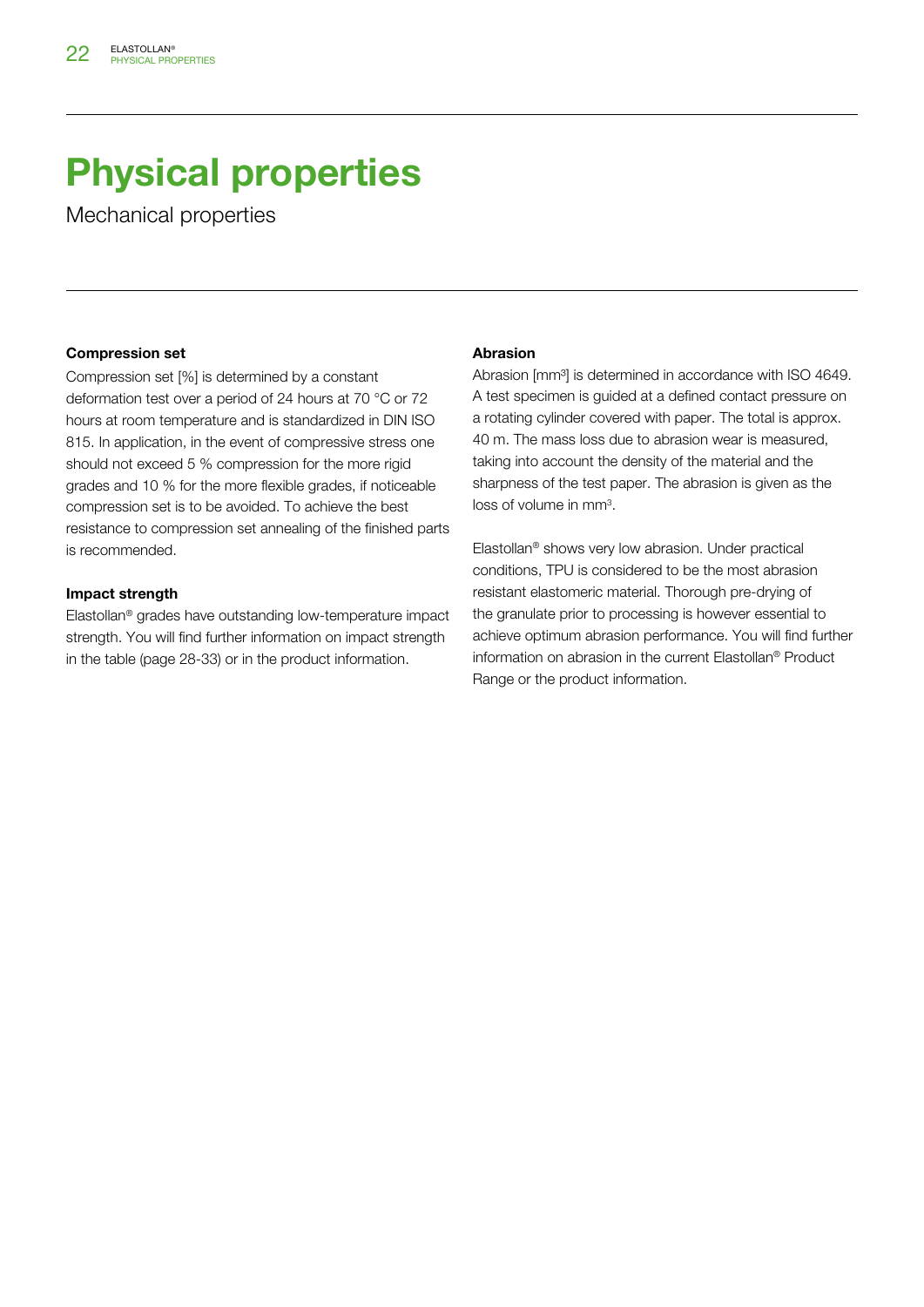# Physical properties

Mechanical properties

### Compression set

Compression set [%] is determined by a constant deformation test over a period of 24 hours at 70 °C or 72 hours at room temperature and is standardized in DIN ISO 815. In application, in the event of compressive stress one should not exceed 5 % compression for the more rigid grades and 10 % for the more flexible grades, if noticeable compression set is to be avoided. To achieve the best resistance to compression set annealing of the finished parts is recommended.

### Impact strength

Elastollan® grades have outstanding low-temperature impact strength. You will find further information on impact strength in the table (page 28-33) or in the product information.

### Abrasion

Abrasion [mm³] is determined in accordance with ISO 4649. A test specimen is guided at a defined contact pressure on a rotating cylinder covered with paper. The total is approx. 40 m. The mass loss due to abrasion wear is measured, taking into account the density of the material and the sharpness of the test paper. The abrasion is given as the loss of volume in mm³.

Elastollan® shows very low abrasion. Under practical conditions, TPU is considered to be the most abrasion resistant elastomeric material. Thorough pre-drying of the granulate prior to processing is however essential to achieve optimum abrasion performance. You will find further information on abrasion in the current Elastollan® Product Range or the product information.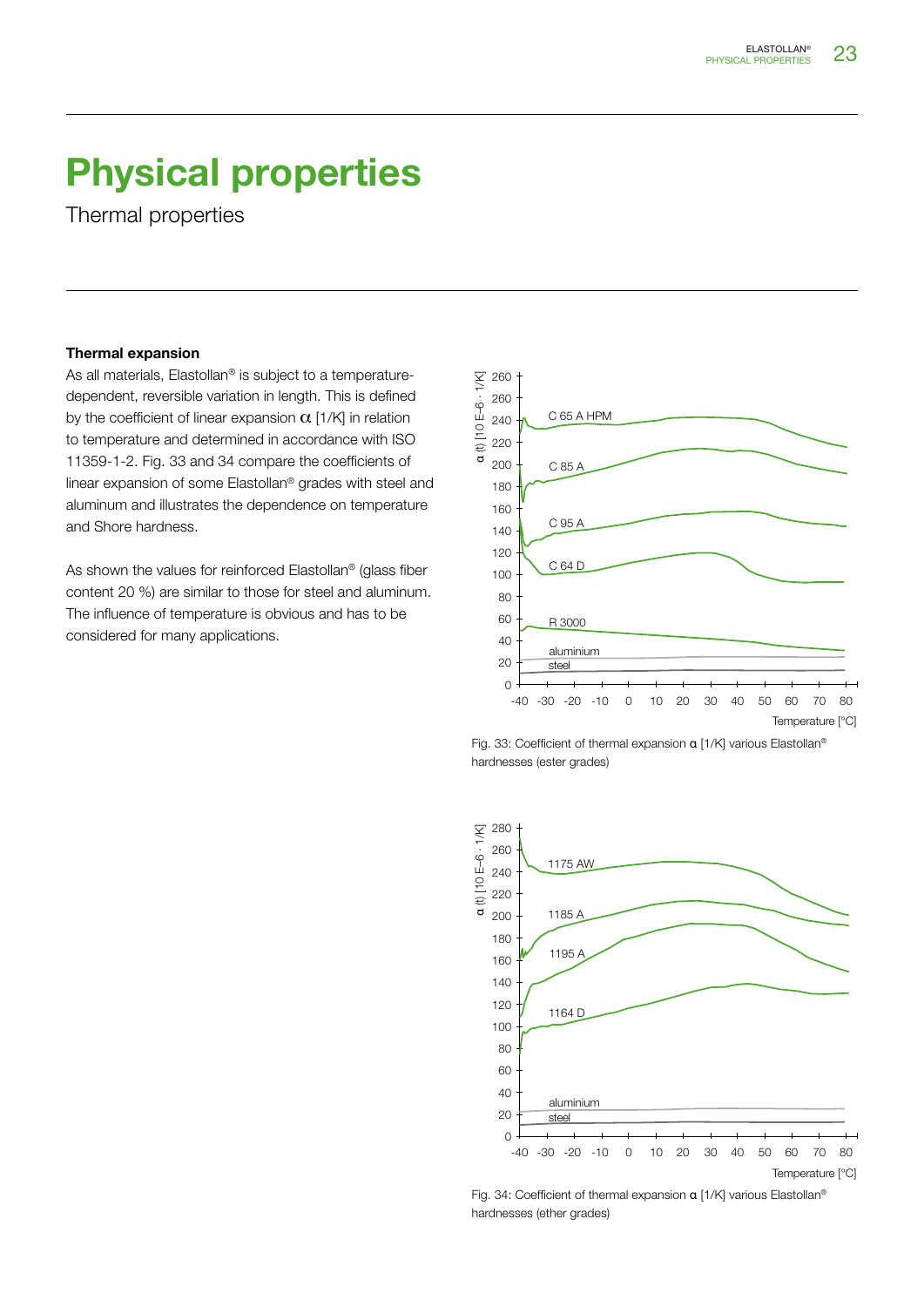# Physical properties

Thermal properties

### Thermal expansion

As all materials, Elastollan® is subject to a temperature-dependent, reversible variation in length. This is defined by the coefficient of linear expansion $\alpha$ [1/K] in relation to temperature and determined in accordance with ISO 11359-1-2. Fig. 33 and 34 compare the coefficients of linear expansion of some Elastollan® grades with steel and aluminum and illustrates the dependence on temperature and Shore hardness.

As shown the values for reinforced Elastollan® (glass fiber content 20 %) are similar to those for steel and aluminum. The influence of temperature is obvious and has to be considered for many applications.

Fig. 33: Coefficient of thermal expansion α [1/K] various Elastollan® hardnesses (ester grades)

Fig. 34: Coefficient of thermal expansion α [1/K] various Elastollan® hardnesses (ether grades)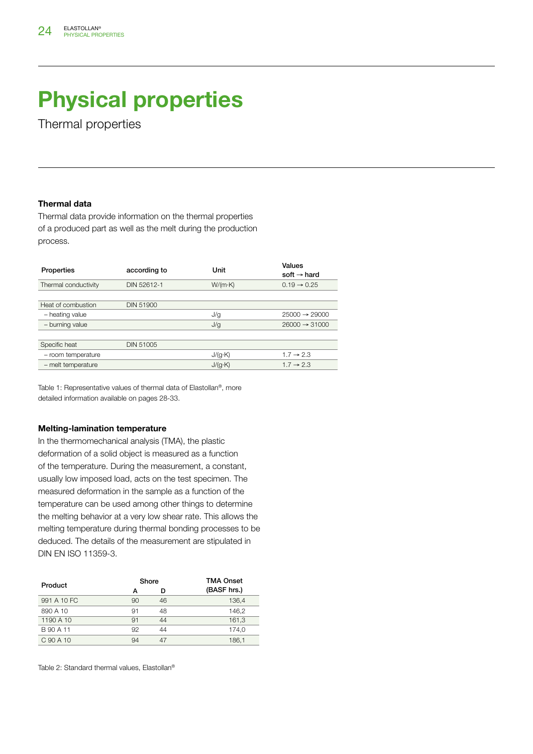# Physical properties

Thermal properties

### Thermal data

Thermal data provide information on the thermal properties of a produced part as well as the melt during the production process.

| Properties | according to | Unit | Values soft → hard |
|---|---|---|---|
| Thermal conductivity | DIN 52612-1 | W/(m·K) | 0.19 → 0.25 |
| | | | |
| Heat of combustion | DIN 51900 | | |
| – heating value | | J/g | 25000 → 29000 |
| – burning value | | J/g | 26000 → 31000 |
| | | | |
| Specific heat | DIN 51005 | | |
| – room temperature | | J/(g·K) | 1.7 → 2.3 |
| – melt temperature | | J/(g·K) | 1.7 → 2.3 |

Table 1: Representative values of thermal data of Elastollan®, more detailed information available on pages 28-33.

### Melting-lamination temperature

In the thermomechanical analysis (TMA), the plastic deformation of a solid object is measured as a function of the temperature. During the measurement, a constant, usually low imposed load, acts on the test specimen. The measured deformation in the sample as a function of the temperature can be used among other things to determine the melting behavior at a very low shear rate. This allows the melting temperature during thermal bonding processes to be deduced. The details of the measurement are stipulated in DIN EN ISO 11359-3.

| Product | Shore | | TMA Onset (BASF hrs.) |
|---|---|---|---|
| | A | D | |
| 991 A 10 FC | 90 | 46 | 136,4 |
| 890 A 10 | 91 | 48 | 146,2 |
| 1190 A 10 | 91 | 44 | 161,3 |
| B 90 A 11 | 92 | 44 | 174,0 |
| C 90 A 10 | 94 | 47 | 186,1 |

Table 2: Standard thermal values, Elastollan®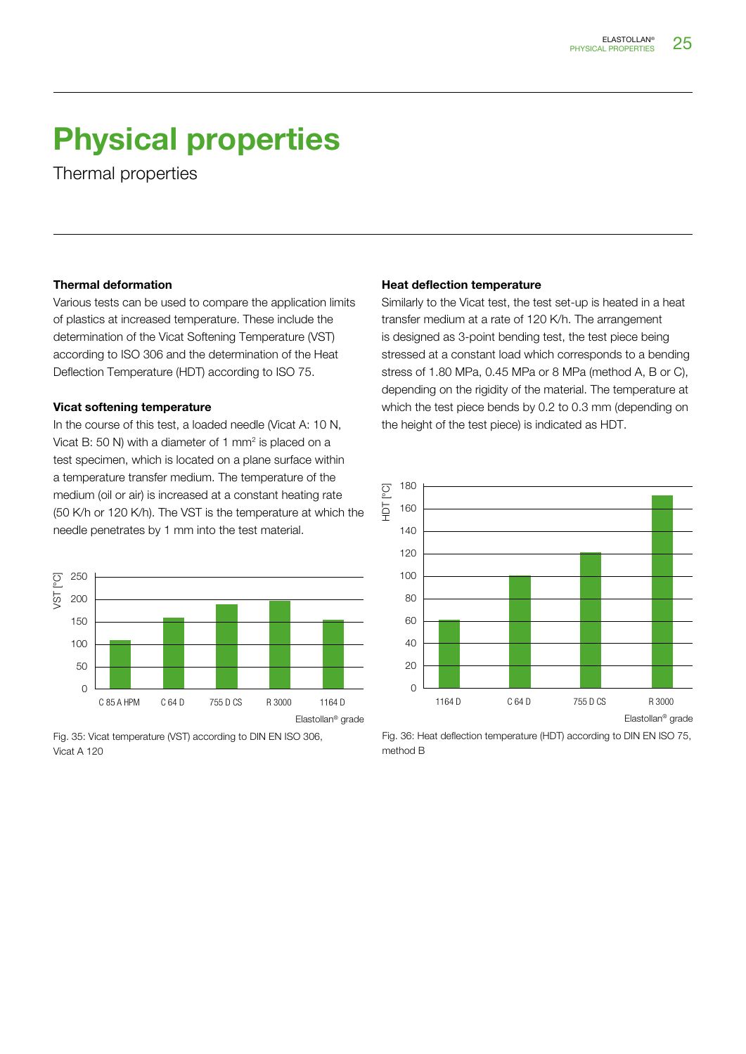# Physical properties

Thermal properties

### Thermal deformation

Various tests can be used to compare the application limits of plastics at increased temperature. These include the determination of the Vicat Softening Temperature (VST) according to ISO 306 and the determination of the Heat Deflection Temperature (HDT) according to ISO 75.

### Vicat softening temperature

In the course of this test, a loaded needle (Vicat A: 10 N, Vicat B: 50 N) with a diameter of 1 mm² is placed on a test specimen, which is located on a plane surface within a temperature transfer medium. The temperature of the medium (oil or air) is increased at a constant heating rate (50 K/h or 120 K/h). The VST is the temperature at which the needle penetrates by 1 mm into the test material.

Fig. 35: Vicat temperature (VST) according to DIN EN ISO 306, Vicat A 120

### Heat deflection temperature

Similarly to the Vicat test, the test set-up is heated in a heat transfer medium at a rate of 120 K/h. The arrangement is designed as 3-point bending test, the test piece being stressed at a constant load which corresponds to a bending stress of 1.80 MPa, 0.45 MPa or 8 MPa (method A, B or C), depending on the rigidity of the material. The temperature at which the test piece bends by 0.2 to 0.3 mm (depending on the height of the test piece) is indicated as HDT.

Fig. 36: Heat deflection temperature (HDT) according to DIN EN ISO 75, method B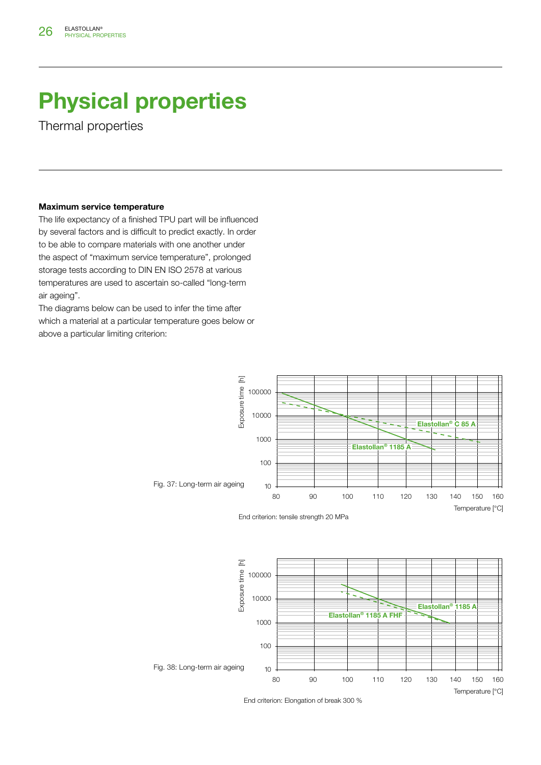# Physical properties

Thermal properties

**Maximum service temperature**

The life expectancy of a finished TPU part will be influenced by several factors and is difficult to predict exactly. In order to be able to compare materials with one another under the aspect of "maximum service temperature", prolonged storage tests according to DIN EN ISO 2578 at various temperatures are used to ascertain so-called "long-term air ageing".

The diagrams below can be used to infer the time after which a material at a particular temperature goes below or above a particular limiting criterion:

Fig. 37: Long-term air ageing

End criterion: tensile strength 20 MPa

Fig. 38: Long-term air ageing

End criterion: Elongation of break 300 %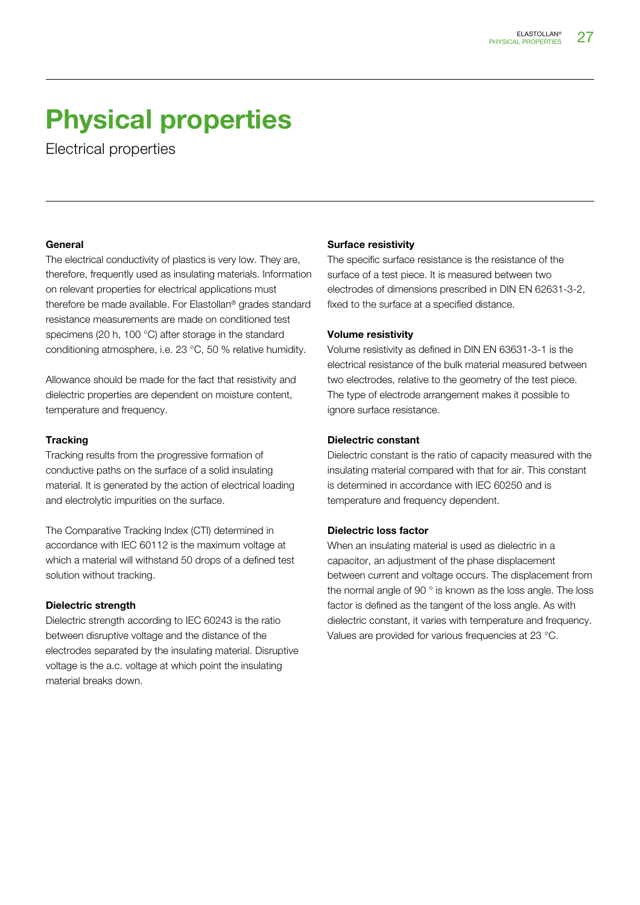# Physical properties

Electrical properties

**General**

The electrical conductivity of plastics is very low. They are, therefore, frequently used as insulating materials. Information on relevant properties for electrical applications must therefore be made available. For Elastollan® grades standard resistance measurements are made on conditioned test specimens (20 h, 100 °C) after storage in the standard conditioning atmosphere, i.e. 23 °C, 50 % relative humidity.

Allowance should be made for the fact that resistivity and dielectric properties are dependent on moisture content, temperature and frequency.

**Tracking**

Tracking results from the progressive formation of conductive paths on the surface of a solid insulating material. It is generated by the action of electrical loading and electrolytic impurities on the surface.

The Comparative Tracking Index (CTI) determined in accordance with IEC 60112 is the maximum voltage at which a material will withstand 50 drops of a defined test solution without tracking.

**Dielectric strength**

Dielectric strength according to IEC 60243 is the ratio between disruptive voltage and the distance of the electrodes separated by the insulating material. Disruptive voltage is the a.c. voltage at which point the insulating material breaks down.

**Surface resistivity**

The specific surface resistance is the resistance of the surface of a test piece. It is measured between two electrodes of dimensions prescribed in DIN EN 62631-3-2, fixed to the surface at a specified distance.

**Volume resistivity**

Volume resistivity as defined in DIN EN 63631-3-1 is the electrical resistance of the bulk material measured between two electrodes, relative to the geometry of the test piece. The type of electrode arrangement makes it possible to ignore surface resistance.

**Dielectric constant**

Dielectric constant is the ratio of capacity measured with the insulating material compared with that for air. This constant is determined in accordance with IEC 60250 and is temperature and frequency dependent.

**Dielectric loss factor**

When an insulating material is used as dielectric in a capacitor, an adjustment of the phase displacement between current and voltage occurs. The displacement from the normal angle of 90 ° is known as the loss angle. The loss factor is defined as the tangent of the loss angle. As with dielectric constant, it varies with temperature and frequency. Values are provided for various frequencies at 23 °C.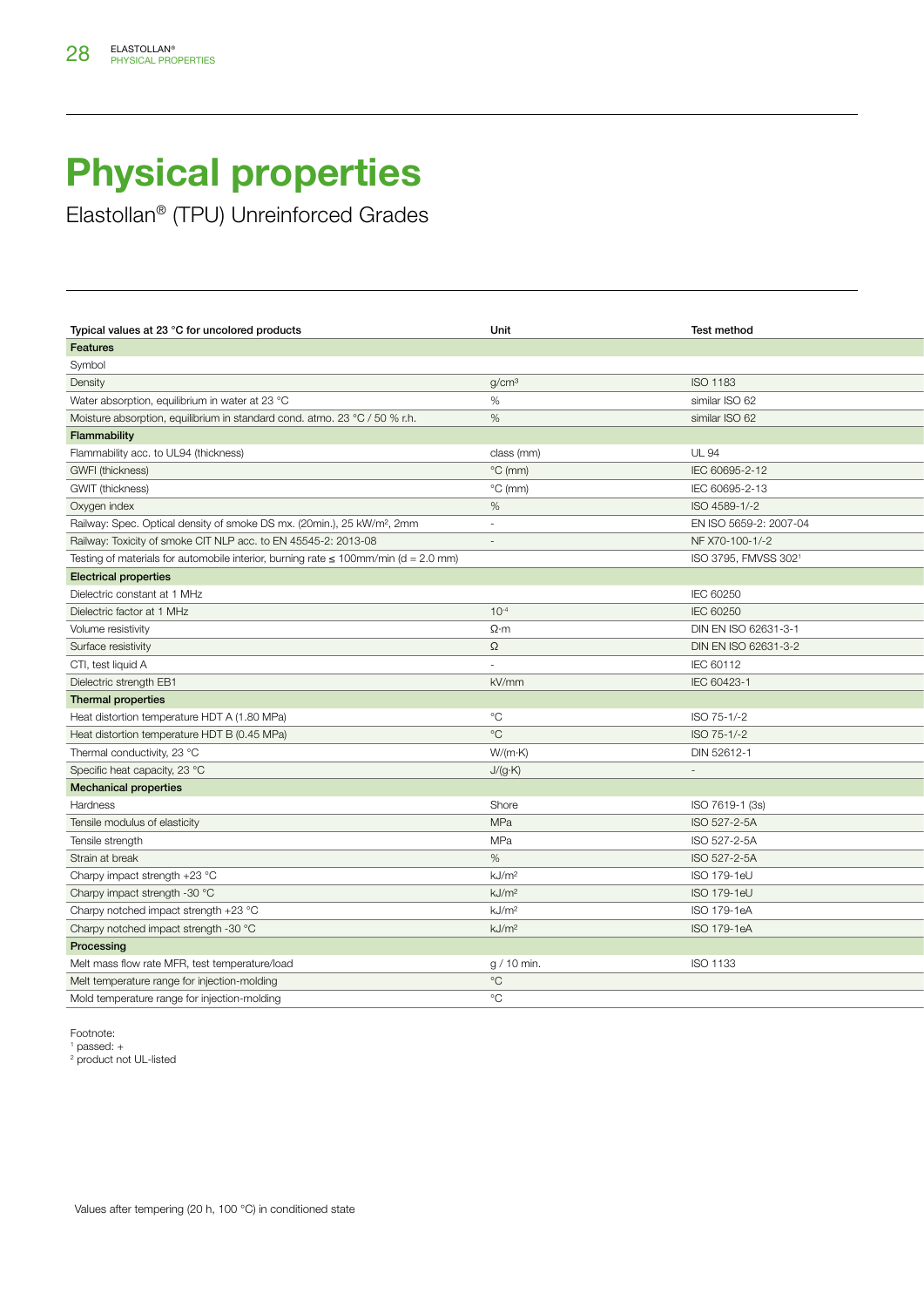# Physical properties

Elastollan® (TPU) Unreinforced Grades

| Typical values at 23 °C for uncolored products | Unit | Test method |
|---|---|---|
| **Features** | | |
| Symbol | | |
| Density | g/cm³ | ISO 1183 |
| Water absorption, equilibrium in water at 23 °C | % | similar ISO 62 |
| Moisture absorption, equilibrium in standard cond. atmo. 23 °C / 50 % r.h. | % | similar ISO 62 |
| **Flammability** | | |
| Flammability acc. to UL94 (thickness) | class (mm) | UL 94 |
| GWFI (thickness) | °C (mm) | IEC 60695-2-12 |
| GWIT (thickness) | °C (mm) | IEC 60695-2-13 |
| Oxygen index | % | ISO 4589-1/-2 |
| Railway: Spec. Optical density of smoke DS mx. (20min.), 25 kW/m², 2mm | - | EN ISO 5659-2: 2007-04 |
| Railway: Toxicity of smoke CIT NLP acc. to EN 45545-2: 2013-08 | - | NF X70-100-1/-2 |
| Testing of materials for automobile interior, burning rate ≤ 100mm/min (d = 2.0 mm) | | ISO 3795, FMVSS 302[1] |
| **Electrical properties** | | |
| Dielectric constant at 1 MHz | | IEC 60250 |
| Dielectric factor at 1 MHz | $10^{-4}$ | IEC 60250 |
| Volume resistivity | Ω·m | DIN EN ISO 62631-3-1 |
| Surface resistivity | Ω | DIN EN ISO 62631-3-2 |
| CTI, test liquid A | - | IEC 60112 |
| Dielectric strength EB1 | kV/mm | IEC 60423-1 |
| **Thermal properties** | | |
| Heat distortion temperature HDT A (1.80 MPa) | °C | ISO 75-1/-2 |
| Heat distortion temperature HDT B (0.45 MPa) | °C | ISO 75-1/-2 |
| Thermal conductivity, 23 °C | W/(m·K) | DIN 52612-1 |
| Specific heat capacity, 23 °C | J/(g·K) | - |
| **Mechanical properties** | | |
| Hardness | Shore | ISO 7619-1 (3s) |
| Tensile modulus of elasticity | MPa | ISO 527-2-5A |
| Tensile strength | MPa | ISO 527-2-5A |
| Strain at break | % | ISO 527-2-5A |
| Charpy impact strength +23 °C | kJ/m² | ISO 179-1eU |
| Charpy impact strength -30 °C | kJ/m² | ISO 179-1eU |
| Charpy notched impact strength +23 °C | kJ/m² | ISO 179-1eA |
| Charpy notched impact strength -30 °C | kJ/m² | ISO 179-1eA |
| **Processing** | | |
| Melt mass flow rate MFR, test temperature/load | g / 10 min. | ISO 1133 |
| Melt temperature range for injection-molding | °C | |
| Mold temperature range for injection-molding | °C | |

Footnote:
[1] passed: +
[2] product not UL-listed

Values after tempering (20 h, 100 °C) in conditioned state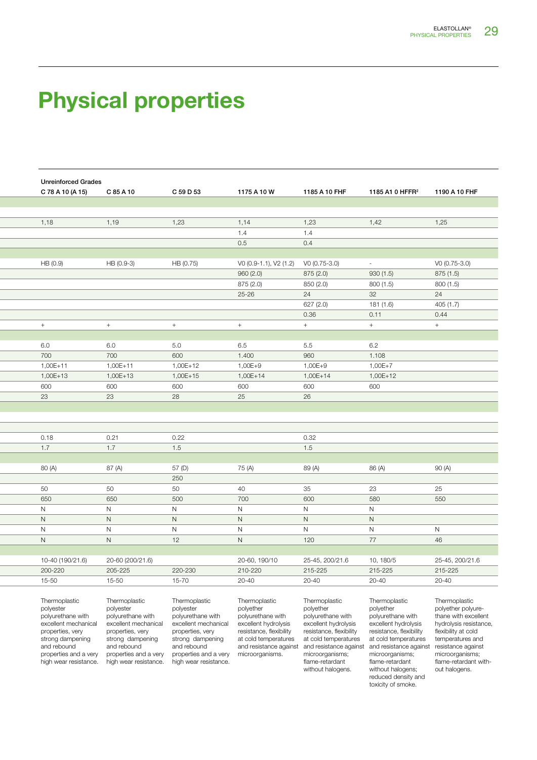# Physical properties

| Unreinforced Grades | | | | | | |
|---|---|---|---|---|---|---|
| C 78 A 10 (A 15) | C 85 A 10 | C 59 D 53 | 1175 A 10 W | 1185 A 10 FHF | 1185 A1 0 HFFR² | 1190 A 10 FHF |
| | | | | | | |
| | | | | | | |
| 1,18 | 1,19 | 1,23 | 1,14 | 1,23 | 1,42 | 1,25 |
| | | | 1.4 | 1.4 | | |
| | | | 0.5 | 0.4 | | |
| | | | | | | |
| HB (0.9) | HB (0.9-3) | HB (0.75) | V0 (0.9-1.1), V2 (1.2) | V0 (0.75-3.0) | - | V0 (0.75-3.0) |
| | | | 960 (2.0) | 875 (2.0) | 930 (1.5) | 875 (1.5) |
| | | | 875 (2.0) | 850 (2.0) | 800 (1.5) | 800 (1.5) |
| | | | 25-26 | 24 | 32 | 24 |
| | | | | 627 (2.0) | 181 (1.6) | 405 (1.7) |
| | | | | 0.36 | 0.11 | 0.44 |
| + | + | + | + | + | + | + |
| | | | | | | |
| 6.0 | 6.0 | 5.0 | 6.5 | 5.5 | 6.2 | |
| 700 | 700 | 600 | 1.400 | 960 | 1.108 | |
| 1,00E+11 | 1,00E+11 | 1,00E+12 | 1,00E+9 | 1,00E+9 | 1,00E+7 | |
| 1,00E+13 | 1,00E+13 | 1,00E+15 | 1,00E+14 | 1,00E+14 | 1,00E+12 | |
| 600 | 600 | 600 | 600 | 600 | 600 | |
| 23 | 23 | 28 | 25 | 26 | | |
| | | | | | | |
| | | | | | | |
| 0.18 | 0.21 | 0.22 | | 0.32 | | |
| 1.7 | 1.7 | 1.5 | | 1.5 | | |
| | | | | | | |
| 80 (A) | 87 (A) | 57 (D) | 75 (A) | 89 (A) | 86 (A) | 90 (A) |
| | | 250 | | | | |
| 50 | 50 | 50 | 40 | 35 | 23 | 25 |
| 650 | 650 | 500 | 700 | 600 | 580 | 550 |
| N | N | N | N | N | N | |
| N | N | N | N | N | N | |
| N | N | N | N | N | N | N |
| N | N | 12 | N | 120 | 77 | 46 |
| | | | | | | |
| 10-40 (190/21.6) | 20-60 (200/21.6) | | 20-60, 190/10 | 25-45, 200/21.6 | 10, 180/5 | 25-45, 200/21.6 |
| 200-220 | 205-225 | 220-230 | 210-220 | 215-225 | 215-225 | 215-225 |
| 15-50 | 15-50 | 15-70 | 20-40 | 20-40 | 20-40 | 20-40 |
| Thermoplastic polyester polyurethane with excellent mechanical properties, very strong dampening and rebound properties and a very high wear resistance. | Thermoplastic polyester polyurethane with excellent mechanical properties, very strong dampening and rebound properties and a very high wear resistance. | Thermoplastic polyester polyurethane with excellent mechanical properties, very strong dampening and rebound properties and a very high wear resistance. | Thermoplastic polyether polyurethane with excellent hydrolysis resistance, flexibility at cold temperatures and resistance against microorganisms. | Thermoplastic polyether polyurethane with excellent hydrolysis resistance, flexibility at cold temperatures and resistance against microorganisms; flame-retardant without halogens. | Thermoplastic polyether polyurethane with excellent hydrolysis resistance, flexibility at cold temperatures and resistance against microorganisms; flame-retardant without halogens; reduced density and toxicity of smoke. | Thermoplastic polyether polyurethane with excellent hydrolysis resistance, flexibility at cold temperatures and resistance against microorganisms; flame-retardant without halogens. |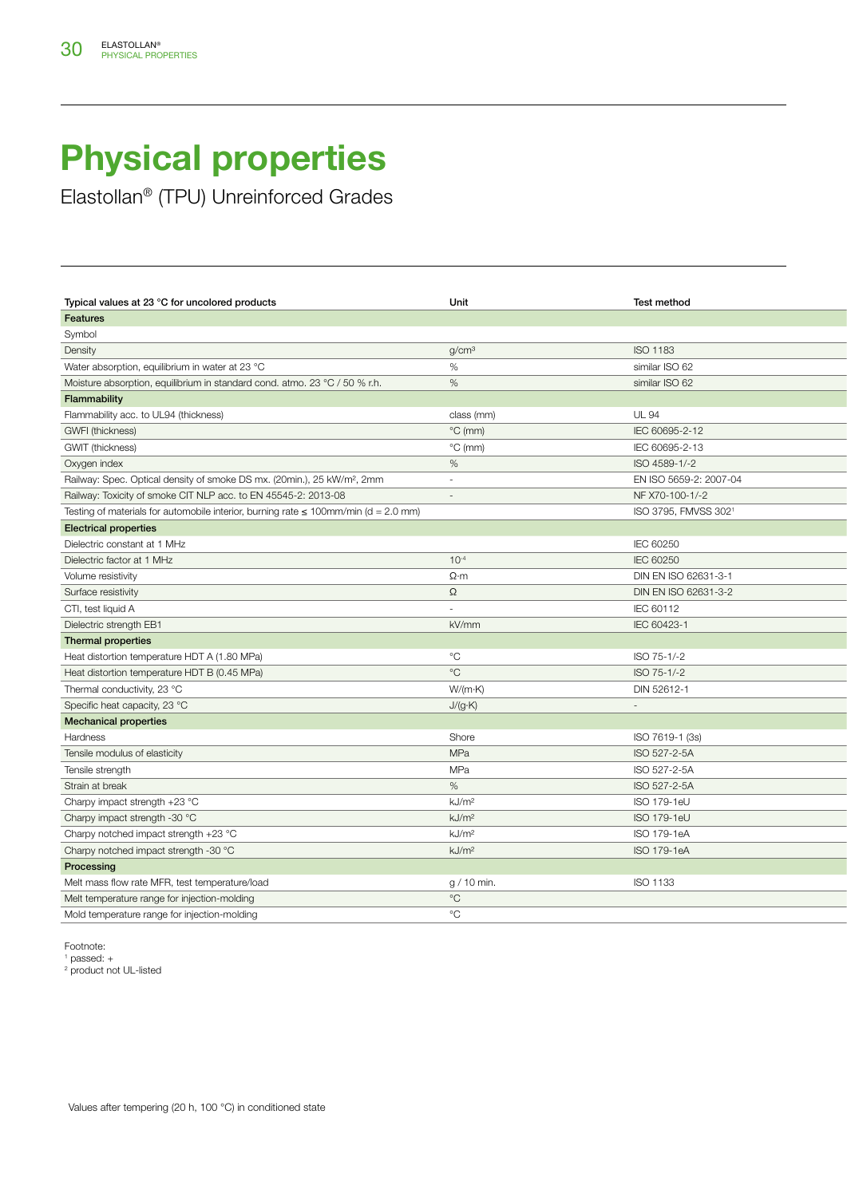# Physical properties

Elastollan® (TPU) Unreinforced Grades

| Typical values at 23 °C for uncolored products | Unit | Test method |
|---|---|---|
| **Features** | | |
| Symbol | | |
| Density | g/cm³ | ISO 1183 |
| Water absorption, equilibrium in water at 23 °C | % | similar ISO 62 |
| Moisture absorption, equilibrium in standard cond. atmo. 23 °C / 50 % r.h. | % | similar ISO 62 |
| **Flammability** | | |
| Flammability acc. to UL94 (thickness) | class (mm) | UL 94 |
| GWFI (thickness) | °C (mm) | IEC 60695-2-12 |
| GWIT (thickness) | °C (mm) | IEC 60695-2-13 |
| Oxygen index | % | ISO 4589-1/-2 |
| Railway: Spec. Optical density of smoke DS mx. (20min.), 25 kW/m², 2mm | - | EN ISO 5659-2: 2007-04 |
| Railway: Toxicity of smoke CIT NLP acc. to EN 45545-2: 2013-08 | - | NF X70-100-1/-2 |
| Testing of materials for automobile interior, burning rate ≤ 100mm/min (d = 2.0 mm) | | ISO 3795, FMVSS 302[1] |
| **Electrical properties** | | |
| Dielectric constant at 1 MHz | | IEC 60250 |
| Dielectric factor at 1 MHz | $10^{-4}$ | IEC 60250 |
| Volume resistivity | Ω·m | DIN EN ISO 62631-3-1 |
| Surface resistivity | Ω | DIN EN ISO 62631-3-2 |
| CTI, test liquid A | - | IEC 60112 |
| Dielectric strength EB1 | kV/mm | IEC 60423-1 |
| **Thermal properties** | | |
| Heat distortion temperature HDT A (1.80 MPa) | °C | ISO 75-1/-2 |
| Heat distortion temperature HDT B (0.45 MPa) | °C | ISO 75-1/-2 |
| Thermal conductivity, 23 °C | W/(m·K) | DIN 52612-1 |
| Specific heat capacity, 23 °C | J/(g·K) | - |
| **Mechanical properties** | | |
| Hardness | Shore | ISO 7619-1 (3s) |
| Tensile modulus of elasticity | MPa | ISO 527-2-5A |
| Tensile strength | MPa | ISO 527-2-5A |
| Strain at break | % | ISO 527-2-5A |
| Charpy impact strength +23 °C | kJ/m² | ISO 179-1eU |
| Charpy impact strength -30 °C | kJ/m² | ISO 179-1eU |
| Charpy notched impact strength +23 °C | kJ/m² | ISO 179-1eA |
| Charpy notched impact strength -30 °C | kJ/m² | ISO 179-1eA |
| **Processing** | | |
| Melt mass flow rate MFR, test temperature/load | g / 10 min. | ISO 1133 |
| Melt temperature range for injection-molding | °C | |
| Mold temperature range for injection-molding | °C | |

Footnote:
[1] passed: +
[2] product not UL-listed

Values after tempering (20 h, 100 °C) in conditioned state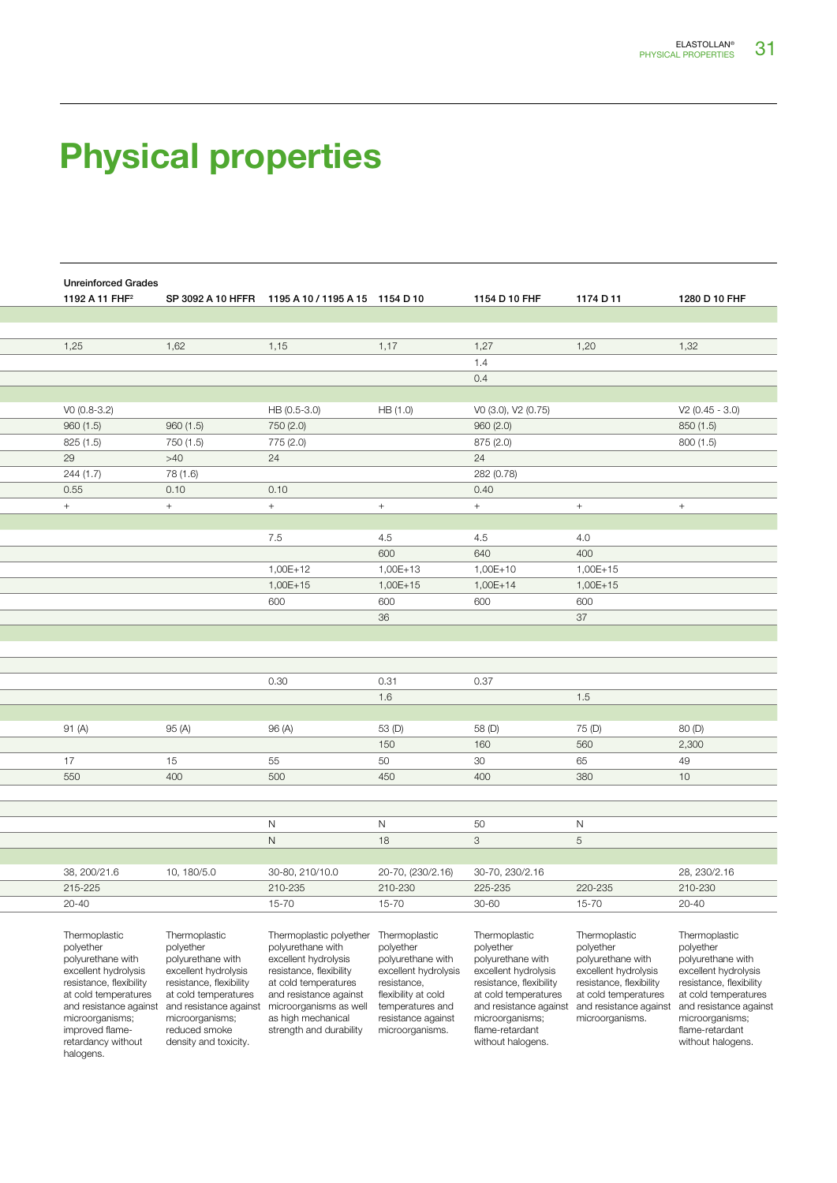# Physical properties

| Unreinforced Grades | | | | | | |
|---|---|---|---|---|---|---|
| 1192 A 11 FHF[2] | SP 3092 A 10 HFFR | 1195 A 10 / 1195 A 15 | 1154 D 10 | 1154 D 10 FHF | 1174 D 11 | 1280 D 10 FHF |
| | | | | | | |
| | | | | | | |
| 1,25 | 1,62 | 1,15 | 1,17 | 1,27 | 1,20 | 1,32 |
| | | | | 1.4 | | |
| | | | | 0.4 | | |
| | | | | | | |
| V0 (0.8-3.2) | | HB (0.5-3.0) | HB (1.0) | V0 (3.0), V2 (0.75) | | V2 (0.45 - 3.0) |
| 960 (1.5) | 960 (1.5) | 750 (2.0) | | 960 (2.0) | | 850 (1.5) |
| 825 (1.5) | 750 (1.5) | 775 (2.0) | | 875 (2.0) | | 800 (1.5) |
| 29 | >40 | 24 | | 24 | | |
| 244 (1.7) | 78 (1.6) | | | 282 (0.78) | | |
| 0.55 | 0.10 | 0.10 | | 0.40 | | |
| + | + | + | + | + | + | + |
| | | | | | | |
| | | 7.5 | 4.5 | 4.5 | 4.0 | |
| | | | 600 | 640 | 400 | |
| | | 1,00E+12 | 1,00E+13 | 1,00E+10 | 1,00E+15 | |
| | | 1,00E+15 | 1,00E+15 | 1,00E+14 | 1,00E+15 | |
| | | 600 | 600 | 600 | 600 | |
| | | | 36 | | 37 | |
| | | | | | | |
| | | | | | | |
| | | | | | | |
| | | 0.30 | 0.31 | 0.37 | | |
| | | | 1.6 | | 1.5 | |
| | | | | | | |
| 91 (A) | 95 (A) | 96 (A) | 53 (D) | 58 (D) | 75 (D) | 80 (D) |
| | | | 150 | 160 | 560 | 2,300 |
| 17 | 15 | 55 | 50 | 30 | 65 | 49 |
| 550 | 400 | 500 | 450 | 400 | 380 | 10 |
| | | | | | | |
| | | | | | | |
| | | N | N | 50 | N | |
| | | N | 18 | 3 | 5 | |
| | | | | | | |
| 38, 200/21.6 | 10, 180/5.0 | 30-80, 210/10.0 | 20-70, (230/2.16) | 30-70, 230/2.16 | | 28, 230/2.16 |
| 215-225 | | 210-235 | 210-230 | 225-235 | 220-235 | 210-230 |
| 20-40 | | 15-70 | 15-70 | 30-60 | 15-70 | 20-40 |
| Thermoplastic polyether polyurethane with excellent hydrolysis resistance, flexibility at cold temperatures and resistance against microorganisms; improved flame-retardancy without halogens. | Thermoplastic polyether polyurethane with excellent hydrolysis resistance, flexibility at cold temperatures and resistance against microorganisms; reduced smoke density and toxicity. | Thermoplastic polyether polyurethane with excellent hydrolysis resistance, flexibility at cold temperatures and resistance against microorganisms as well as high mechanical strength and durability | Thermoplastic polyether polyurethane with excellent hydrolysis resistance, flexibility at cold temperatures and resistance against microorganisms. | Thermoplastic polyether polyurethane with excellent hydrolysis resistance, flexibility at cold temperatures and resistance against microorganisms; flame-retardant without halogens. | Thermoplastic polyether polyurethane with excellent hydrolysis resistance, flexibility at cold temperatures and resistance against microorganisms. | Thermoplastic polyether polyurethane with excellent hydrolysis resistance, flexibility at cold temperatures and resistance against microorganisms; flame-retardant without halogens. |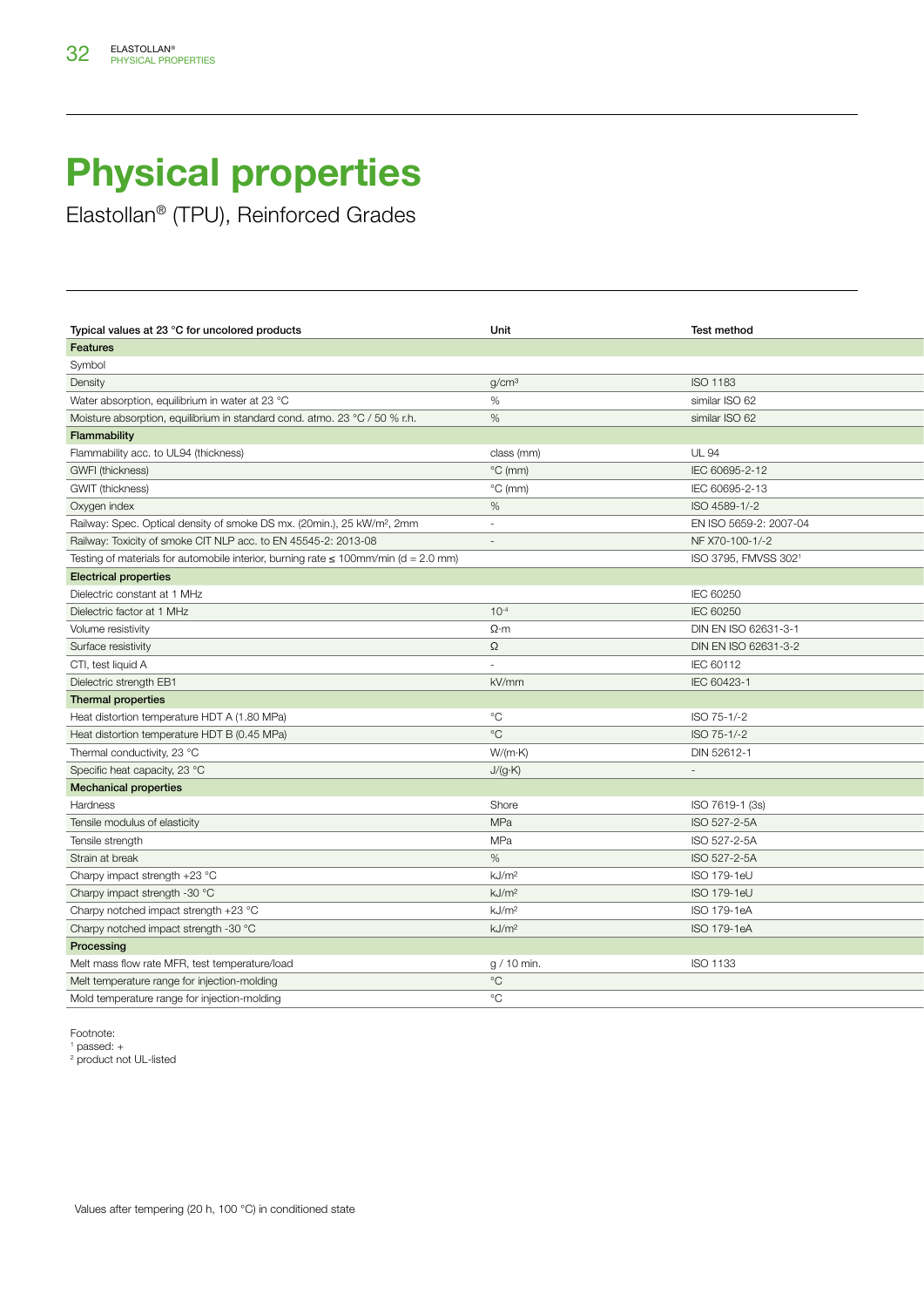# Physical properties

Elastollan® (TPU), Reinforced Grades

| Typical values at 23 °C for uncolored products | Unit | Test method |
|---|---|---|
| **Features** | | |
| Symbol | | |
| Density | g/cm³ | ISO 1183 |
| Water absorption, equilibrium in water at 23 °C | % | similar ISO 62 |
| Moisture absorption, equilibrium in standard cond. atmo. 23 °C / 50 % r.h. | % | similar ISO 62 |
| **Flammability** | | |
| Flammability acc. to UL94 (thickness) | class (mm) | UL 94 |
| GWFI (thickness) | °C (mm) | IEC 60695-2-12 |
| GWIT (thickness) | °C (mm) | IEC 60695-2-13 |
| Oxygen index | % | ISO 4589-1/-2 |
| Railway: Spec. Optical density of smoke DS mx. (20min.), 25 kW/m², 2mm | - | EN ISO 5659-2: 2007-04 |
| Railway: Toxicity of smoke CIT NLP acc. to EN 45545-2: 2013-08 | - | NF X70-100-1/-2 |
| Testing of materials for automobile interior, burning rate ≤ 100mm/min (d = 2.0 mm) | | ISO 3795, FMVSS 302[1] |
| **Electrical properties** | | |
| Dielectric constant at 1 MHz | | IEC 60250 |
| Dielectric factor at 1 MHz | $10^{-4}$ | IEC 60250 |
| Volume resistivity | Ω·m | DIN EN ISO 62631-3-1 |
| Surface resistivity | Ω | DIN EN ISO 62631-3-2 |
| CTI, test liquid A | - | IEC 60112 |
| Dielectric strength EB1 | kV/mm | IEC 60423-1 |
| **Thermal properties** | | |
| Heat distortion temperature HDT A (1.80 MPa) | °C | ISO 75-1/-2 |
| Heat distortion temperature HDT B (0.45 MPa) | °C | ISO 75-1/-2 |
| Thermal conductivity, 23 °C | W/(m·K) | DIN 52612-1 |
| Specific heat capacity, 23 °C | J/(g·K) | - |
| **Mechanical properties** | | |
| Hardness | Shore | ISO 7619-1 (3s) |
| Tensile modulus of elasticity | MPa | ISO 527-2-5A |
| Tensile strength | MPa | ISO 527-2-5A |
| Strain at break | % | ISO 527-2-5A |
| Charpy impact strength +23 °C | kJ/m² | ISO 179-1eU |
| Charpy impact strength -30 °C | kJ/m² | ISO 179-1eU |
| Charpy notched impact strength +23 °C | kJ/m² | ISO 179-1eA |
| Charpy notched impact strength -30 °C | kJ/m² | ISO 179-1eA |
| **Processing** | | |
| Melt mass flow rate MFR, test temperature/load | g / 10 min. | ISO 1133 |
| Melt temperature range for injection-molding | °C | |
| Mold temperature range for injection-molding | °C | |

Footnote:
[1] passed: +
[2] product not UL-listed

Values after tempering (20 h, 100 °C) in conditioned state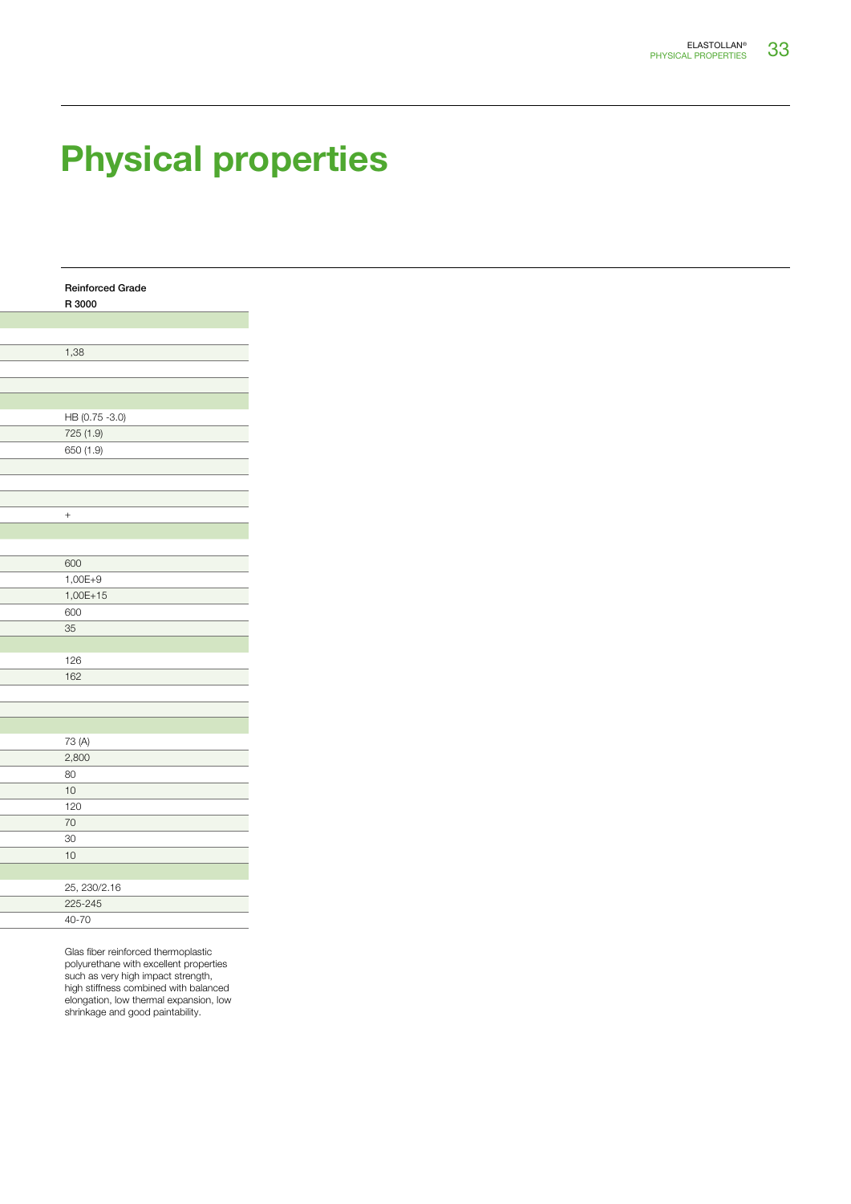# Physical properties

| Reinforced Grade |
|---|
| R 3000 |
| |
| |
| 1,38 |
| |
| |
| |
| HB (0.75 -3.0) |
| 725 (1.9) |
| 650 (1.9) |
| |
| |
| |
| + |
| |
| |
| 600 |
| 1,00E+9 |
| 1,00E+15 |
| 600 |
| 35 |
| |
| 126 |
| 162 |
| |
| |
| |
| 73 (A) |
| 2,800 |
| 80 |
| 10 |
| 120 |
| 70 |
| 30 |
| 10 |
| |
| 25, 230/2.16 |
| 225-245 |
| 40-70 |

Glas fiber reinforced thermoplastic polyurethane with excellent properties such as very high impact strength, high stiffness combined with balanced elongation, low thermal expansion, low shrinkage and good paintability.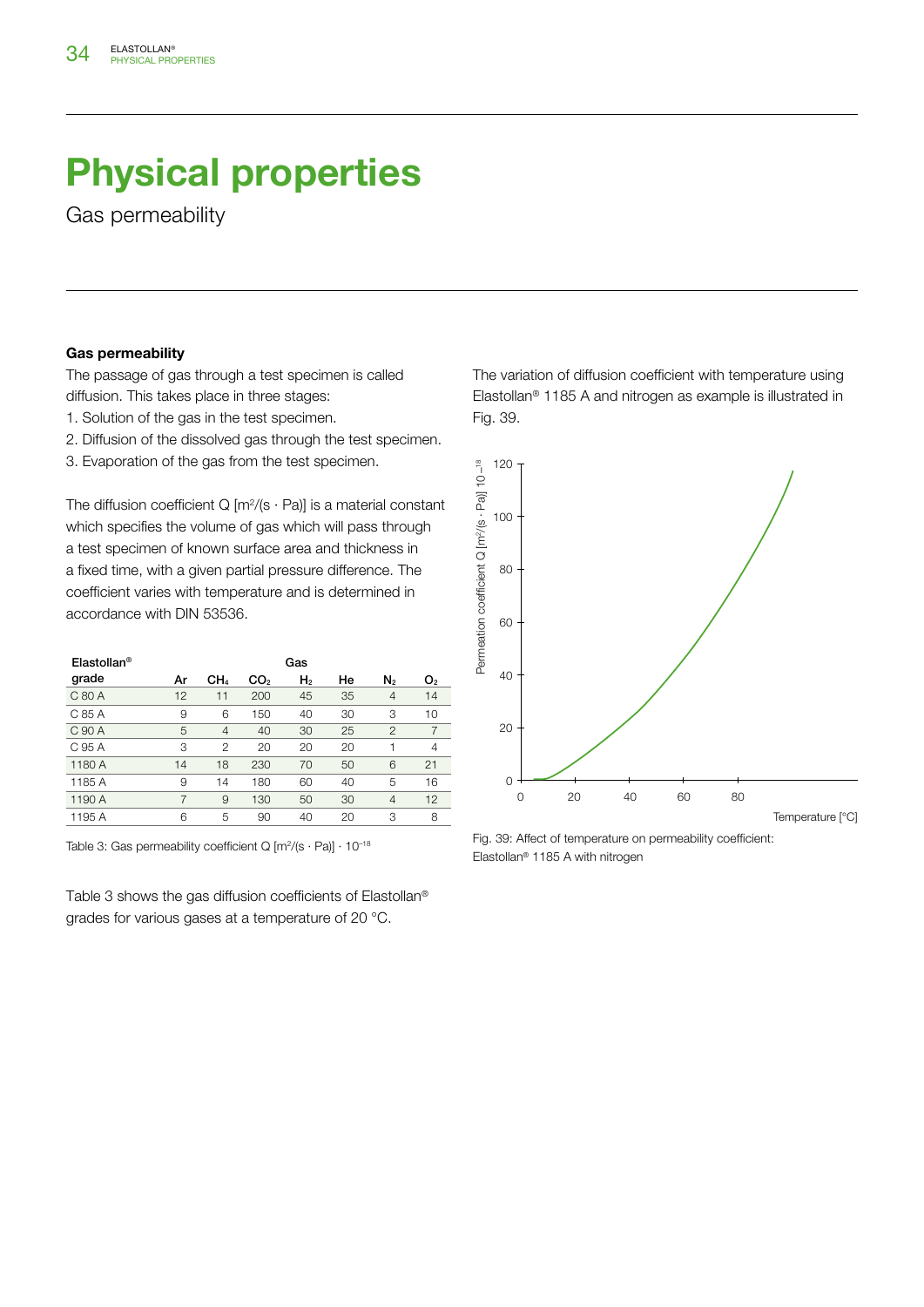# Physical properties

Gas permeability

**Gas permeability**

The passage of gas through a test specimen is called diffusion. This takes place in three stages:

1. Solution of the gas in the test specimen.
2. Diffusion of the dissolved gas through the test specimen.
3. Evaporation of the gas from the test specimen.

The diffusion coefficient Q [$m^2/(s \cdot Pa)$] is a material constant which specifies the volume of gas which will pass through a test specimen of known surface area and thickness in a fixed time, with a given partial pressure difference. The coefficient varies with temperature and is determined in accordance with DIN 53536.

| Elastollan® grade | Gas | | | | | | |
|---|---|---|---|---|---|---|---|
| | Ar | $CH_4$ | $CO_2$ | $H_2$ | He | $N_2$ | $O_2$ |
| C 80 A | 12 | 11 | 200 | 45 | 35 | 4 | 14 |
| C 85 A | 9 | 6 | 150 | 40 | 30 | 3 | 10 |
| C 90 A | 5 | 4 | 40 | 30 | 25 | 2 | 7 |
| C 95 A | 3 | 2 | 20 | 20 | 20 | 1 | 4 |
| 1180 A | 14 | 18 | 230 | 70 | 50 | 6 | 21 |
| 1185 A | 9 | 14 | 180 | 60 | 40 | 5 | 16 |
| 1190 A | 7 | 9 | 130 | 50 | 30 | 4 | 12 |
| 1195 A | 6 | 5 | 90 | 40 | 20 | 3 | 8 |

Table 3: Gas permeability coefficient Q [$m^2/(s \cdot Pa)$] $\cdot 10^{-18}$

Table 3 shows the gas diffusion coefficients of Elastollan® grades for various gases at a temperature of 20 °C.

The variation of diffusion coefficient with temperature using Elastollan® 1185 A and nitrogen as example is illustrated in Fig. 39.

Fig. 39: Affect of temperature on permeability coefficient: Elastollan® 1185 A with nitrogen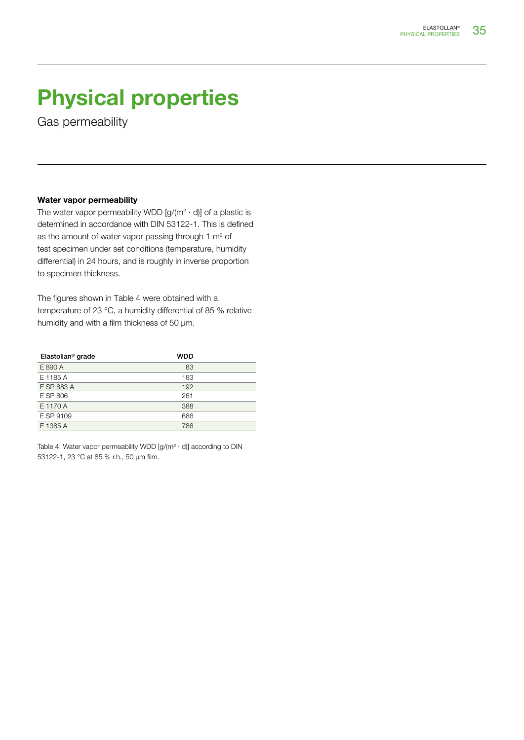# Physical properties

Gas permeability

### Water vapor permeability

The water vapor permeability WDD [g/(m$^2$ · d)] of a plastic is determined in accordance with DIN 53122-1. This is defined as the amount of water vapor passing through 1 m$^2$ of test specimen under set conditions (temperature, humidity differential) in 24 hours, and is roughly in inverse proportion to specimen thickness.

The figures shown in Table 4 were obtained with a temperature of 23 °C, a humidity differential of 85 % relative humidity and with a film thickness of 50 µm.

| Elastollan® grade | WDD |
|---|---|
| E 890 A | 83 |
| E 1185 A | 183 |
| E SP 883 A | 192 |
| E SP 806 | 261 |
| E 1170 A | 388 |
| E SP 9109 | 686 |
| E 1385 A | 786 |

Table 4: Water vapor permeability WDD [g/(m$^2$ · d)] according to DIN 53122-1, 23 °C at 85 % r.h., 50 µm film.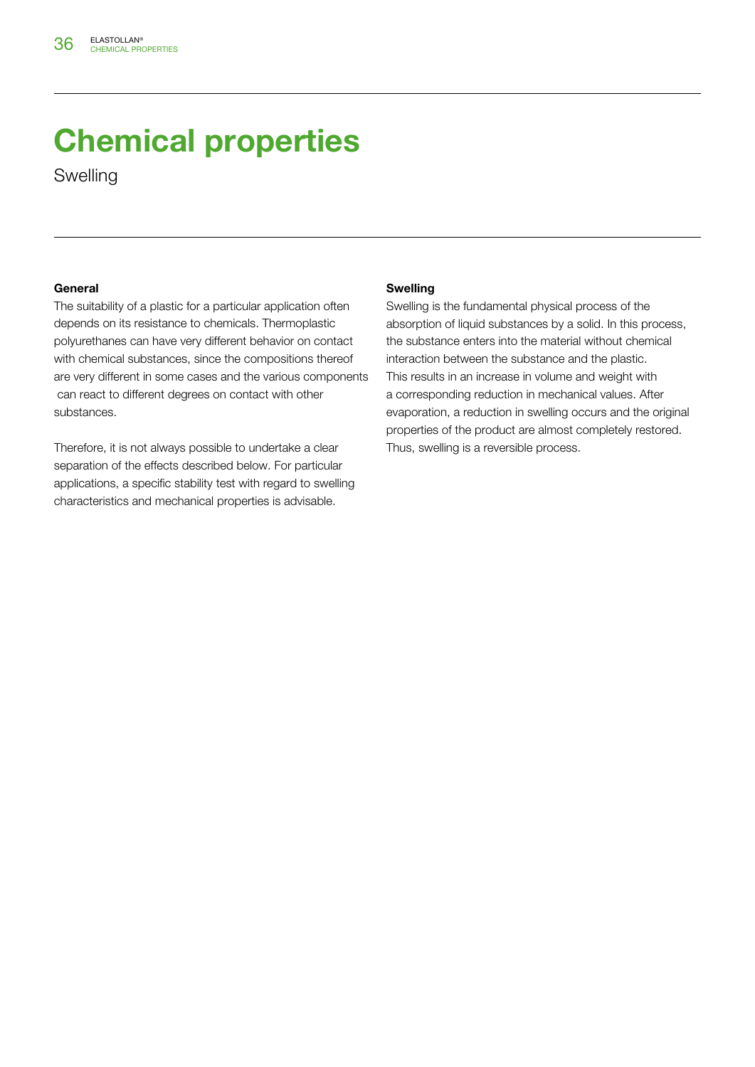# Chemical properties

Swelling

### General

The suitability of a plastic for a particular application often depends on its resistance to chemicals. Thermoplastic polyurethanes can have very different behavior on contact with chemical substances, since the compositions thereof are very different in some cases and the various components can react to different degrees on contact with other substances.

Therefore, it is not always possible to undertake a clear separation of the effects described below. For particular applications, a specific stability test with regard to swelling characteristics and mechanical properties is advisable.

### Swelling

Swelling is the fundamental physical process of the absorption of liquid substances by a solid. In this process, the substance enters into the material without chemical interaction between the substance and the plastic. This results in an increase in volume and weight with a corresponding reduction in mechanical values. After evaporation, a reduction in swelling occurs and the original properties of the product are almost completely restored. Thus, swelling is a reversible process.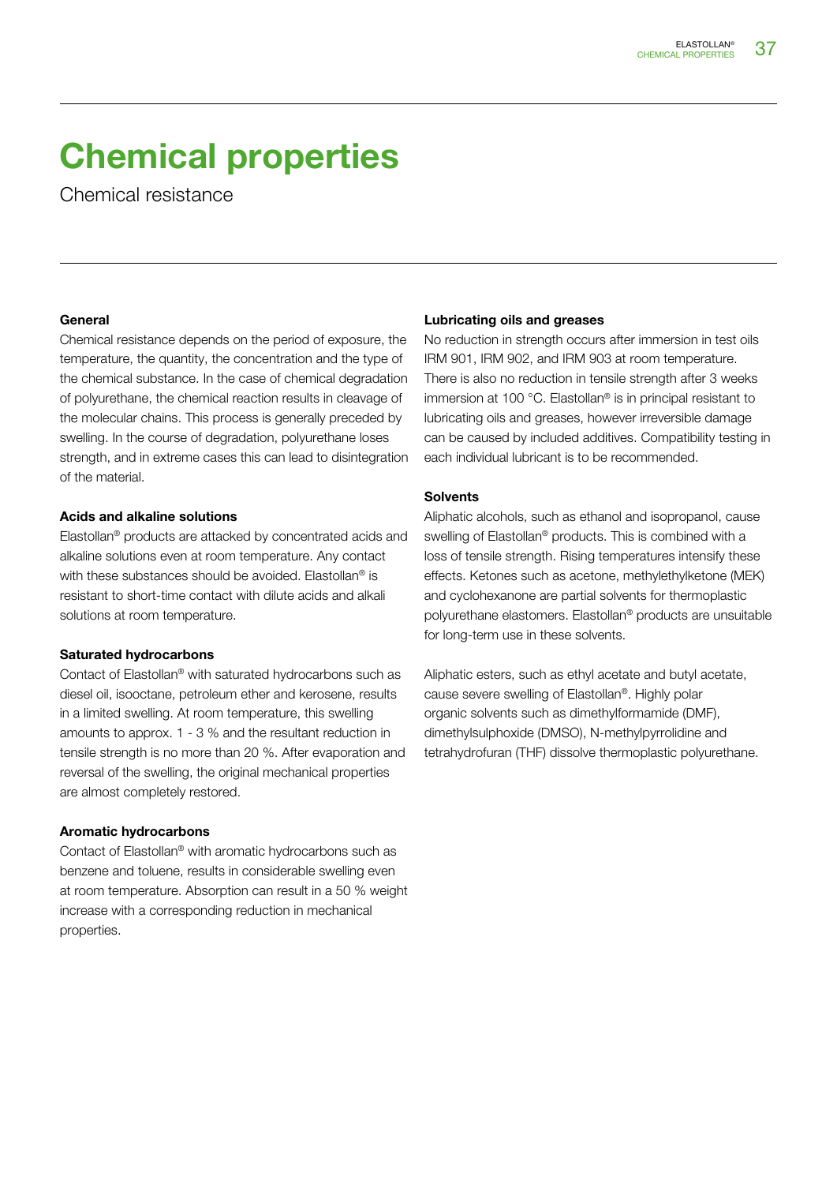# Chemical properties

Chemical resistance

**General**

Chemical resistance depends on the period of exposure, the temperature, the quantity, the concentration and the type of the chemical substance. In the case of chemical degradation of polyurethane, the chemical reaction results in cleavage of the molecular chains. This process is generally preceded by swelling. In the course of degradation, polyurethane loses strength, and in extreme cases this can lead to disintegration of the material.

**Acids and alkaline solutions**

Elastollan® products are attacked by concentrated acids and alkaline solutions even at room temperature. Any contact with these substances should be avoided. Elastollan® is resistant to short-time contact with dilute acids and alkali solutions at room temperature.

**Saturated hydrocarbons**

Contact of Elastollan® with saturated hydrocarbons such as diesel oil, isooctane, petroleum ether and kerosene, results in a limited swelling. At room temperature, this swelling amounts to approx. 1 - 3 % and the resultant reduction in tensile strength is no more than 20 %. After evaporation and reversal of the swelling, the original mechanical properties are almost completely restored.

**Aromatic hydrocarbons**

Contact of Elastollan® with aromatic hydrocarbons such as benzene and toluene, results in considerable swelling even at room temperature. Absorption can result in a 50 % weight increase with a corresponding reduction in mechanical properties.

**Lubricating oils and greases**

No reduction in strength occurs after immersion in test oils IRM 901, IRM 902, and IRM 903 at room temperature. There is also no reduction in tensile strength after 3 weeks immersion at 100 °C. Elastollan® is in principal resistant to lubricating oils and greases, however irreversible damage can be caused by included additives. Compatibility testing in each individual lubricant is to be recommended.

**Solvents**

Aliphatic alcohols, such as ethanol and isopropanol, cause swelling of Elastollan® products. This is combined with a loss of tensile strength. Rising temperatures intensify these effects. Ketones such as acetone, methylethylketone (MEK) and cyclohexanone are partial solvents for thermoplastic polyurethane elastomers. Elastollan® products are unsuitable for long-term use in these solvents.

Aliphatic esters, such as ethyl acetate and butyl acetate, cause severe swelling of Elastollan®. Highly polar organic solvents such as dimethylformamide (DMF), dimethylsulphoxide (DMSO), N-methylpyrrolidine and tetrahydrofuran (THF) dissolve thermoplastic polyurethane.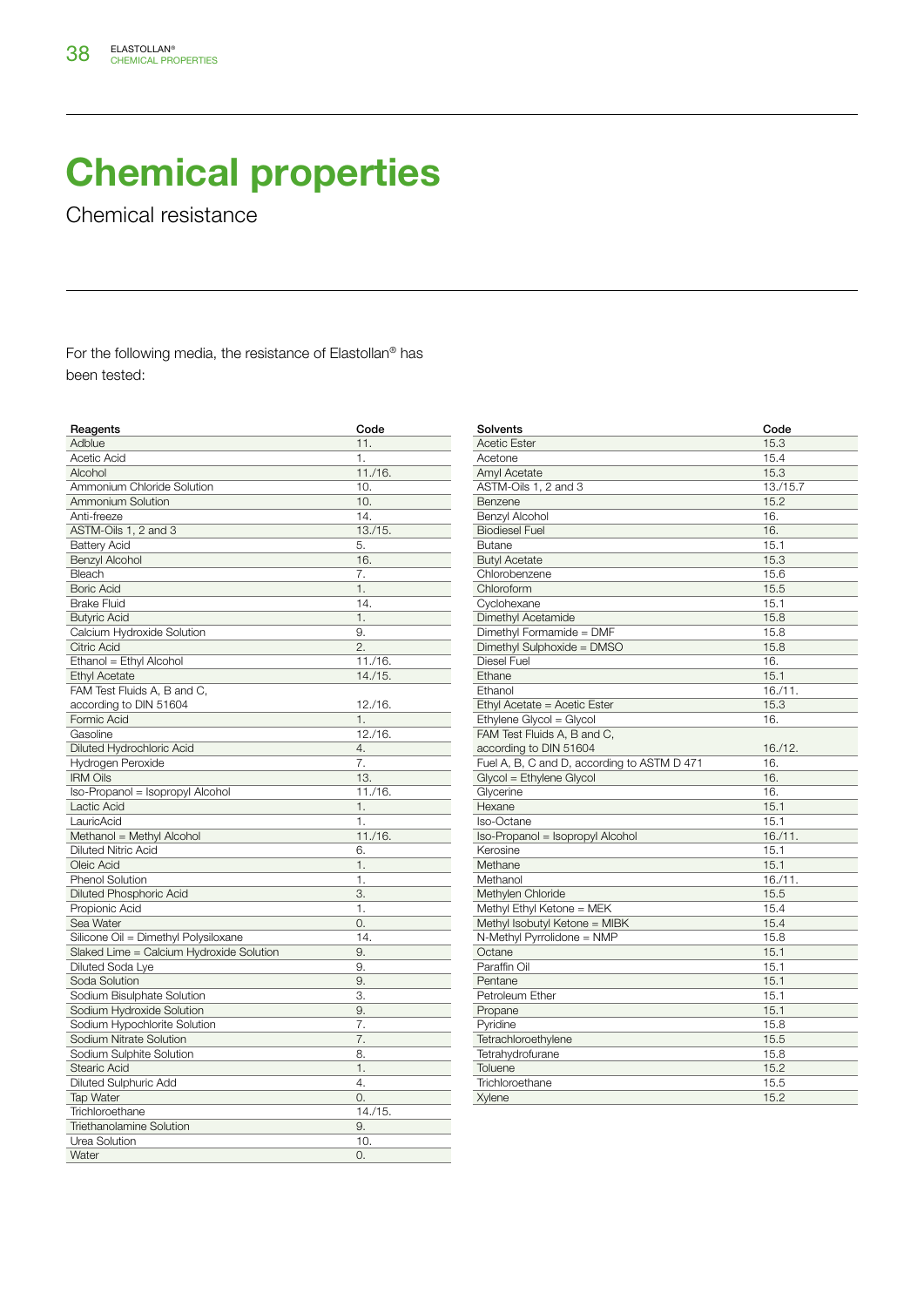# Chemical properties

## Chemical resistance

For the following media, the resistance of Elastollan® has been tested:

| Reagents | Code |
|---|---|
| Adblue | 11. |
| Acetic Acid | 1. |
| Alcohol | 11./16. |
| Ammonium Chloride Solution | 10. |
| Ammonium Solution | 10. |
| Anti-freeze | 14. |
| ASTM-Oils 1, 2 and 3 | 13./15. |
| Battery Acid | 5. |
| Benzyl Alcohol | 16. |
| Bleach | 7. |
| Boric Acid | 1. |
| Brake Fluid | 14. |
| Butyric Acid | 1. |
| Calcium Hydroxide Solution | 9. |
| Citric Acid | 2. |
| Ethanol = Ethyl Alcohol | 11./16. |
| Ethyl Acetate | 14./15. |
| FAM Test Fluids A, B and C, according to DIN 51604 | 12./16. |
| Formic Acid | 1. |
| Gasoline | 12./16. |
| Diluted Hydrochloric Acid | 4. |
| Hydrogen Peroxide | 7. |
| IRM Oils | 13. |
| Iso-Propanol = Isopropyl Alcohol | 11./16. |
| Lactic Acid | 1. |
| LauricAcid | 1. |
| Methanol = Methyl Alcohol | 11./16. |
| Diluted Nitric Acid | 6. |
| Oleic Acid | 1. |
| Phenol Solution | 1. |
| Diluted Phosphoric Acid | 3. |
| Propionic Acid | 1. |
| Sea Water | 0. |
| Silicone Oil = Dimethyl Polysiloxane | 14. |
| Slaked Lime = Calcium Hydroxide Solution | 9. |
| Diluted Soda Lye | 9. |
| Soda Solution | 9. |
| Sodium Bisulphate Solution | 3. |
| Sodium Hydroxide Solution | 9. |
| Sodium Hypochlorite Solution | 7. |
| Sodium Nitrate Solution | 7. |
| Sodium Sulphite Solution | 8. |
| Stearic Acid | 1. |
| Diluted Sulphuric Add | 4. |
| Tap Water | 0. |
| Trichloroethane | 14./15. |
| Triethanolamine Solution | 9. |
| Urea Solution | 10. |
| Water | 0. |

| Solvents | Code |
|---|---|
| Acetic Ester | 15.3 |
| Acetone | 15.4 |
| Amyl Acetate | 15.3 |
| ASTM-Oils 1, 2 and 3 | 13./15.7 |
| Benzene | 15.2 |
| Benzyl Alcohol | 16. |
| Biodiesel Fuel | 16. |
| Butane | 15.1 |
| Butyl Acetate | 15.3 |
| Chlorobenzene | 15.6 |
| Chloroform | 15.5 |
| Cyclohexane | 15.1 |
| Dimethyl Acetamide | 15.8 |
| Dimethyl Formamide = DMF | 15.8 |
| Dimethyl Sulphoxide = DMSO | 15.8 |
| Diesel Fuel | 16. |
| Ethane | 15.1 |
| Ethanol | 16./11. |
| Ethyl Acetate = Acetic Ester | 15.3 |
| Ethylene Glycol = Glycol | 16. |
| FAM Test Fluids A, B and C, according to DIN 51604 | 16./12. |
| Fuel A, B, C and D, according to ASTM D 471 | 16. |
| Glycol = Ethylene Glycol | 16. |
| Glycerine | 16. |
| Hexane | 15.1 |
| Iso-Octane | 15.1 |
| Iso-Propanol = Isopropyl Alcohol | 16./11. |
| Kerosine | 15.1 |
| Methane | 15.1 |
| Methanol | 16./11. |
| Methylen Chloride | 15.5 |
| Methyl Ethyl Ketone = MEK | 15.4 |
| Methyl Isobutyl Ketone = MIBK | 15.4 |
| N-Methyl Pyrrolidone = NMP | 15.8 |
| Octane | 15.1 |
| Paraffin Oil | 15.1 |
| Pentane | 15.1 |
| Petroleum Ether | 15.1 |
| Propane | 15.1 |
| Pyridine | 15.8 |
| Tetrachloroethylene | 15.5 |
| Tetrahydrofurane | 15.8 |
| Toluene | 15.2 |
| Trichloroethane | 15.5 |
| Xylene | 15.2 |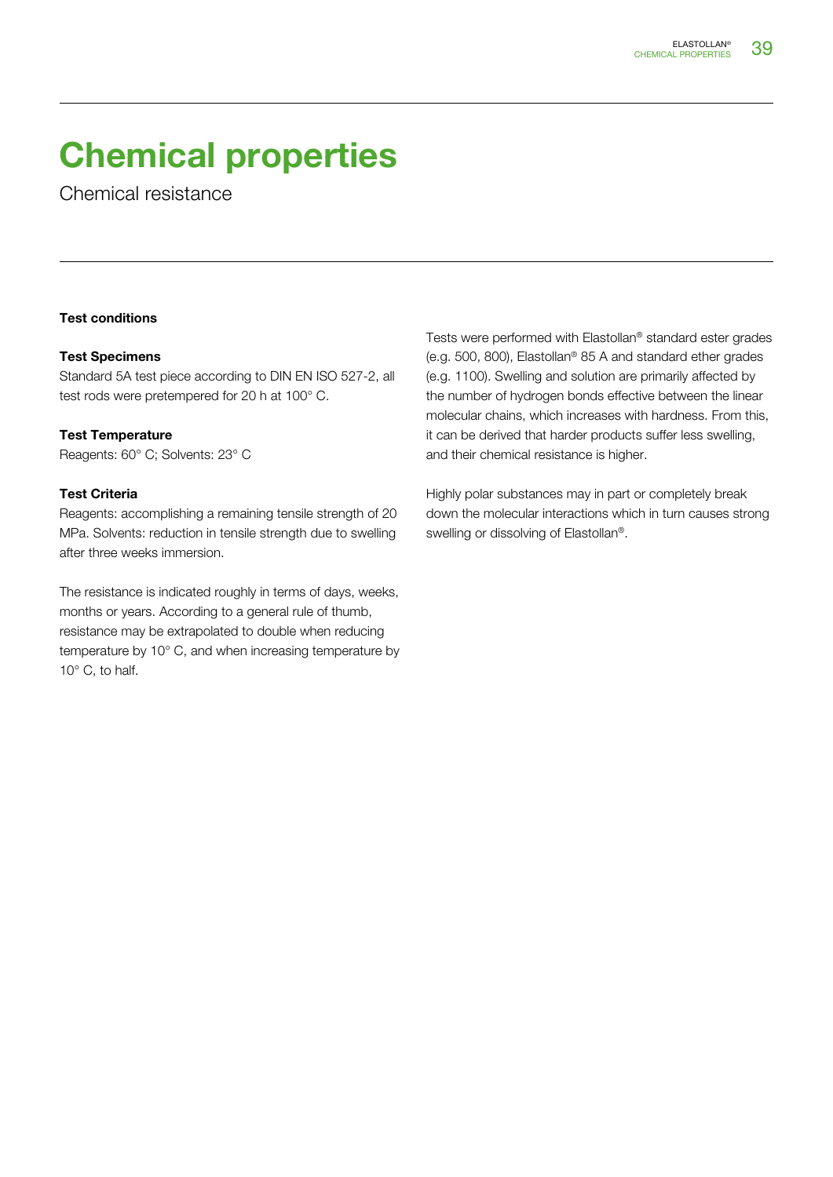# Chemical properties

Chemical resistance

**Test conditions**

**Test Specimens**
Standard 5A test piece according to DIN EN ISO 527-2, all test rods were pretempered for 20 h at 100° C.

**Test Temperature**
Reagents: 60° C; Solvents: 23° C

**Test Criteria**
Reagents: accomplishing a remaining tensile strength of 20 MPa. Solvents: reduction in tensile strength due to swelling after three weeks immersion.

The resistance is indicated roughly in terms of days, weeks, months or years. According to a general rule of thumb, resistance may be extrapolated to double when reducing temperature by 10° C, and when increasing temperature by 10° C, to half.

Tests were performed with Elastollan® standard ester grades (e.g. 500, 800), Elastollan® 85 A and standard ether grades (e.g. 1100). Swelling and solution are primarily affected by the number of hydrogen bonds effective between the linear molecular chains, which increases with hardness. From this, it can be derived that harder products suffer less swelling, and their chemical resistance is higher.

Highly polar substances may in part or completely break down the molecular interactions which in turn causes strong swelling or dissolving of Elastollan®.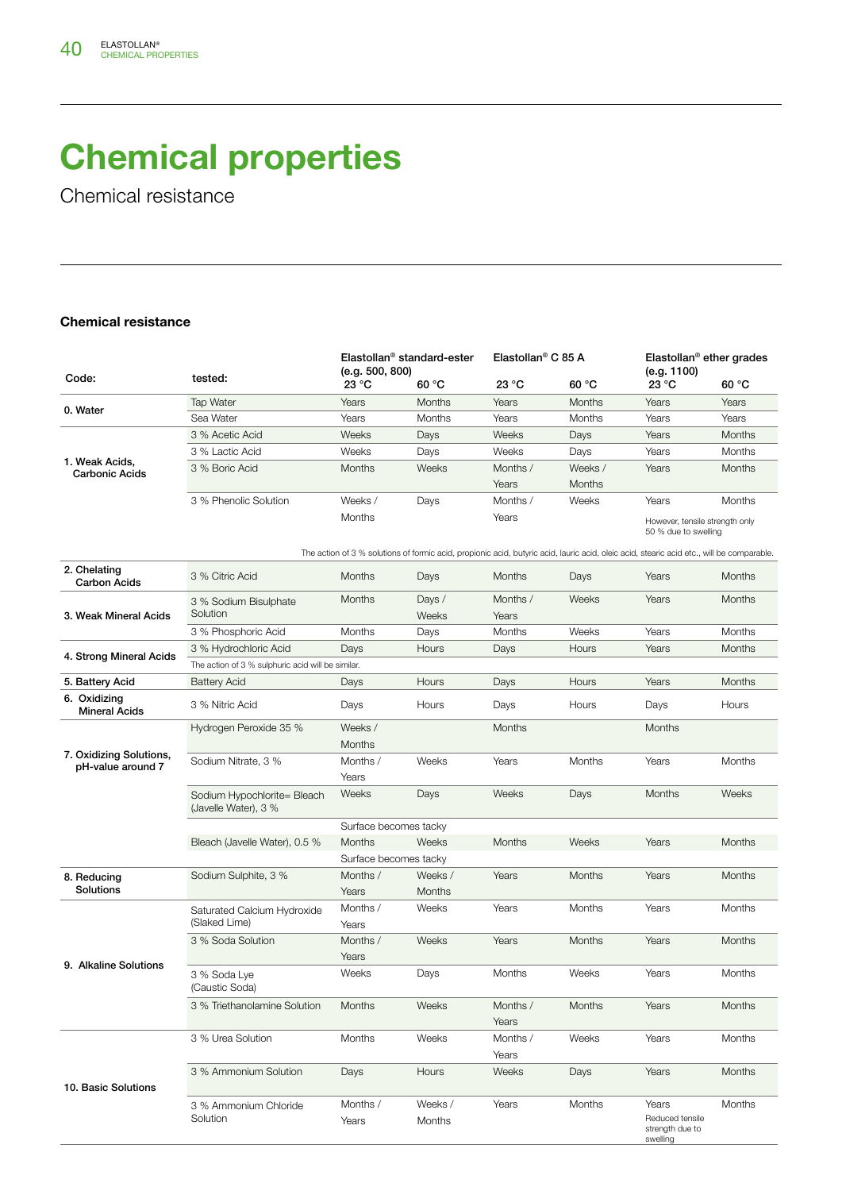# Chemical properties

Chemical resistance

### Chemical resistance

| Code: | tested: | Elastollan® standard-ester (e.g. 500, 800) 23 °C | 60 °C | Elastollan® C 85 A 23 °C | 60 °C | Elastollan® ether grades (e.g. 1100) 23 °C | 60 °C |
|---|---|---|---|---|---|---|---|
| 0. Water | Tap Water | Years | Months | Years | Months | Years | Years |
| | Sea Water | Years | Months | Years | Months | Years | Years |
| 1. Weak Acids, Carbonic Acids | 3 % Acetic Acid | Weeks | Days | Weeks | Days | Years | Months |
| | 3 % Lactic Acid | Weeks | Days | Weeks | Days | Years | Months |
| | 3 % Boric Acid | Months | Weeks | Months / Years | Weeks / Months | Years | Months |
| | 3 % Phenolic Solution | Weeks / Months | Days | Months / Years | Weeks | Years However, tensile strength only 50 % due to swelling | Months |
| | The action of 3 % solutions of formic acid, propionic acid, butyric acid, lauric acid, oleic acid, stearic acid etc., will be comparable. | | | | | | |
| 2. Chelating Carbon Acids | 3 % Citric Acid | Months | Days | Months | Days | Years | Months |
| 3. Weak Mineral Acids | 3 % Sodium Bisulphate Solution | Months | Days / Weeks | Months / Years | Weeks | Years | Months |
| | 3 % Phosphoric Acid | Months | Days | Months | Weeks | Years | Months |
| 4. Strong Mineral Acids | 3 % Hydrochloric Acid | Days | Hours | Days | Hours | Years | Months |
| | The action of 3 % sulphuric acid will be similar. | | | | | | |
| 5. Battery Acid | Battery Acid | Days | Hours | Days | Hours | Years | Months |
| 6. Oxidizing Mineral Acids | 3 % Nitric Acid | Days | Hours | Days | Hours | Days | Hours |
| 7. Oxidizing Solutions, pH-value around 7 | Hydrogen Peroxide 35 % | Weeks / Months | | Months | | Months | |
| | Sodium Nitrate, 3 % | Months / Years | Weeks | Years | Months | Years | Months |
| | Sodium Hypochlorite= Bleach (Javelle Water), 3 % | Weeks Surface becomes tacky | Days | Weeks | Days | Months | Weeks |
| | Bleach (Javelle Water), 0.5 % | Months Surface becomes tacky | Weeks | Months | Weeks | Years | Months |
| 8. Reducing Solutions | Sodium Sulphite, 3 % | Months / Years | Weeks / Months | Years | Months | Years | Months |
| 9. Alkaline Solutions | Saturated Calcium Hydroxide (Slaked Lime) | Months / Years | Weeks | Years | Months | Years | Months |
| | 3 % Soda Solution | Months / Years | Weeks | Years | Months | Years | Months |
| | 3 % Soda Lye (Caustic Soda) | Weeks | Days | Months | Weeks | Years | Months |
| | 3 % Triethanolamine Solution | Months | Weeks | Months / Years | Months | Years | Months |
| 10. Basic Solutions | 3 % Urea Solution | Months | Weeks | Months / Years | Weeks | Years | Months |
| | 3 % Ammonium Solution | Days | Hours | Weeks | Days | Years | Months |
| | 3 % Ammonium Chloride Solution | Months / Years | Weeks / Months | Years | Months | Years Reduced tensile strength due to swelling | Months |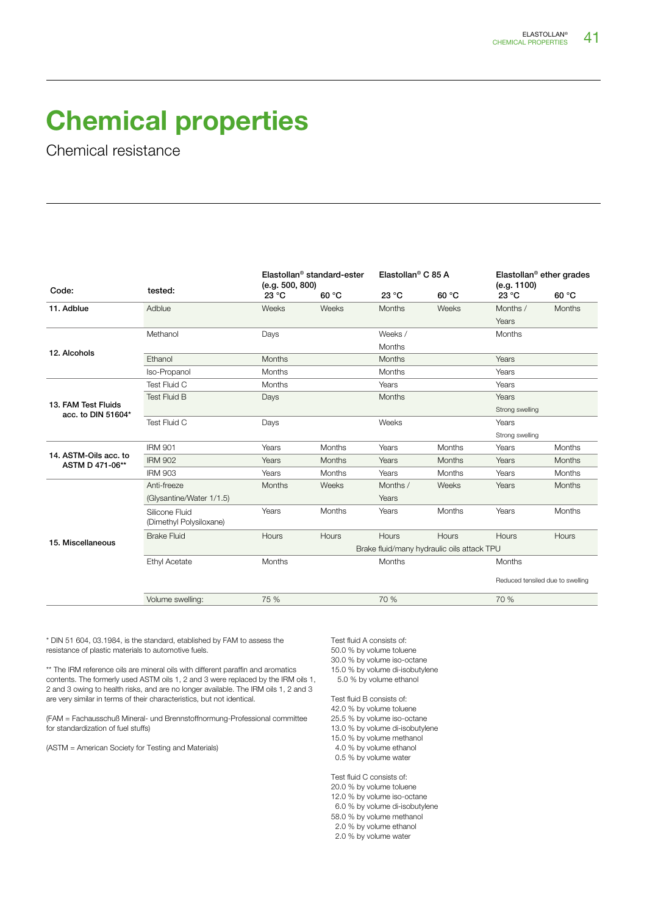# Chemical properties

## Chemical resistance

| Code: | tested: | Elastollan® standard-ester (e.g. 500, 800) | | Elastollan® C 85 A | | Elastollan® ether grades (e.g. 1100) | |
|---|---|---|---|---|---|---|---|
| | | 23 °C | 60 °C | 23 °C | 60 °C | 23 °C | 60 °C |
| **11. Adblue** | Adblue | Weeks | Weeks | Months | Weeks | Months / Years | Months |
| **12. Alcohols** | Methanol | Days | | Weeks / Months | | Months | |
| | Ethanol | Months | | Months | | Years | |
| | Iso-Propanol | Months | | Months | | Years | |
| **13. FAM Test Fluids acc. to DIN 51604*** | Test Fluid C | Months | | Years | | Years | |
| | Test Fluid B | Days | | Months | | Years Strong swelling | |
| | Test Fluid C | Days | | Weeks | | Years Strong swelling | |
| **14. ASTM-Oils acc. to ASTM D 471-06**** | IRM 901 | Years | Months | Years | Months | Years | Months |
| | IRM 902 | Years | Months | Years | Months | Years | Months |
| | IRM 903 | Years | Months | Years | Months | Years | Months |
| **15. Miscellaneous** | Anti-freeze (Glysantine/Water 1/1.5) | Months | Weeks | Months / Years | Weeks | Years | Months |
| | Silicone Fluid (Dimethyl Polysiloxane) | Years | Months | Years | Months | Years | Months |
| | Brake Fluid | Hours | Hours | Hours | Hours | Hours | Hours |
| | | Brake fluid/many hydraulic oils attack TPU | | | | | |
| | Ethyl Acetate | Months | | Months | | Months Reduced tensiled due to swelling | |
| | Volume swelling: | 75 % | | 70 % | | 70 % | |

* DIN 51 604, 03.1984, is the standard, established by FAM to assess the resistance of plastic materials to automotive fuels.

** The IRM reference oils are mineral oils with different paraffin and aromatics contents. The formerly used ASTM oils 1, 2 and 3 were replaced by the IRM oils 1, 2 and 3 owing to health risks, and are no longer available. The IRM oils 1, 2 and 3 are very similar in terms of their characteristics, but not identical.

(FAM = Fachausschuß Mineral- und Brennstoffnormung-Professional committee for standardization of fuel stuffs)

(ASTM = American Society for Testing and Materials)

Test fluid A consists of:
50.0 % by volume toluene
30.0 % by volume iso-octane
15.0 % by volume di-isobutylene
5.0 % by volume ethanol

Test fluid B consists of:
42.0 % by volume toluene
25.5 % by volume iso-octane
13.0 % by volume di-isobutylene
15.0 % by volume methanol
4.0 % by volume ethanol
0.5 % by volume water

Test fluid C consists of:
20.0 % by volume toluene
12.0 % by volume iso-octane
6.0 % by volume di-isobutylene
58.0 % by volume methanol
2.0 % by volume ethanol
2.0 % by volume water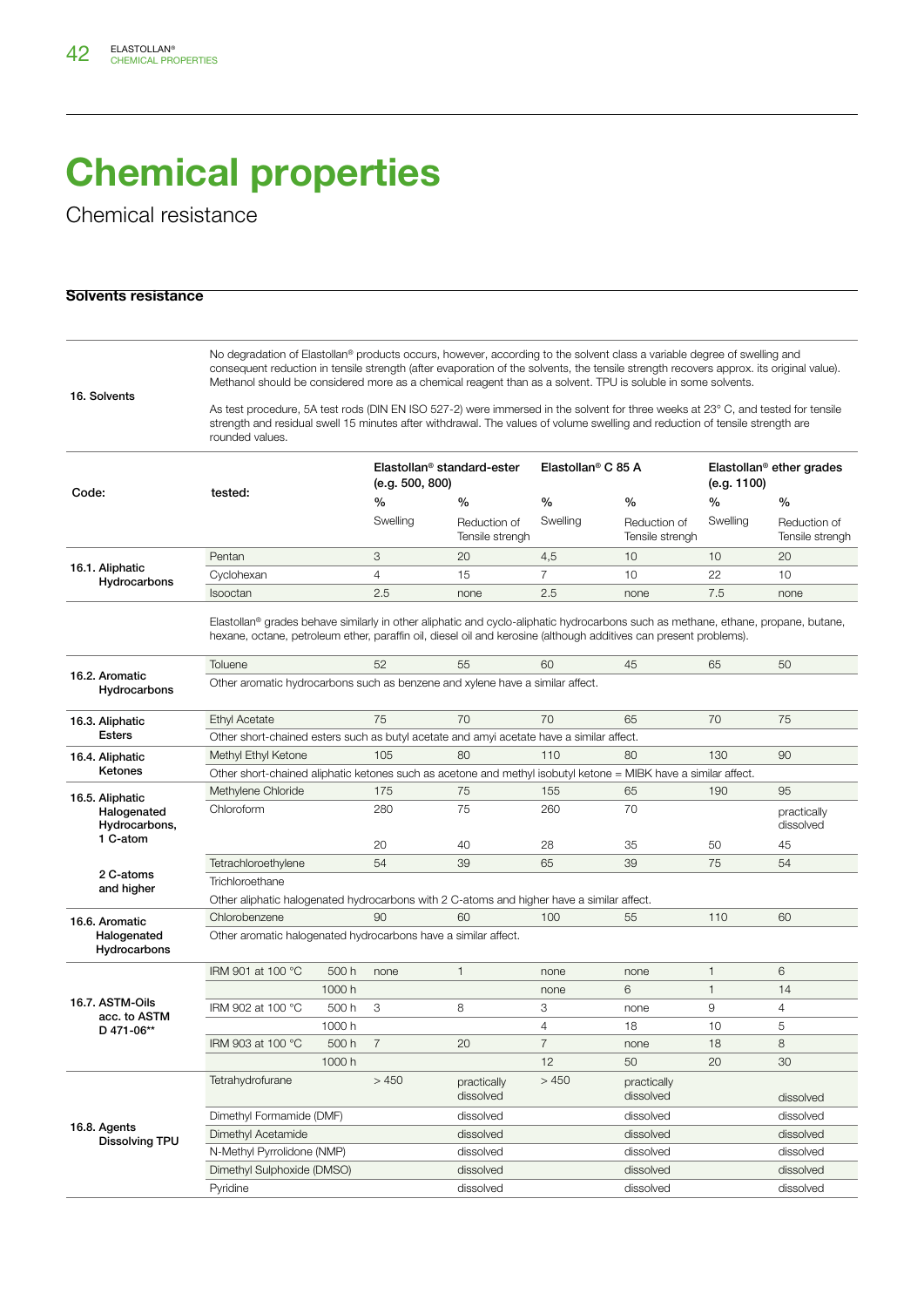# Chemical properties

Chemical resistance

## Solvents resistance

| | |
|---|---|
| **16. Solvents** | No degradation of Elastollan® products occurs, however, according to the solvent class a variable degree of swelling and consequent reduction in tensile strength (after evaporation of the solvents, the tensile strength recovers approx. its original value). Methanol should be considered more as a chemical reagent than as a solvent. TPU is soluble in some solvents.<br><br>As test procedure, 5A test rods (DIN EN ISO 527-2) were immersed in the solvent for three weeks at 23° C, and tested for tensile strength and residual swell 15 minutes after withdrawal. The values of volume swelling and reduction of tensile strength are rounded values. |

| Code: | tested: | | Elastollan® standard-ester (e.g. 500, 800) | | Elastollan® C 85 A | | Elastollan® ether grades (e.g. 1100) | |
|---|---|---|---|---|---|---|---|---|
| | | | % Swelling | % Reduction of Tensile strengh | % Swelling | % Reduction of Tensile strengh | % Swelling | % Reduction of Tensile strengh |
| **16.1. Aliphatic Hydrocarbons** | Pentan | | 3 | 20 | 4,5 | 10 | 10 | 20 |
| | Cyclohexan | | 4 | 15 | 7 | 10 | 22 | 10 |
| | Isooctan | | 2.5 | none | 2.5 | none | 7.5 | none |
| | Elastollan® grades behave similarly in other aliphatic and cyclo-aliphatic hydrocarbons such as methane, ethane, propane, butane, hexane, octane, petroleum ether, paraffin oil, diesel oil and kerosine (although additives can present problems). | | | | | | | |
| **16.2. Aromatic Hydrocarbons** | Toluene | | 52 | 55 | 60 | 45 | 65 | 50 |
| | Other aromatic hydrocarbons such as benzene and xylene have a similar affect. | | | | | | | |
| **16.3. Aliphatic Esters** | Ethyl Acetate | | 75 | 70 | 70 | 65 | 70 | 75 |
| | Other short-chained esters such as butyl acetate and amyi acetate have a similar affect. | | | | | | | |
| **16.4. Aliphatic Ketones** | Methyl Ethyl Ketone | | 105 | 80 | 110 | 80 | 130 | 90 |
| | Other short-chained aliphatic ketones such as acetone and methyl isobutyl ketone = MIBK have a similar affect. | | | | | | | |
| **16.5. Aliphatic Halogenated Hydrocarbons, 1 C-atom** | Methylene Chloride | | 175 | 75 | 155 | 65 | 190 | 95 |
| | Chloroform | | 280 | 75 | 260 | 70 | | practically dissolved |
| | | | 20 | 40 | 28 | 35 | 50 | 45 |
| **2 C-atoms and higher** | Tetrachloroethylene | | 54 | 39 | 65 | 39 | 75 | 54 |
| | Trichloroethane | | | | | | | |
| | Other aliphatic halogenated hydrocarbons with 2 C-atoms and higher have a similar affect. | | | | | | | |
| **16.6. Aromatic Halogenated Hydrocarbons** | Chlorobenzene | | 90 | 60 | 100 | 55 | 110 | 60 |
| | Other aromatic halogenated hydrocarbons have a similar affect. | | | | | | | |
| **16.7. ASTM-Oils acc. to ASTM D 471-06**** | IRM 901 at 100 °C | 500 h | none | 1 | none | none | 1 | 6 |
| | | 1000 h | | | none | 6 | 1 | 14 |
| | IRM 902 at 100 °C | 500 h | 3 | 8 | 3 | none | 9 | 4 |
| | | 1000 h | | | 4 | 18 | 10 | 5 |
| | IRM 903 at 100 °C | 500 h | 7 | 20 | 7 | none | 18 | 8 |
| | | 1000 h | | | 12 | 50 | 20 | 30 |
| **16.8. Agents Dissolving TPU** | Tetrahydrofurane | | > 450 | practically dissolved | > 450 | practically dissolved | | dissolved |
| | Dimethyl Formamide (DMF) | | | dissolved | | dissolved | | dissolved |
| | Dimethyl Acetamide | | | dissolved | | dissolved | | dissolved |
| | N-Methyl Pyrrolidone (NMP) | | | dissolved | | dissolved | | dissolved |
| | Dimethyl Sulphoxide (DMSO) | | | dissolved | | dissolved | | dissolved |
| | Pyridine | | | dissolved | | dissolved | | dissolved |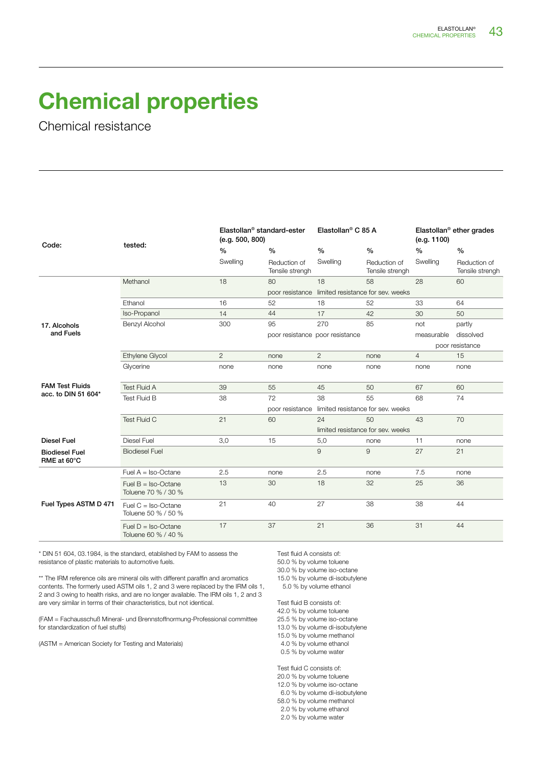# Chemical properties

Chemical resistance

| Code: | tested: | Elastollan® standard-ester (e.g. 500, 800) | | Elastollan® C 85 A | | Elastollan® ether grades (e.g. 1100) | |
|---|---|---|---|---|---|---|---|
| | | % Swelling | % Reduction of Tensile strengh | % Swelling | % Reduction of Tensile strengh | % Swelling | % Reduction of Tensile strengh |
| 17. Alcohols and Fuels | Methanol | 18 | 80 poor resistance | 18 | 58 limited resistance for sev. weeks | 28 | 60 |
| | Ethanol | 16 | 52 | 18 | 52 | 33 | 64 |
| | Iso-Propanol | 14 | 44 | 17 | 42 | 30 | 50 |
| | Benzyl Alcohol | 300 | 95 poor resistance | 270 poor resistance | 85 | not measurable | partly dissolved poor resistance |
| | Ethylene Glycol | 2 | none | 2 | none | 4 | 15 |
| | Glycerine | none | none | none | none | none | none |
| FAM Test Fluids acc. to DIN 51 604* | Test Fluid A | 39 | 55 | 45 | 50 | 67 | 60 |
| | Test Fluid B | 38 | 72 poor resistance | 38 | 55 limited resistance for sev. weeks | 68 | 74 |
| | Test Fluid C | 21 | 60 | 24 | 50 limited resistance for sev. weeks | 43 | 70 |
| Diesel Fuel | Diesel Fuel | 3,0 | 15 | 5,0 | none | 11 | none |
| Biodiesel Fuel RME at 60°C | Biodiesel Fuel | | | 9 | 9 | 27 | 21 |
| Fuel Types ASTM D 471 | Fuel A = Iso-Octane | 2.5 | none | 2.5 | none | 7.5 | none |
| | Fuel B = Iso-Octane Toluene 70 % / 30 % | 13 | 30 | 18 | 32 | 25 | 36 |
| | Fuel C = Iso-Octane Toluene 50 % / 50 % | 21 | 40 | 27 | 38 | 38 | 44 |
| | Fuel D = Iso-Octane Toluene 60 % / 40 % | 17 | 37 | 21 | 36 | 31 | 44 |

* DIN 51 604, 03.1984, is the standard, established by FAM to assess the resistance of plastic materials to automotive fuels.

** The IRM reference oils are mineral oils with different paraffin and aromatics contents. The formerly used ASTM oils 1, 2 and 3 were replaced by the IRM oils 1, 2 and 3 owing to health risks, and are no longer available. The IRM oils 1, 2 and 3 are very similar in terms of their characteristics, but not identical.

(FAM = Fachausschuß Mineral- und Brennstoffnormung-Professional committee for standardization of fuel stuffs)

(ASTM = American Society for Testing and Materials)

Test fluid A consists of:
50.0 % by volume toluene
30.0 % by volume iso-octane
15.0 % by volume di-isobutylene
5.0 % by volume ethanol

Test fluid B consists of:
42.0 % by volume toluene
25.5 % by volume iso-octane
13.0 % by volume di-isobutylene
15.0 % by volume methanol
4.0 % by volume ethanol
0.5 % by volume water

Test fluid C consists of:
20.0 % by volume toluene
12.0 % by volume iso-octane
6.0 % by volume di-isobutylene
58.0 % by volume methanol
2.0 % by volume ethanol
2.0 % by volume water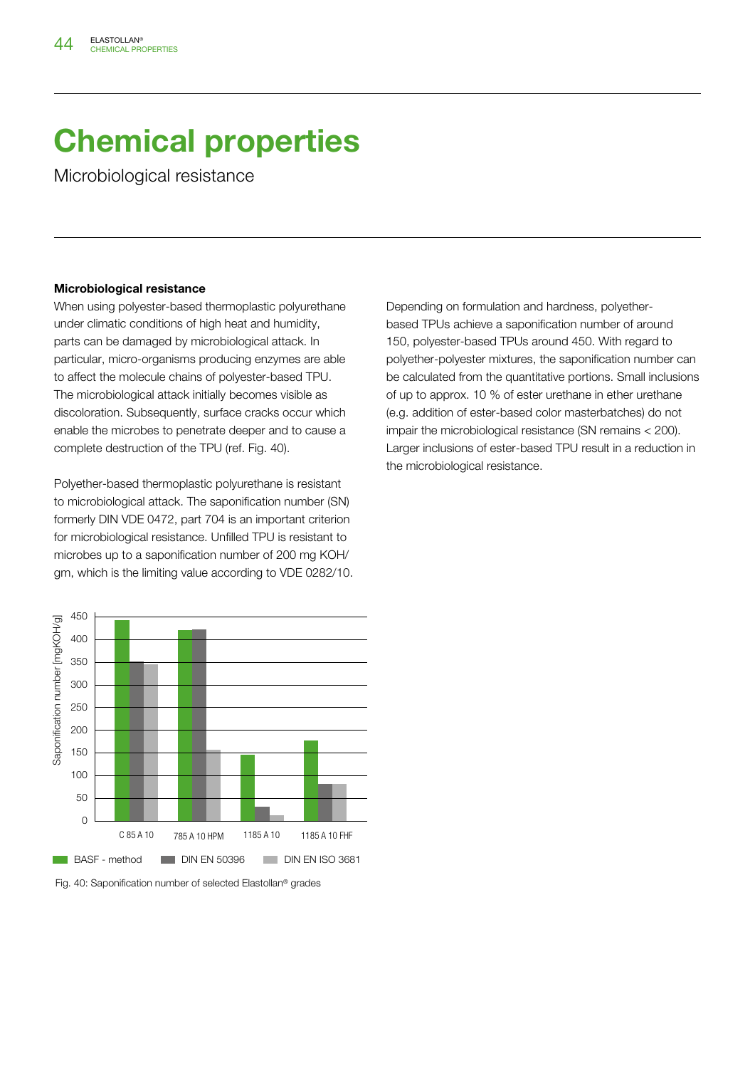# Chemical properties

Microbiological resistance

### Microbiological resistance

When using polyester-based thermoplastic polyurethane under climatic conditions of high heat and humidity, parts can be damaged by microbiological attack. In particular, micro-organisms producing enzymes are able to affect the molecule chains of polyester-based TPU. The microbiological attack initially becomes visible as discoloration. Subsequently, surface cracks occur which enable the microbes to penetrate deeper and to cause a complete destruction of the TPU (ref. Fig. 40).

Polyether-based thermoplastic polyurethane is resistant to microbiological attack. The saponification number (SN) formerly DIN VDE 0472, part 704 is an important criterion for microbiological resistance. Unfilled TPU is resistant to microbes up to a saponification number of 200 mg KOH/gm, which is the limiting value according to VDE 0282/10.

Depending on formulation and hardness, polyether-based TPUs achieve a saponification number of around 150, polyester-based TPUs around 450. With regard to polyether-polyester mixtures, the saponification number can be calculated from the quantitative portions. Small inclusions of up to approx. 10 % of ester urethane in ether urethane (e.g. addition of ester-based color masterbatches) do not impair the microbiological resistance (SN remains < 200). Larger inclusions of ester-based TPU result in a reduction in the microbiological resistance.

Saponification number [mgKOH/g]

| Grade | BASF - method | DIN EN 50396 | DIN EN ISO 3681 |
|---|---|---|---|
| C 85 A 10 | ~440 | ~350 | ~345 |
| 785 A 10 HPM | ~420 | ~420 | ~155 |
| 1185 A 10 | ~145 | ~30 | ~12 |
| 1185 A 10 FHF | ~175 | ~80 | ~80 |

Fig. 40: Saponification number of selected Elastollan® grades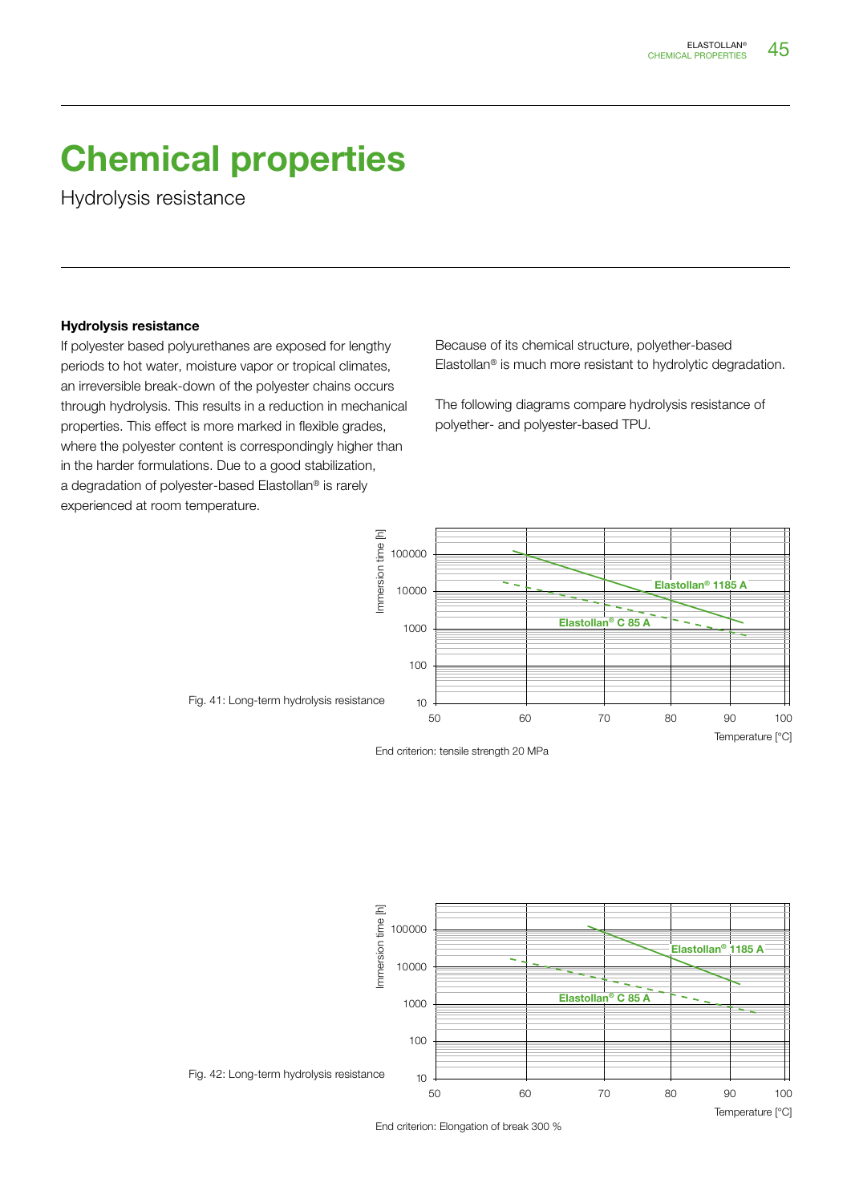# Chemical properties

Hydrolysis resistance

### Hydrolysis resistance

If polyester based polyurethanes are exposed for lengthy periods to hot water, moisture vapor or tropical climates, an irreversible break-down of the polyester chains occurs through hydrolysis. This results in a reduction in mechanical properties. This effect is more marked in flexible grades, where the polyester content is correspondingly higher than in the harder formulations. Due to a good stabilization, a degradation of polyester-based Elastollan® is rarely experienced at room temperature.

Because of its chemical structure, polyether-based Elastollan® is much more resistant to hydrolytic degradation.

The following diagrams compare hydrolysis resistance of polyether- and polyester-based TPU.

Fig. 41: Long-term hydrolysis resistance

End criterion: tensile strength 20 MPa

Fig. 42: Long-term hydrolysis resistance

End criterion: Elongation of break 300 %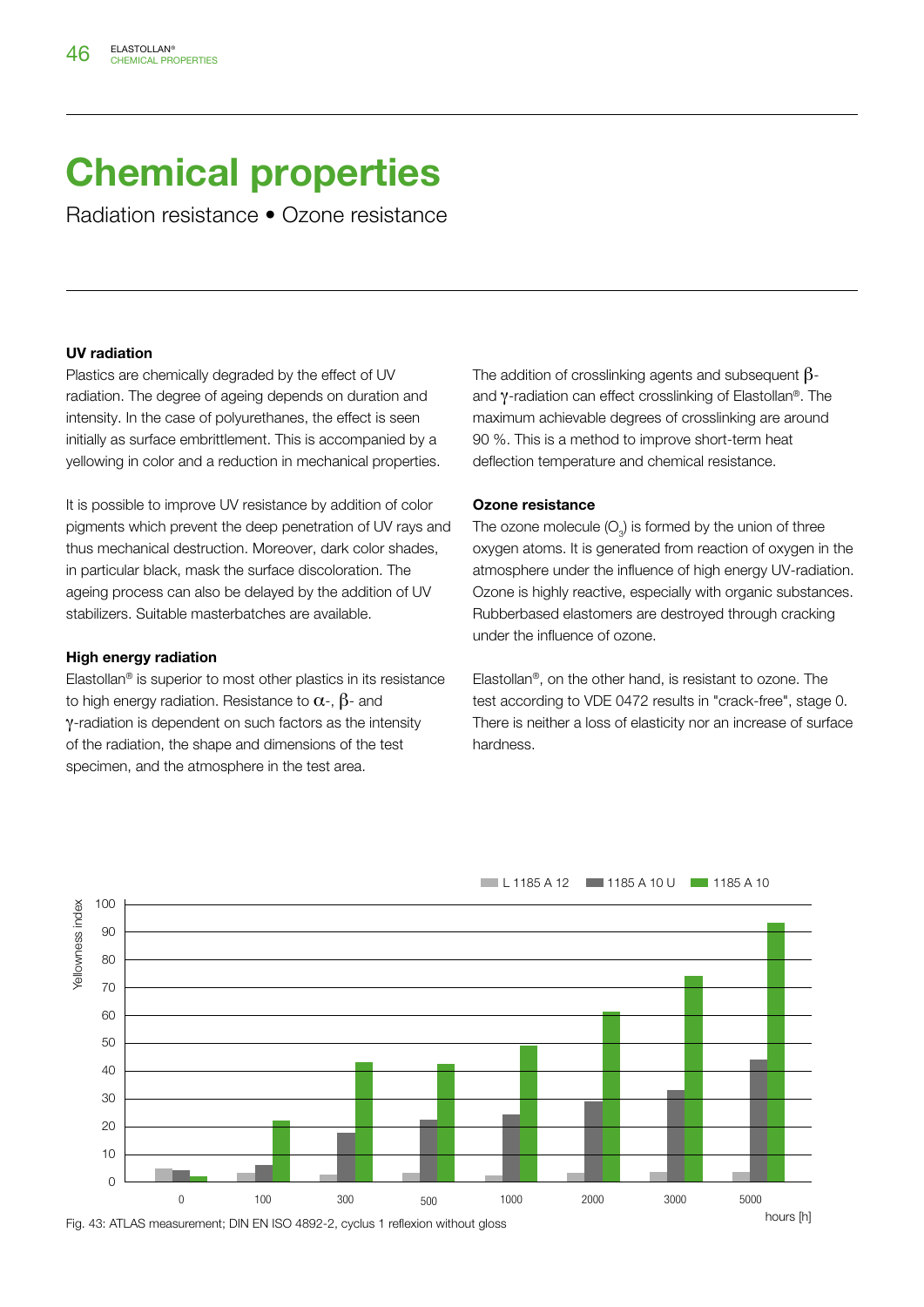// Chemical properties

Radiation resistance • Ozone resistance

### UV radiation

Plastics are chemically degraded by the effect of UV radiation. The degree of ageing depends on duration and intensity. In the case of polyurethanes, the effect is seen initially as surface embrittlement. This is accompanied by a yellowing in color and a reduction in mechanical properties.

It is possible to improve UV resistance by addition of color pigments which prevent the deep penetration of UV rays and thus mechanical destruction. Moreover, dark color shades, in particular black, mask the surface discoloration. The ageing process can also be delayed by the addition of UV stabilizers. Suitable masterbatches are available.

### High energy radiation

Elastollan® is superior to most other plastics in its resistance to high energy radiation. Resistance to $\alpha$-, $\beta$- and $\gamma$-radiation is dependent on such factors as the intensity of the radiation, the shape and dimensions of the test specimen, and the atmosphere in the test area.

The addition of crosslinking agents and subsequent $\beta$- and $\gamma$-radiation can effect crosslinking of Elastollan®. The maximum achievable degrees of crosslinking are around 90 %. This is a method to improve short-term heat deflection temperature and chemical resistance.

### Ozone resistance

The ozone molecule ($O_3$) is formed by the union of three oxygen atoms. It is generated from reaction of oxygen in the atmosphere under the influence of high energy UV-radiation. Ozone is highly reactive, especially with organic substances. Rubberbased elastomers are destroyed through cracking under the influence of ozone.

Elastollan®, on the other hand, is resistant to ozone. The test according to VDE 0472 results in "crack-free", stage 0. There is neither a loss of elasticity nor an increase of surface hardness.

Fig. 43: ATLAS measurement; DIN EN ISO 4892-2, cyclus 1 reflexion without gloss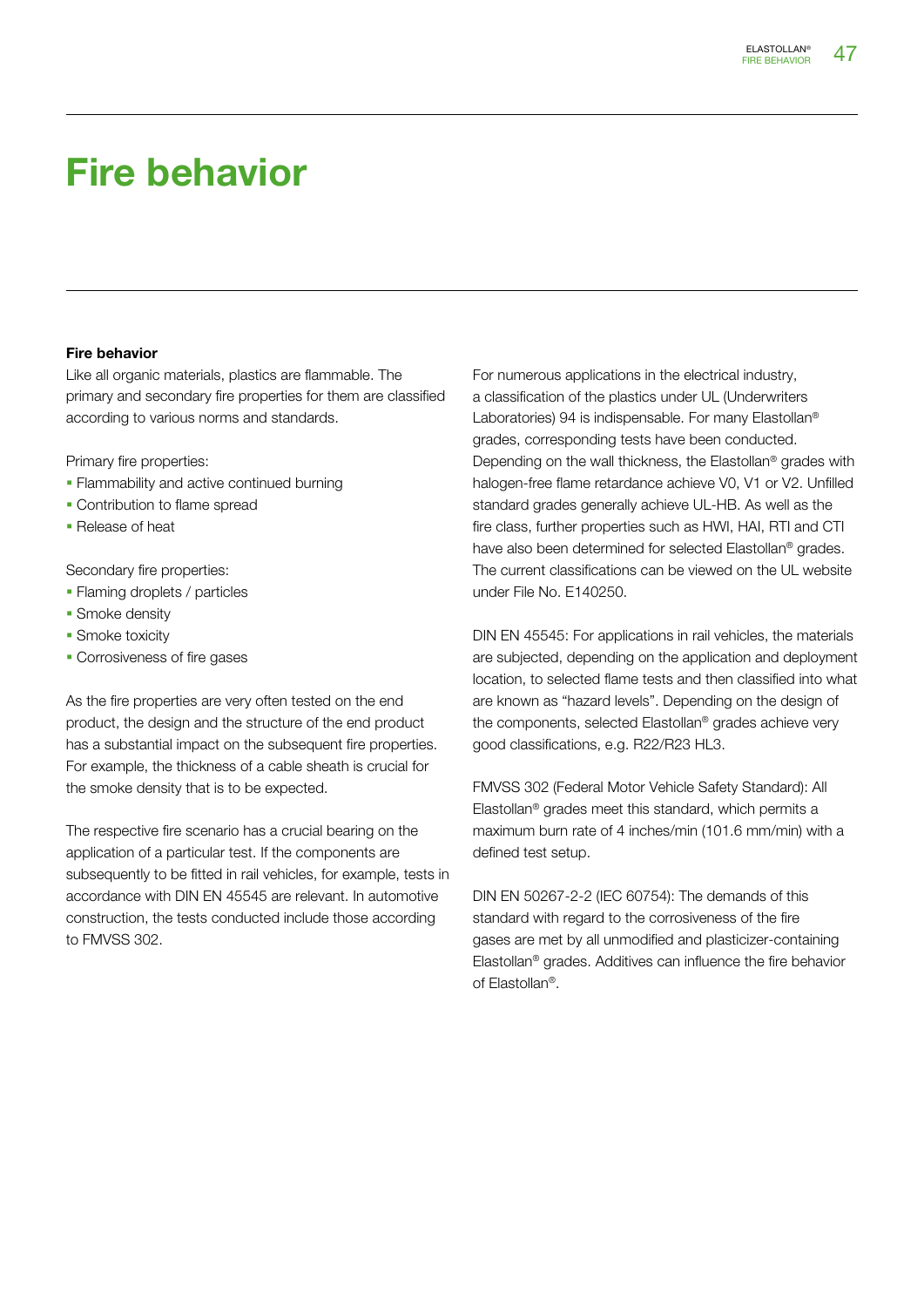# Fire behavior

## Fire behavior

Like all organic materials, plastics are flammable. The primary and secondary fire properties for them are classified according to various norms and standards.

Primary fire properties:

- Flammability and active continued burning
- Contribution to flame spread
- Release of heat

Secondary fire properties:

- Flaming droplets / particles
- Smoke density
- Smoke toxicity
- Corrosiveness of fire gases

As the fire properties are very often tested on the end product, the design and the structure of the end product has a substantial impact on the subsequent fire properties. For example, the thickness of a cable sheath is crucial for the smoke density that is to be expected.

The respective fire scenario has a crucial bearing on the application of a particular test. If the components are subsequently to be fitted in rail vehicles, for example, tests in accordance with DIN EN 45545 are relevant. In automotive construction, the tests conducted include those according to FMVSS 302.

For numerous applications in the electrical industry, a classification of the plastics under UL (Underwriters Laboratories) 94 is indispensable. For many Elastollan® grades, corresponding tests have been conducted. Depending on the wall thickness, the Elastollan® grades with halogen-free flame retardance achieve V0, V1 or V2. Unfilled standard grades generally achieve UL-HB. As well as the fire class, further properties such as HWI, HAI, RTI and CTI have also been determined for selected Elastollan® grades. The current classifications can be viewed on the UL website under File No. E140250.

DIN EN 45545: For applications in rail vehicles, the materials are subjected, depending on the application and deployment location, to selected flame tests and then classified into what are known as "hazard levels". Depending on the design of the components, selected Elastollan® grades achieve very good classifications, e.g. R22/R23 HL3.

FMVSS 302 (Federal Motor Vehicle Safety Standard): All Elastollan® grades meet this standard, which permits a maximum burn rate of 4 inches/min (101.6 mm/min) with a defined test setup.

DIN EN 50267-2-2 (IEC 60754): The demands of this standard with regard to the corrosiveness of the fire gases are met by all unmodified and plasticizer-containing Elastollan® grades. Additives can influence the fire behavior of Elastollan®.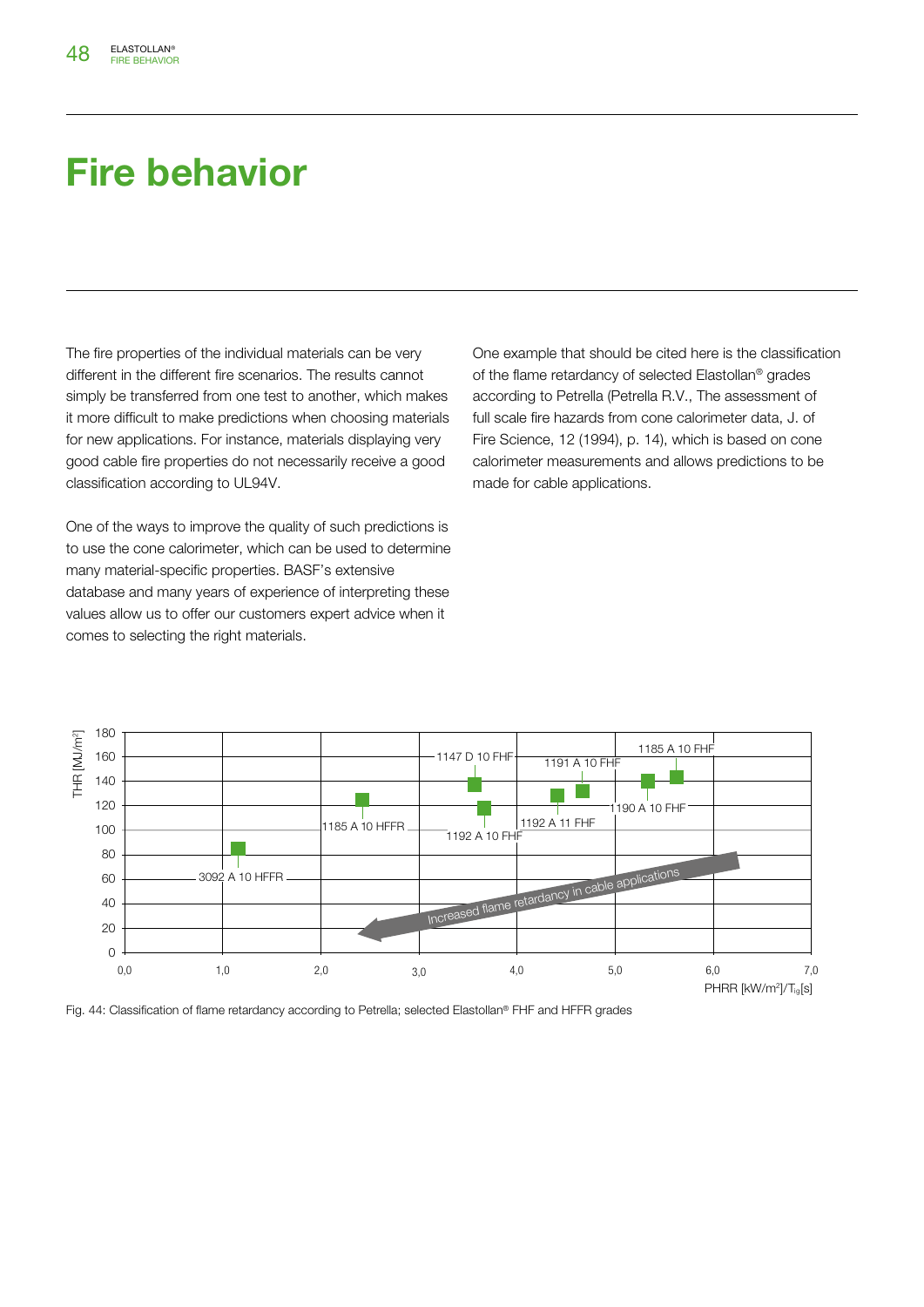# Fire behavior

The fire properties of the individual materials can be very different in the different fire scenarios. The results cannot simply be transferred from one test to another, which makes it more difficult to make predictions when choosing materials for new applications. For instance, materials displaying very good cable fire properties do not necessarily receive a good classification according to UL94V.

One of the ways to improve the quality of such predictions is to use the cone calorimeter, which can be used to determine many material-specific properties. BASF's extensive database and many years of experience of interpreting these values allow us to offer our customers expert advice when it comes to selecting the right materials.

One example that should be cited here is the classification of the flame retardancy of selected Elastollan® grades according to Petrella (Petrella R.V., The assessment of full scale fire hazards from cone calorimeter data, J. of Fire Science, 12 (1994), p. 14), which is based on cone calorimeter measurements and allows predictions to be made for cable applications.

Fig. 44: Classification of flame retardancy according to Petrella; selected Elastollan® FHF and HFFR grades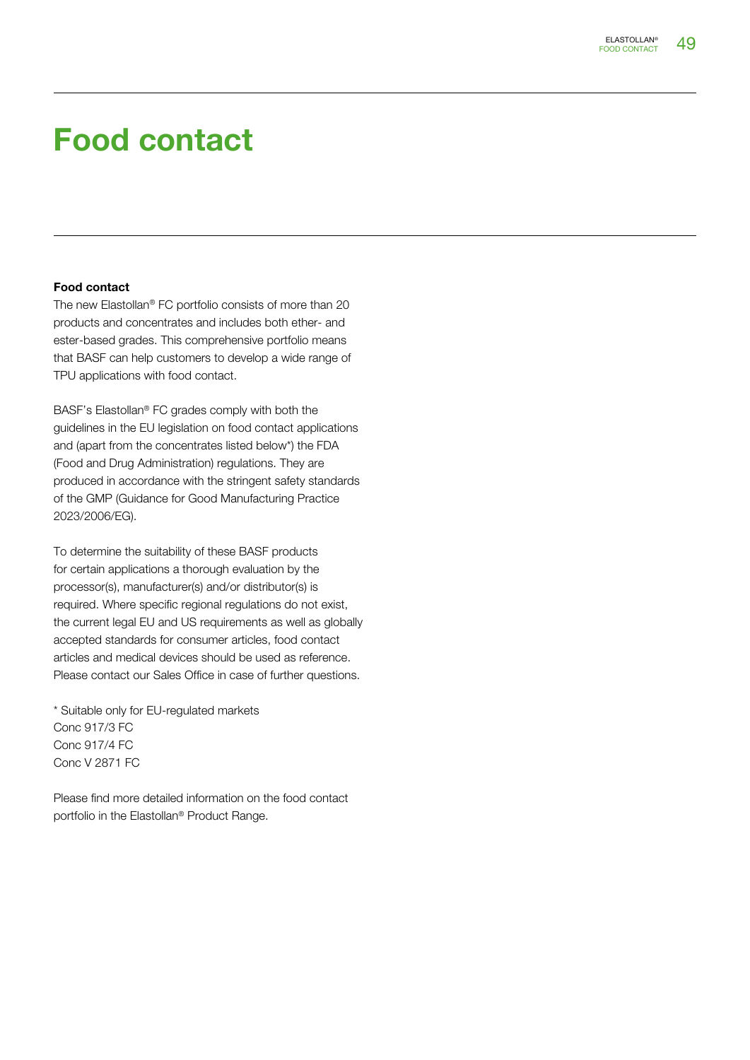# Food contact

### Food contact

The new Elastollan® FC portfolio consists of more than 20 products and concentrates and includes both ether- and ester-based grades. This comprehensive portfolio means that BASF can help customers to develop a wide range of TPU applications with food contact.

BASF's Elastollan® FC grades comply with both the guidelines in the EU legislation on food contact applications and (apart from the concentrates listed below*) the FDA (Food and Drug Administration) regulations. They are produced in accordance with the stringent safety standards of the GMP (Guidance for Good Manufacturing Practice 2023/2006/EG).

To determine the suitability of these BASF products for certain applications a thorough evaluation by the processor(s), manufacturer(s) and/or distributor(s) is required. Where specific regional regulations do not exist, the current legal EU and US requirements as well as globally accepted standards for consumer articles, food contact articles and medical devices should be used as reference. Please contact our Sales Office in case of further questions.

* Suitable only for EU-regulated markets
Conc 917/3 FC
Conc 917/4 FC
Conc V 2871 FC

Please find more detailed information on the food contact portfolio in the Elastollan® Product Range.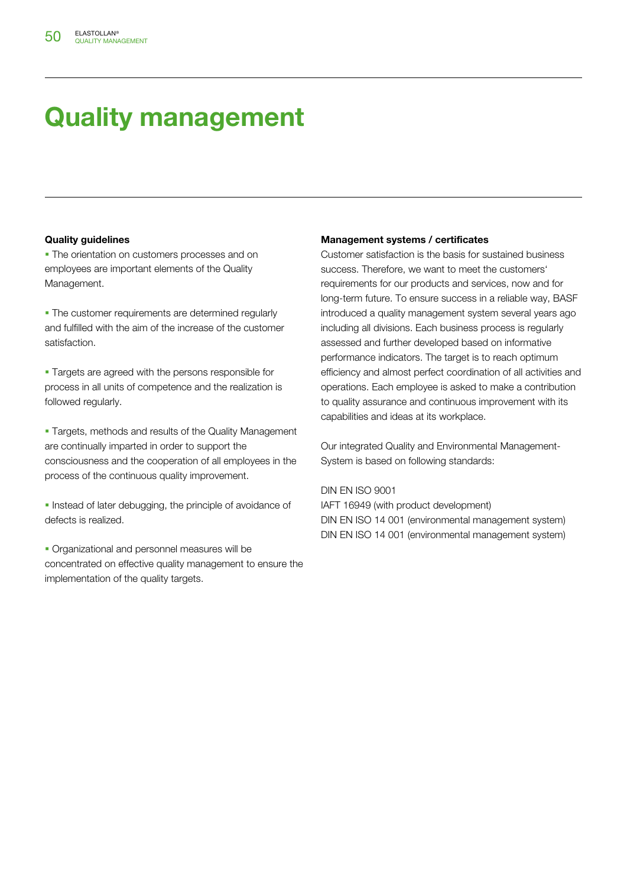# Quality management

### Quality guidelines

- The orientation on customers processes and on employees are important elements of the Quality Management.

- The customer requirements are determined regularly and fulfilled with the aim of the increase of the customer satisfaction.

- Targets are agreed with the persons responsible for process in all units of competence and the realization is followed regularly.

- Targets, methods and results of the Quality Management are continually imparted in order to support the consciousness and the cooperation of all employees in the process of the continuous quality improvement.

- Instead of later debugging, the principle of avoidance of defects is realized.

- Organizational and personnel measures will be concentrated on effective quality management to ensure the implementation of the quality targets.

### Management systems / certificates

Customer satisfaction is the basis for sustained business success. Therefore, we want to meet the customers' requirements for our products and services, now and for long-term future. To ensure success in a reliable way, BASF introduced a quality management system several years ago including all divisions. Each business process is regularly assessed and further developed based on informative performance indicators. The target is to reach optimum efficiency and almost perfect coordination of all activities and operations. Each employee is asked to make a contribution to quality assurance and continuous improvement with its capabilities and ideas at its workplace.

Our integrated Quality and Environmental Management-System is based on following standards:

DIN EN ISO 9001
IAFT 16949 (with product development)
DIN EN ISO 14 001 (environmental management system)
DIN EN ISO 14 001 (environmental management system)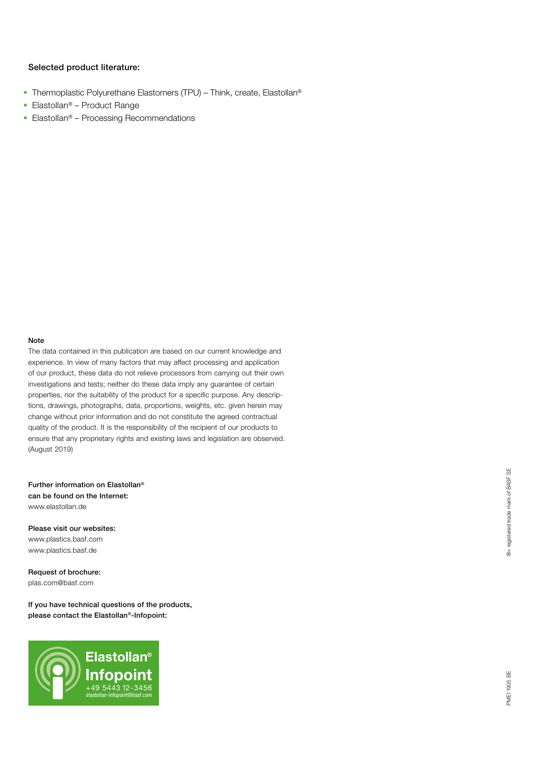**Selected product literature:**

- Thermoplastic Polyurethane Elastomers (TPU) – Think, create, Elastollan®
- Elastollan® – Product Range
- Elastollan® – Processing Recommendations

**Note**

The data contained in this publication are based on our current knowledge and experience. In view of many factors that may affect processing and application of our product, these data do not relieve processors from carrying out their own investigations and tests; neither do these data imply any guarantee of certain properties, nor the suitability of the product for a specific purpose. Any descriptions, drawings, photographs, data, proportions, weights, etc. given herein may change without prior information and do not constitute the agreed contractual quality of the product. It is the responsibility of the recipient of our products to ensure that any proprietary rights and existing laws and legislation are observed. (August 2019)

**Further information on Elastollan® can be found on the Internet:**
www.elastollan.de

**Please visit our websites:**
www.plastics.basf.com
www.plastics.basf.de

**Request of brochure:**
plas.com@basf.com

**If you have technical questions of the products, please contact the Elastollan®-Infopoint:**

Elastollan® Infopoint
+49 5443 12-3456
elastollan-infopoint@basf.com

® = registered trade mark of BASF SE

PMEI 1905 BE